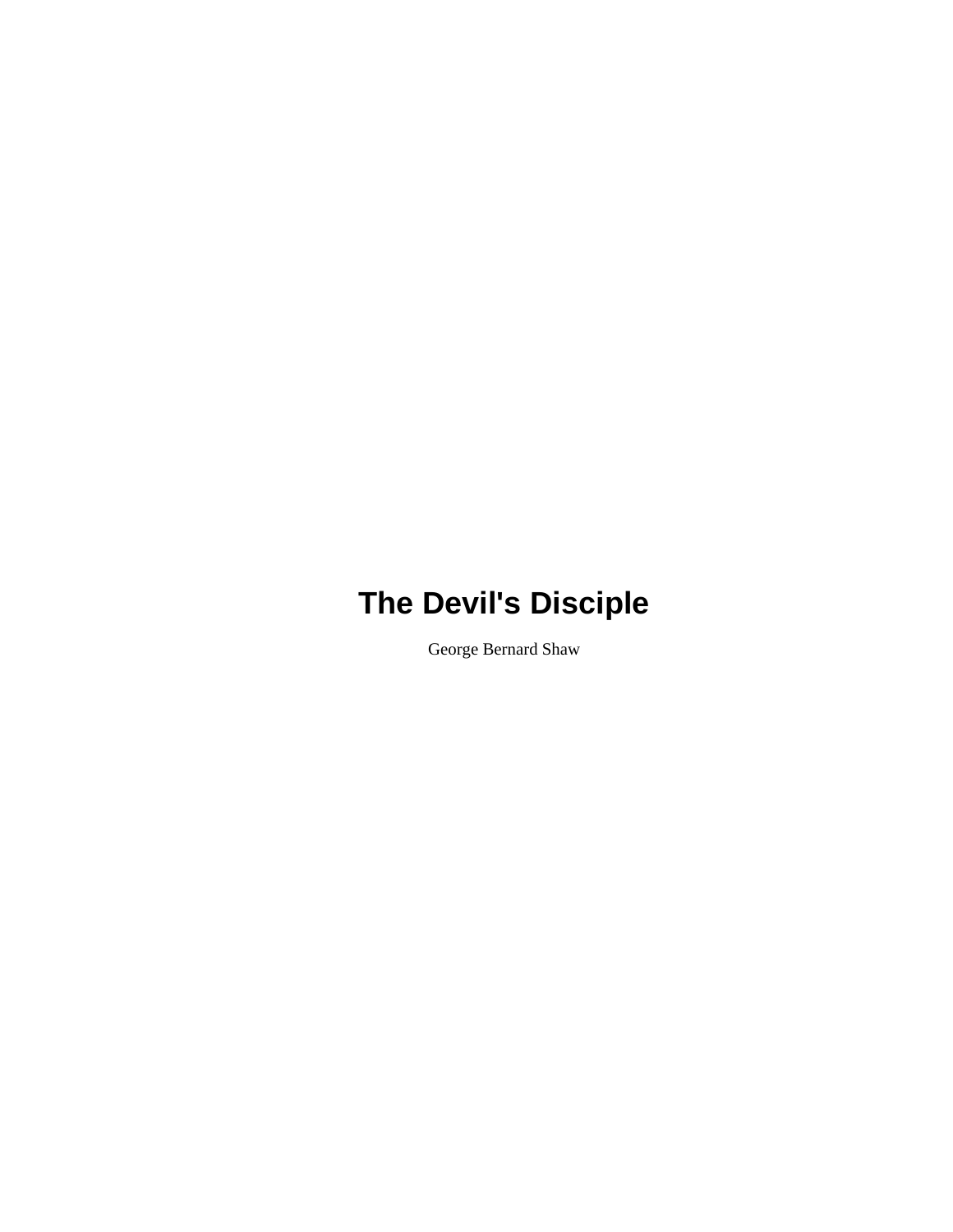# The Devil's Disciple

George Bernard Shaw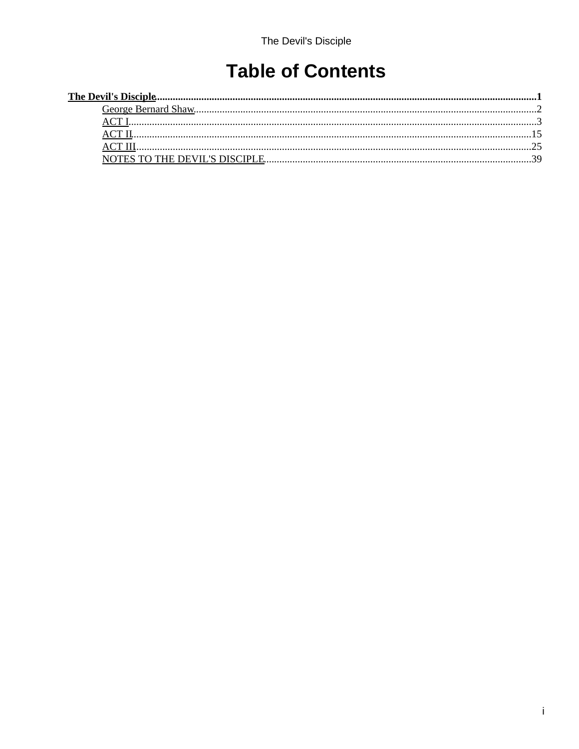# Table of Contents

**The Devil's Disciple**.....1

- George Bernard Shaw.....2
- ACT I.....3
- ACT II.....15
- ACT III.....25
- NOTES TO THE DEVIL'S DISCIPLE.....39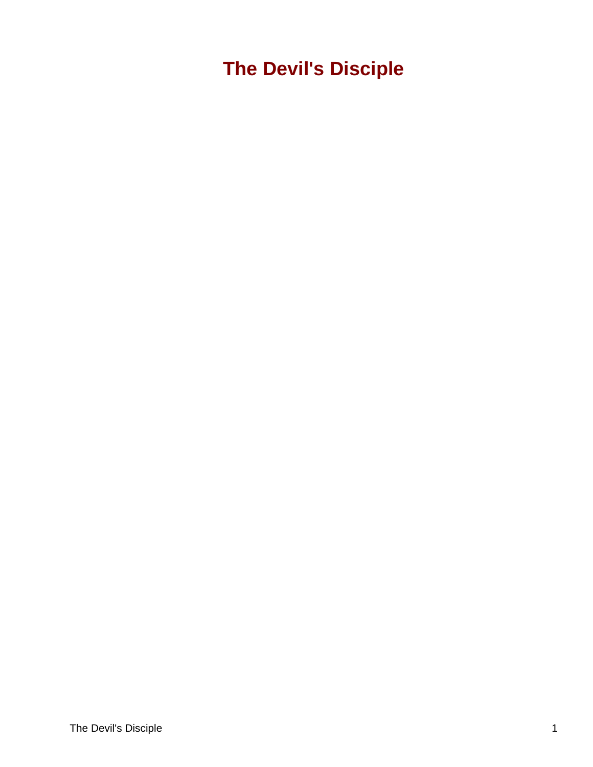# The Devil's Disciple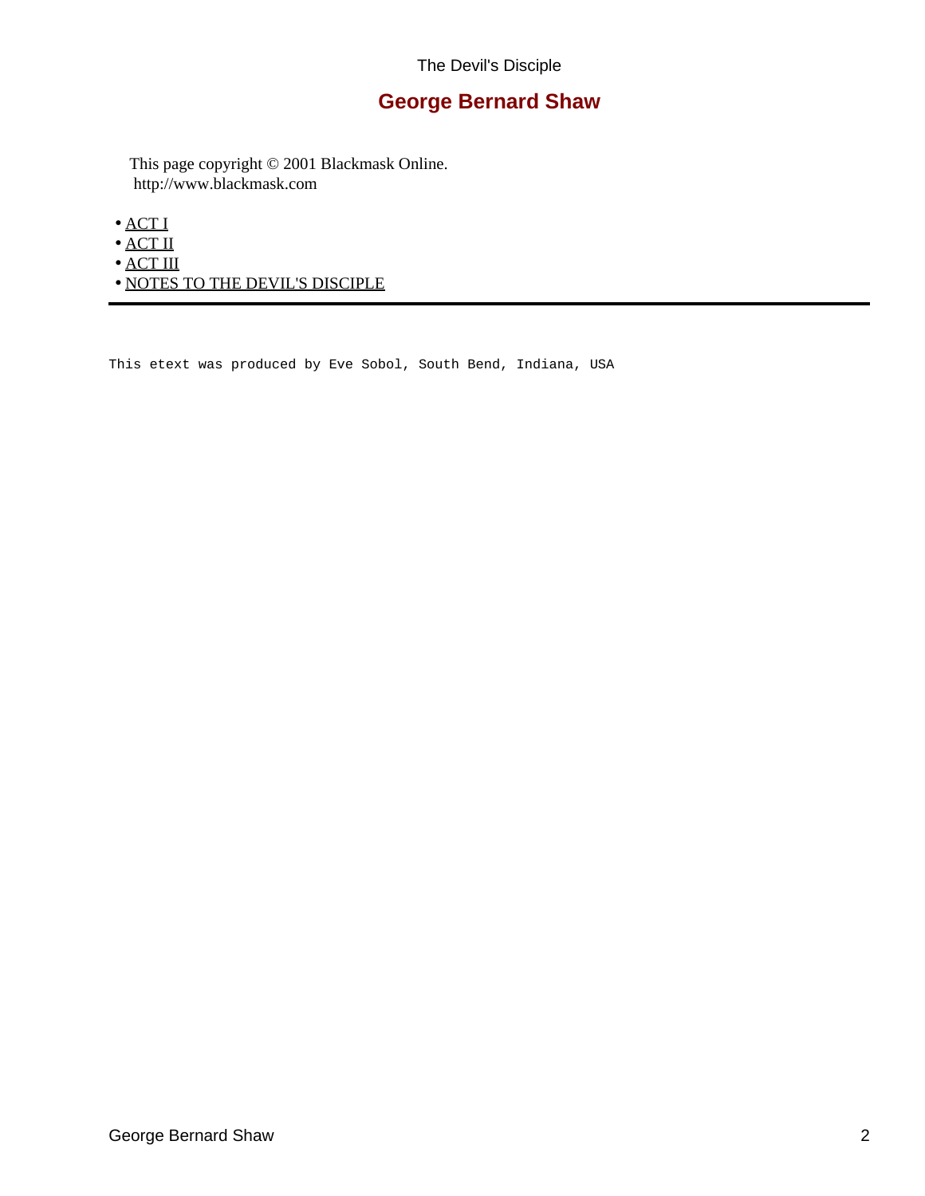# George Bernard Shaw

This page copyright © 2001 Blackmask Online.
http://www.blackmask.com

- ACT I
- ACT II
- ACT III
- NOTES TO THE DEVIL'S DISCIPLE

---

```
This etext was produced by Eve Sobol, South Bend, Indiana, USA
```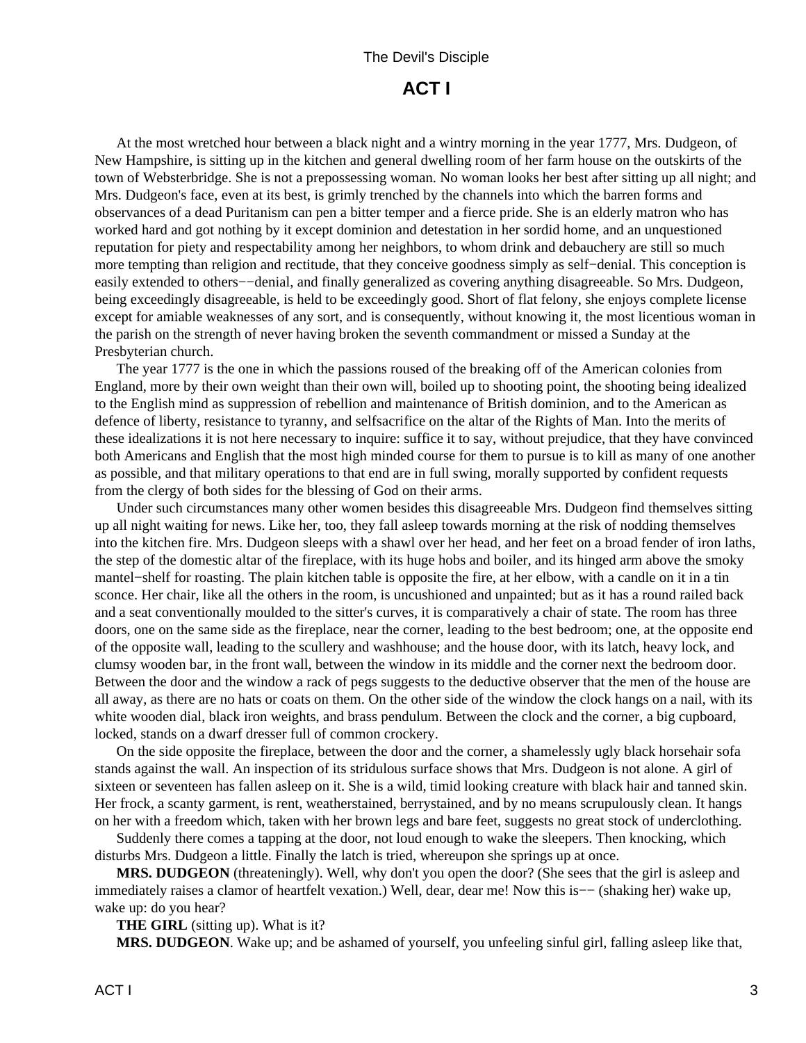# ACT I

At the most wretched hour between a black night and a wintry morning in the year 1777, Mrs. Dudgeon, of New Hampshire, is sitting up in the kitchen and general dwelling room of her farm house on the outskirts of the town of Websterbridge. She is not a prepossessing woman. No woman looks her best after sitting up all night; and Mrs. Dudgeon's face, even at its best, is grimly trenched by the channels into which the barren forms and observances of a dead Puritanism can pen a bitter temper and a fierce pride. She is an elderly matron who has worked hard and got nothing by it except dominion and detestation in her sordid home, and an unquestioned reputation for piety and respectability among her neighbors, to whom drink and debauchery are still so much more tempting than religion and rectitude, that they conceive goodness simply as self−denial. This conception is easily extended to others−−denial, and finally generalized as covering anything disagreeable. So Mrs. Dudgeon, being exceedingly disagreeable, is held to be exceedingly good. Short of flat felony, she enjoys complete license except for amiable weaknesses of any sort, and is consequently, without knowing it, the most licentious woman in the parish on the strength of never having broken the seventh commandment or missed a Sunday at the Presbyterian church.

The year 1777 is the one in which the passions roused of the breaking off of the American colonies from England, more by their own weight than their own will, boiled up to shooting point, the shooting being idealized to the English mind as suppression of rebellion and maintenance of British dominion, and to the American as defence of liberty, resistance to tyranny, and selfsacrifice on the altar of the Rights of Man. Into the merits of these idealizations it is not here necessary to inquire: suffice it to say, without prejudice, that they have convinced both Americans and English that the most high minded course for them to pursue is to kill as many of one another as possible, and that military operations to that end are in full swing, morally supported by confident requests from the clergy of both sides for the blessing of God on their arms.

Under such circumstances many other women besides this disagreeable Mrs. Dudgeon find themselves sitting up all night waiting for news. Like her, too, they fall asleep towards morning at the risk of nodding themselves into the kitchen fire. Mrs. Dudgeon sleeps with a shawl over her head, and her feet on a broad fender of iron laths, the step of the domestic altar of the fireplace, with its huge hobs and boiler, and its hinged arm above the smoky mantel−shelf for roasting. The plain kitchen table is opposite the fire, at her elbow, with a candle on it in a tin sconce. Her chair, like all the others in the room, is uncushioned and unpainted; but as it has a round railed back and a seat conventionally moulded to the sitter's curves, it is comparatively a chair of state. The room has three doors, one on the same side as the fireplace, near the corner, leading to the best bedroom; one, at the opposite end of the opposite wall, leading to the scullery and washhouse; and the house door, with its latch, heavy lock, and clumsy wooden bar, in the front wall, between the window in its middle and the corner next the bedroom door. Between the door and the window a rack of pegs suggests to the deductive observer that the men of the house are all away, as there are no hats or coats on them. On the other side of the window the clock hangs on a nail, with its white wooden dial, black iron weights, and brass pendulum. Between the clock and the corner, a big cupboard, locked, stands on a dwarf dresser full of common crockery.

On the side opposite the fireplace, between the door and the corner, a shamelessly ugly black horsehair sofa stands against the wall. An inspection of its stridulous surface shows that Mrs. Dudgeon is not alone. A girl of sixteen or seventeen has fallen asleep on it. She is a wild, timid looking creature with black hair and tanned skin. Her frock, a scanty garment, is rent, weatherstained, berrystained, and by no means scrupulously clean. It hangs on her with a freedom which, taken with her brown legs and bare feet, suggests no great stock of underclothing.

Suddenly there comes a tapping at the door, not loud enough to wake the sleepers. Then knocking, which disturbs Mrs. Dudgeon a little. Finally the latch is tried, whereupon she springs up at once.

**MRS. DUDGEON** (threateningly). Well, why don't you open the door? (She sees that the girl is asleep and immediately raises a clamor of heartfelt vexation.) Well, dear, dear me! Now this is−− (shaking her) wake up, wake up: do you hear?

**THE GIRL** (sitting up). What is it?

**MRS. DUDGEON**. Wake up; and be ashamed of yourself, you unfeeling sinful girl, falling asleep like that,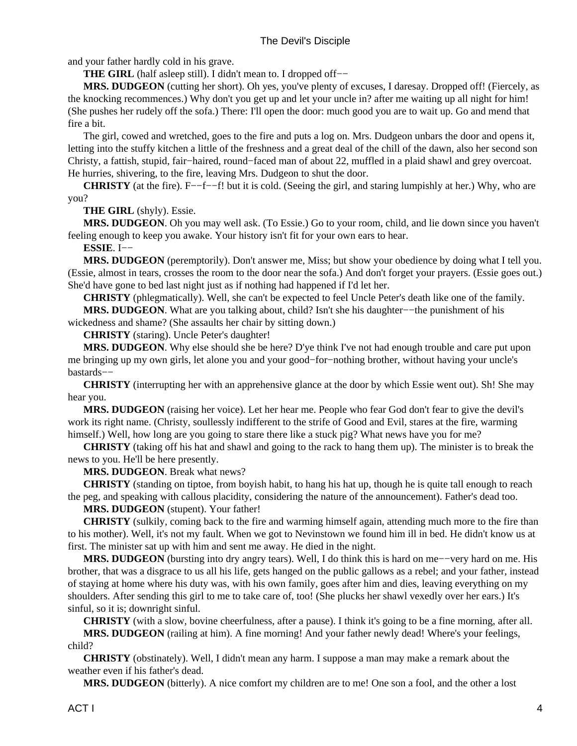and your father hardly cold in his grave.

**THE GIRL** (half asleep still). I didn't mean to. I dropped off−−

**MRS. DUDGEON** (cutting her short). Oh yes, you've plenty of excuses, I daresay. Dropped off! (Fiercely, as the knocking recommences.) Why don't you get up and let your uncle in? after me waiting up all night for him! (She pushes her rudely off the sofa.) There: I'll open the door: much good you are to wait up. Go and mend that fire a bit.

The girl, cowed and wretched, goes to the fire and puts a log on. Mrs. Dudgeon unbars the door and opens it, letting into the stuffy kitchen a little of the freshness and a great deal of the chill of the dawn, also her second son Christy, a fattish, stupid, fair−haired, round−faced man of about 22, muffled in a plaid shawl and grey overcoat. He hurries, shivering, to the fire, leaving Mrs. Dudgeon to shut the door.

**CHRISTY** (at the fire). F−−f−−f! but it is cold. (Seeing the girl, and staring lumpishly at her.) Why, who are you?

**THE GIRL** (shyly). Essie.

**MRS. DUDGEON**. Oh you may well ask. (To Essie.) Go to your room, child, and lie down since you haven't feeling enough to keep you awake. Your history isn't fit for your own ears to hear.

**ESSIE**. I−−

**MRS. DUDGEON** (peremptorily). Don't answer me, Miss; but show your obedience by doing what I tell you. (Essie, almost in tears, crosses the room to the door near the sofa.) And don't forget your prayers. (Essie goes out.) She'd have gone to bed last night just as if nothing had happened if I'd let her.

**CHRISTY** (phlegmatically). Well, she can't be expected to feel Uncle Peter's death like one of the family.

**MRS. DUDGEON**. What are you talking about, child? Isn't she his daughter−−the punishment of his wickedness and shame? (She assaults her chair by sitting down.)

**CHRISTY** (staring). Uncle Peter's daughter!

**MRS. DUDGEON**. Why else should she be here? D'ye think I've not had enough trouble and care put upon me bringing up my own girls, let alone you and your good−for−nothing brother, without having your uncle's bastards−−

**CHRISTY** (interrupting her with an apprehensive glance at the door by which Essie went out). Sh! She may hear you.

**MRS. DUDGEON** (raising her voice). Let her hear me. People who fear God don't fear to give the devil's work its right name. (Christy, soullessly indifferent to the strife of Good and Evil, stares at the fire, warming himself.) Well, how long are you going to stare there like a stuck pig? What news have you for me?

**CHRISTY** (taking off his hat and shawl and going to the rack to hang them up). The minister is to break the news to you. He'll be here presently.

**MRS. DUDGEON**. Break what news?

**CHRISTY** (standing on tiptoe, from boyish habit, to hang his hat up, though he is quite tall enough to reach the peg, and speaking with callous placidity, considering the nature of the announcement). Father's dead too.

**MRS. DUDGEON** (stupent). Your father!

**CHRISTY** (sulkily, coming back to the fire and warming himself again, attending much more to the fire than to his mother). Well, it's not my fault. When we got to Nevinstown we found him ill in bed. He didn't know us at first. The minister sat up with him and sent me away. He died in the night.

**MRS. DUDGEON** (bursting into dry angry tears). Well, I do think this is hard on me−−very hard on me. His brother, that was a disgrace to us all his life, gets hanged on the public gallows as a rebel; and your father, instead of staying at home where his duty was, with his own family, goes after him and dies, leaving everything on my shoulders. After sending this girl to me to take care of, too! (She plucks her shawl vexedly over her ears.) It's sinful, so it is; downright sinful.

**CHRISTY** (with a slow, bovine cheerfulness, after a pause). I think it's going to be a fine morning, after all.

**MRS. DUDGEON** (railing at him). A fine morning! And your father newly dead! Where's your feelings, child?

**CHRISTY** (obstinately). Well, I didn't mean any harm. I suppose a man may make a remark about the weather even if his father's dead.

**MRS. DUDGEON** (bitterly). A nice comfort my children are to me! One son a fool, and the other a lost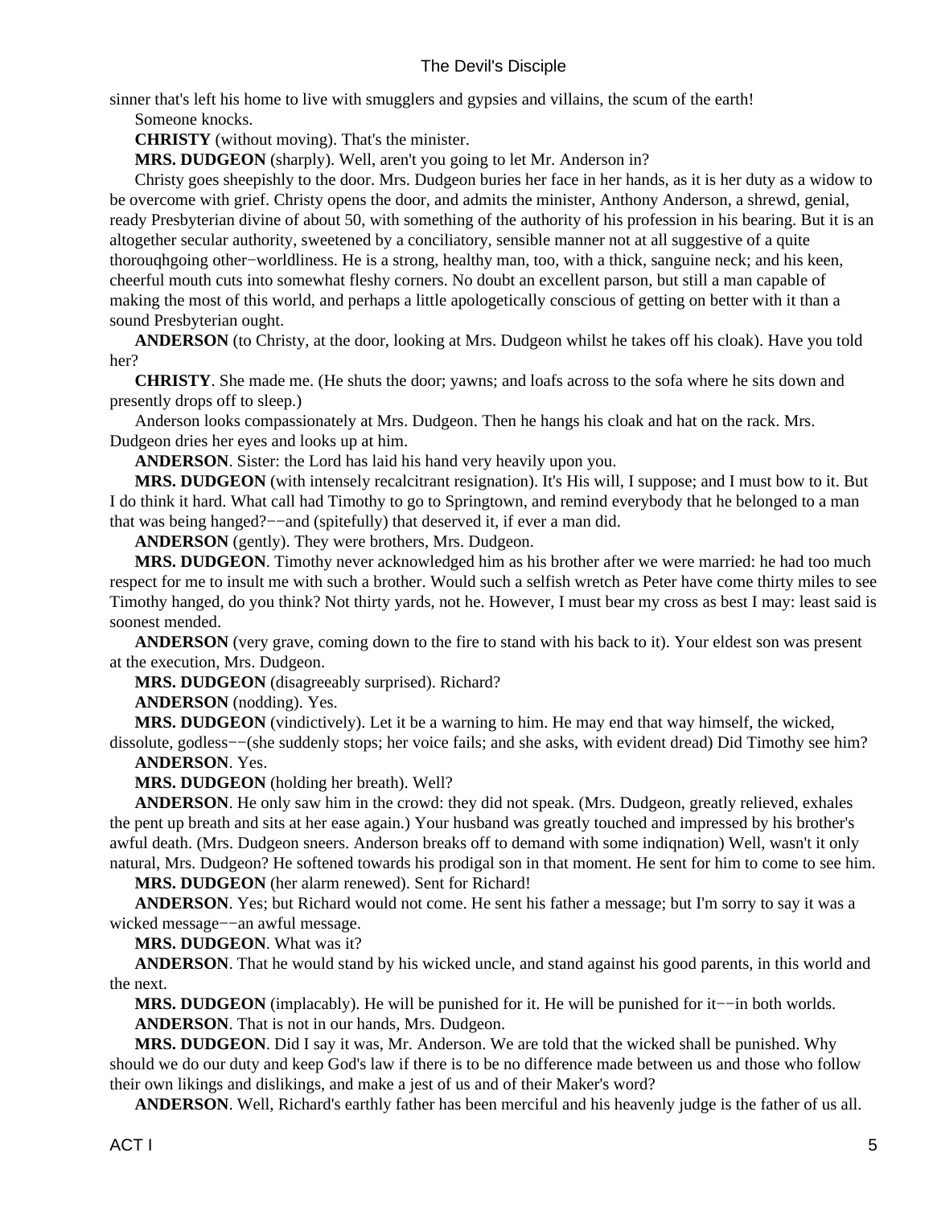sinner that's left his home to live with smugglers and gypsies and villains, the scum of the earth!

Someone knocks.

**CHRISTY** (without moving). That's the minister.

**MRS. DUDGEON** (sharply). Well, aren't you going to let Mr. Anderson in?

Christy goes sheepishly to the door. Mrs. Dudgeon buries her face in her hands, as it is her duty as a widow to be overcome with grief. Christy opens the door, and admits the minister, Anthony Anderson, a shrewd, genial, ready Presbyterian divine of about 50, with something of the authority of his profession in his bearing. But it is an altogether secular authority, sweetened by a conciliatory, sensible manner not at all suggestive of a quite thorouqhgoing other−worldliness. He is a strong, healthy man, too, with a thick, sanguine neck; and his keen, cheerful mouth cuts into somewhat fleshy corners. No doubt an excellent parson, but still a man capable of making the most of this world, and perhaps a little apologetically conscious of getting on better with it than a sound Presbyterian ought.

**ANDERSON** (to Christy, at the door, looking at Mrs. Dudgeon whilst he takes off his cloak). Have you told her?

**CHRISTY**. She made me. (He shuts the door; yawns; and loafs across to the sofa where he sits down and presently drops off to sleep.)

Anderson looks compassionately at Mrs. Dudgeon. Then he hangs his cloak and hat on the rack. Mrs. Dudgeon dries her eyes and looks up at him.

**ANDERSON**. Sister: the Lord has laid his hand very heavily upon you.

**MRS. DUDGEON** (with intensely recalcitrant resignation). It's His will, I suppose; and I must bow to it. But I do think it hard. What call had Timothy to go to Springtown, and remind everybody that he belonged to a man that was being hanged?−−and (spitefully) that deserved it, if ever a man did.

**ANDERSON** (gently). They were brothers, Mrs. Dudgeon.

**MRS. DUDGEON**. Timothy never acknowledged him as his brother after we were married: he had too much respect for me to insult me with such a brother. Would such a selfish wretch as Peter have come thirty miles to see Timothy hanged, do you think? Not thirty yards, not he. However, I must bear my cross as best I may: least said is soonest mended.

**ANDERSON** (very grave, coming down to the fire to stand with his back to it). Your eldest son was present at the execution, Mrs. Dudgeon.

**MRS. DUDGEON** (disagreeably surprised). Richard?

**ANDERSON** (nodding). Yes.

**MRS. DUDGEON** (vindictively). Let it be a warning to him. He may end that way himself, the wicked, dissolute, godless−−(she suddenly stops; her voice fails; and she asks, with evident dread) Did Timothy see him?

**ANDERSON**. Yes.

**MRS. DUDGEON** (holding her breath). Well?

**ANDERSON**. He only saw him in the crowd: they did not speak. (Mrs. Dudgeon, greatly relieved, exhales the pent up breath and sits at her ease again.) Your husband was greatly touched and impressed by his brother's awful death. (Mrs. Dudgeon sneers. Anderson breaks off to demand with some indiqnation) Well, wasn't it only natural, Mrs. Dudgeon? He softened towards his prodigal son in that moment. He sent for him to come to see him.

**MRS. DUDGEON** (her alarm renewed). Sent for Richard!

**ANDERSON**. Yes; but Richard would not come. He sent his father a message; but I'm sorry to say it was a wicked message−−an awful message.

**MRS. DUDGEON**. What was it?

**ANDERSON**. That he would stand by his wicked uncle, and stand against his good parents, in this world and the next.

**MRS. DUDGEON** (implacably). He will be punished for it. He will be punished for it−−in both worlds.

**ANDERSON**. That is not in our hands, Mrs. Dudgeon.

**MRS. DUDGEON**. Did I say it was, Mr. Anderson. We are told that the wicked shall be punished. Why should we do our duty and keep God's law if there is to be no difference made between us and those who follow their own likings and dislikings, and make a jest of us and of their Maker's word?

**ANDERSON**. Well, Richard's earthly father has been merciful and his heavenly judge is the father of us all.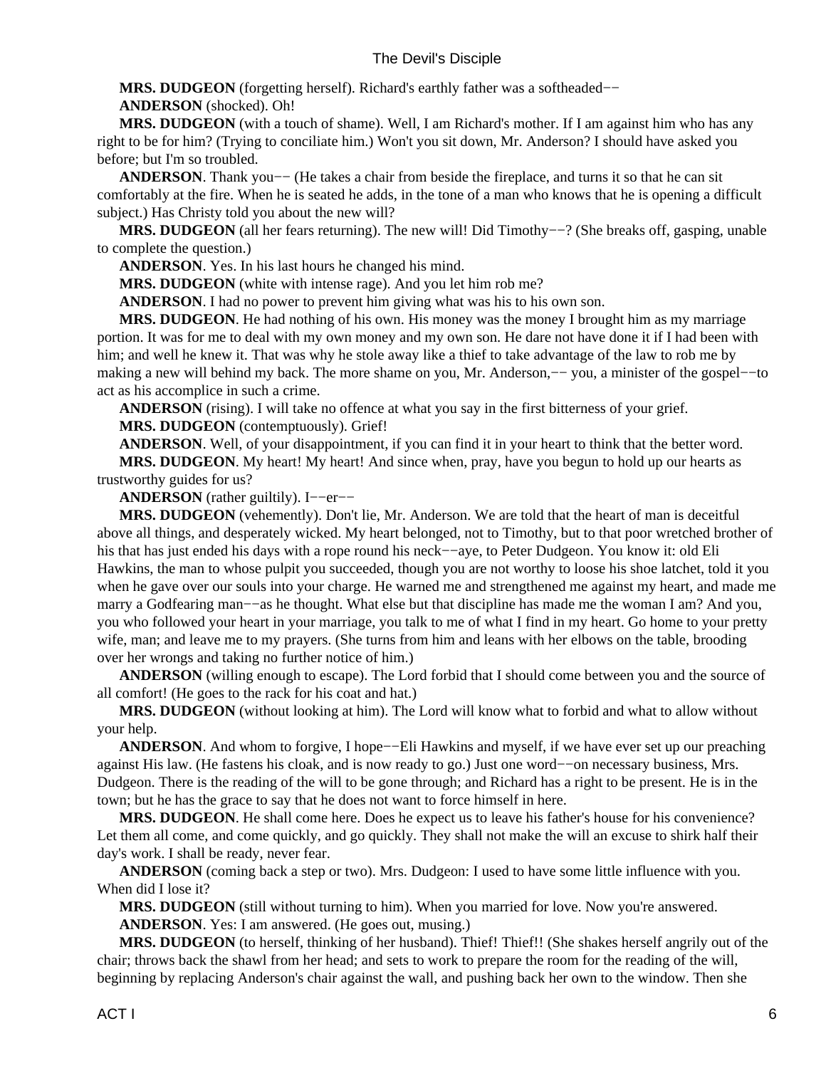**MRS. DUDGEON** (forgetting herself). Richard's earthly father was a softheaded−−

**ANDERSON** (shocked). Oh!

**MRS. DUDGEON** (with a touch of shame). Well, I am Richard's mother. If I am against him who has any right to be for him? (Trying to conciliate him.) Won't you sit down, Mr. Anderson? I should have asked you before; but I'm so troubled.

**ANDERSON**. Thank you−− (He takes a chair from beside the fireplace, and turns it so that he can sit comfortably at the fire. When he is seated he adds, in the tone of a man who knows that he is opening a difficult subject.) Has Christy told you about the new will?

**MRS. DUDGEON** (all her fears returning). The new will! Did Timothy−−? (She breaks off, gasping, unable to complete the question.)

**ANDERSON**. Yes. In his last hours he changed his mind.

**MRS. DUDGEON** (white with intense rage). And you let him rob me?

**ANDERSON**. I had no power to prevent him giving what was his to his own son.

**MRS. DUDGEON**. He had nothing of his own. His money was the money I brought him as my marriage portion. It was for me to deal with my own money and my own son. He dare not have done it if I had been with him; and well he knew it. That was why he stole away like a thief to take advantage of the law to rob me by making a new will behind my back. The more shame on you, Mr. Anderson,−− you, a minister of the gospel−−to act as his accomplice in such a crime.

**ANDERSON** (rising). I will take no offence at what you say in the first bitterness of your grief.

**MRS. DUDGEON** (contemptuously). Grief!

**ANDERSON**. Well, of your disappointment, if you can find it in your heart to think that the better word.

**MRS. DUDGEON**. My heart! My heart! And since when, pray, have you begun to hold up our hearts as trustworthy guides for us?

**ANDERSON** (rather guiltily). I−−er−−

**MRS. DUDGEON** (vehemently). Don't lie, Mr. Anderson. We are told that the heart of man is deceitful above all things, and desperately wicked. My heart belonged, not to Timothy, but to that poor wretched brother of his that has just ended his days with a rope round his neck−−aye, to Peter Dudgeon. You know it: old Eli Hawkins, the man to whose pulpit you succeeded, though you are not worthy to loose his shoe latchet, told it you when he gave over our souls into your charge. He warned me and strengthened me against my heart, and made me marry a Godfearing man−−as he thought. What else but that discipline has made me the woman I am? And you, you who followed your heart in your marriage, you talk to me of what I find in my heart. Go home to your pretty wife, man; and leave me to my prayers. (She turns from him and leans with her elbows on the table, brooding over her wrongs and taking no further notice of him.)

**ANDERSON** (willing enough to escape). The Lord forbid that I should come between you and the source of all comfort! (He goes to the rack for his coat and hat.)

**MRS. DUDGEON** (without looking at him). The Lord will know what to forbid and what to allow without your help.

**ANDERSON**. And whom to forgive, I hope−−Eli Hawkins and myself, if we have ever set up our preaching against His law. (He fastens his cloak, and is now ready to go.) Just one word−−on necessary business, Mrs. Dudgeon. There is the reading of the will to be gone through; and Richard has a right to be present. He is in the town; but he has the grace to say that he does not want to force himself in here.

**MRS. DUDGEON**. He shall come here. Does he expect us to leave his father's house for his convenience? Let them all come, and come quickly, and go quickly. They shall not make the will an excuse to shirk half their day's work. I shall be ready, never fear.

**ANDERSON** (coming back a step or two). Mrs. Dudgeon: I used to have some little influence with you. When did I lose it?

**MRS. DUDGEON** (still without turning to him). When you married for love. Now you're answered.

**ANDERSON**. Yes: I am answered. (He goes out, musing.)

**MRS. DUDGEON** (to herself, thinking of her husband). Thief! Thief!! (She shakes herself angrily out of the chair; throws back the shawl from her head; and sets to work to prepare the room for the reading of the will, beginning by replacing Anderson's chair against the wall, and pushing back her own to the window. Then she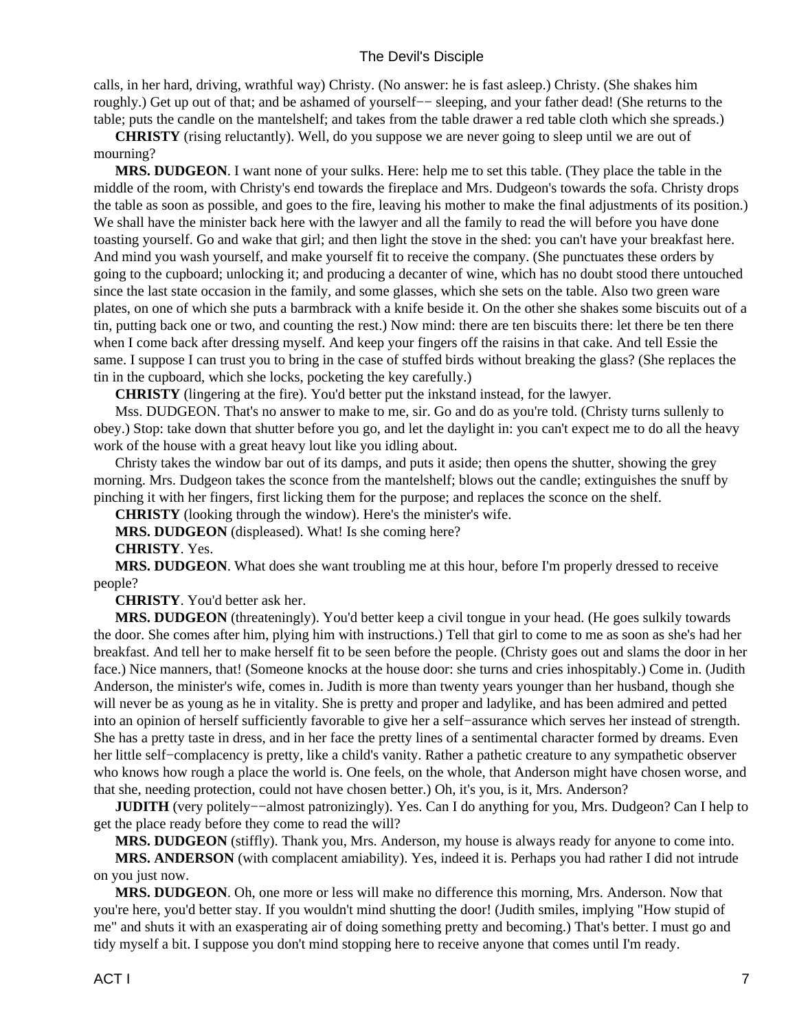calls, in her hard, driving, wrathful way) Christy. (No answer: he is fast asleep.) Christy. (She shakes him roughly.) Get up out of that; and be ashamed of yourself−− sleeping, and your father dead! (She returns to the table; puts the candle on the mantelshelf; and takes from the table drawer a red table cloth which she spreads.)

**CHRISTY** (rising reluctantly). Well, do you suppose we are never going to sleep until we are out of mourning?

**MRS. DUDGEON**. I want none of your sulks. Here: help me to set this table. (They place the table in the middle of the room, with Christy's end towards the fireplace and Mrs. Dudgeon's towards the sofa. Christy drops the table as soon as possible, and goes to the fire, leaving his mother to make the final adjustments of its position.) We shall have the minister back here with the lawyer and all the family to read the will before you have done toasting yourself. Go and wake that girl; and then light the stove in the shed: you can't have your breakfast here. And mind you wash yourself, and make yourself fit to receive the company. (She punctuates these orders by going to the cupboard; unlocking it; and producing a decanter of wine, which has no doubt stood there untouched since the last state occasion in the family, and some glasses, which she sets on the table. Also two green ware plates, on one of which she puts a barmbrack with a knife beside it. On the other she shakes some biscuits out of a tin, putting back one or two, and counting the rest.) Now mind: there are ten biscuits there: let there be ten there when I come back after dressing myself. And keep your fingers off the raisins in that cake. And tell Essie the same. I suppose I can trust you to bring in the case of stuffed birds without breaking the glass? (She replaces the tin in the cupboard, which she locks, pocketing the key carefully.)

**CHRISTY** (lingering at the fire). You'd better put the inkstand instead, for the lawyer.

Mss. DUDGEON. That's no answer to make to me, sir. Go and do as you're told. (Christy turns sullenly to obey.) Stop: take down that shutter before you go, and let the daylight in: you can't expect me to do all the heavy work of the house with a great heavy lout like you idling about.

Christy takes the window bar out of its damps, and puts it aside; then opens the shutter, showing the grey morning. Mrs. Dudgeon takes the sconce from the mantelshelf; blows out the candle; extinguishes the snuff by pinching it with her fingers, first licking them for the purpose; and replaces the sconce on the shelf.

**CHRISTY** (looking through the window). Here's the minister's wife.

**MRS. DUDGEON** (displeased). What! Is she coming here?

**CHRISTY**. Yes.

**MRS. DUDGEON**. What does she want troubling me at this hour, before I'm properly dressed to receive people?

**CHRISTY**. You'd better ask her.

**MRS. DUDGEON** (threateningly). You'd better keep a civil tongue in your head. (He goes sulkily towards the door. She comes after him, plying him with instructions.) Tell that girl to come to me as soon as she's had her breakfast. And tell her to make herself fit to be seen before the people. (Christy goes out and slams the door in her face.) Nice manners, that! (Someone knocks at the house door: she turns and cries inhospitably.) Come in. (Judith Anderson, the minister's wife, comes in. Judith is more than twenty years younger than her husband, though she will never be as young as he in vitality. She is pretty and proper and ladylike, and has been admired and petted into an opinion of herself sufficiently favorable to give her a self−assurance which serves her instead of strength. She has a pretty taste in dress, and in her face the pretty lines of a sentimental character formed by dreams. Even her little self−complacency is pretty, like a child's vanity. Rather a pathetic creature to any sympathetic observer who knows how rough a place the world is. One feels, on the whole, that Anderson might have chosen worse, and that she, needing protection, could not have chosen better.) Oh, it's you, is it, Mrs. Anderson?

**JUDITH** (very politely−−almost patronizingly). Yes. Can I do anything for you, Mrs. Dudgeon? Can I help to get the place ready before they come to read the will?

**MRS. DUDGEON** (stiffly). Thank you, Mrs. Anderson, my house is always ready for anyone to come into.

**MRS. ANDERSON** (with complacent amiability). Yes, indeed it is. Perhaps you had rather I did not intrude on you just now.

**MRS. DUDGEON**. Oh, one more or less will make no difference this morning, Mrs. Anderson. Now that you're here, you'd better stay. If you wouldn't mind shutting the door! (Judith smiles, implying "How stupid of me" and shuts it with an exasperating air of doing something pretty and becoming.) That's better. I must go and tidy myself a bit. I suppose you don't mind stopping here to receive anyone that comes until I'm ready.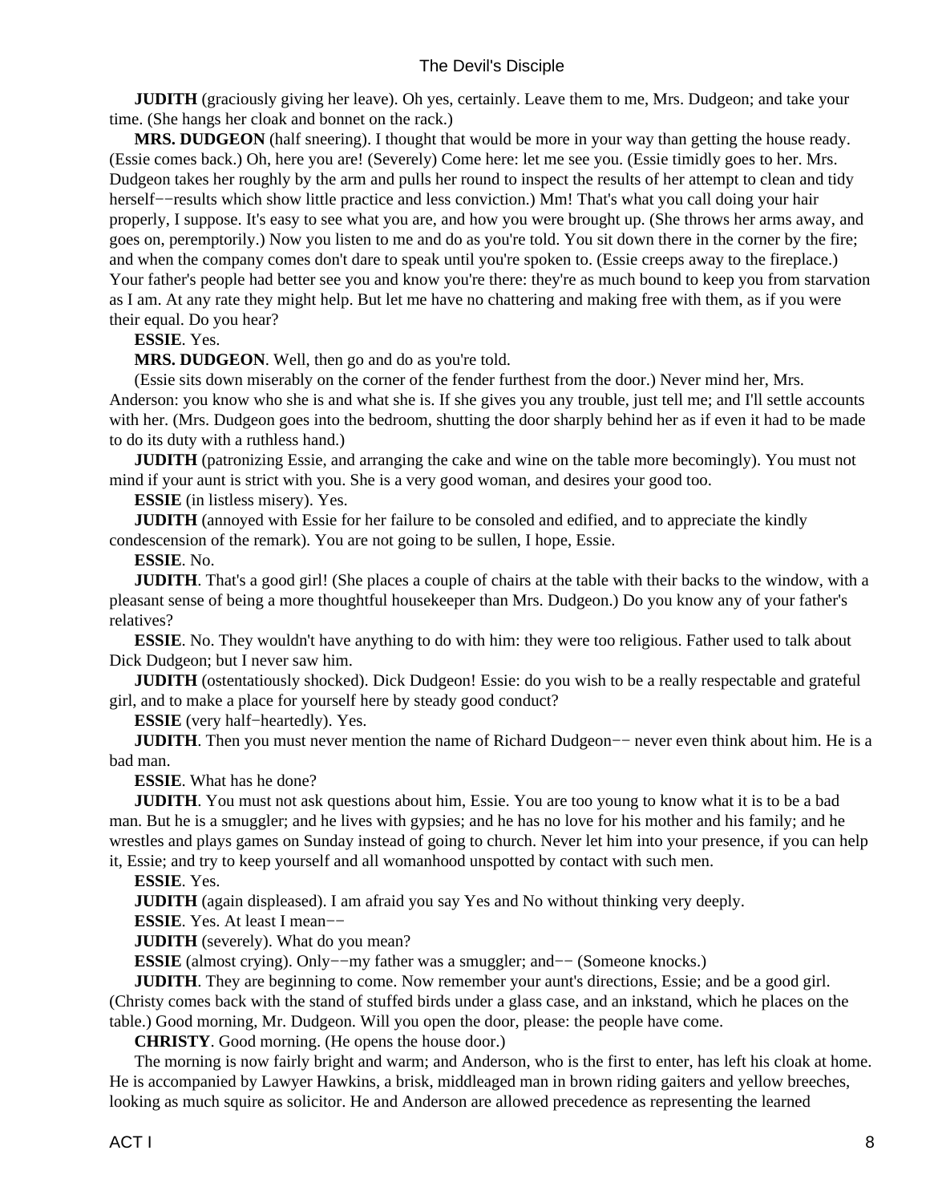**JUDITH** (graciously giving her leave). Oh yes, certainly. Leave them to me, Mrs. Dudgeon; and take your time. (She hangs her cloak and bonnet on the rack.)

**MRS. DUDGEON** (half sneering). I thought that would be more in your way than getting the house ready. (Essie comes back.) Oh, here you are! (Severely) Come here: let me see you. (Essie timidly goes to her. Mrs. Dudgeon takes her roughly by the arm and pulls her round to inspect the results of her attempt to clean and tidy herself−−results which show little practice and less conviction.) Mm! That's what you call doing your hair properly, I suppose. It's easy to see what you are, and how you were brought up. (She throws her arms away, and goes on, peremptorily.) Now you listen to me and do as you're told. You sit down there in the corner by the fire; and when the company comes don't dare to speak until you're spoken to. (Essie creeps away to the fireplace.) Your father's people had better see you and know you're there: they're as much bound to keep you from starvation as I am. At any rate they might help. But let me have no chattering and making free with them, as if you were their equal. Do you hear?

**ESSIE**. Yes.

**MRS. DUDGEON**. Well, then go and do as you're told.

(Essie sits down miserably on the corner of the fender furthest from the door.) Never mind her, Mrs. Anderson: you know who she is and what she is. If she gives you any trouble, just tell me; and I'll settle accounts with her. (Mrs. Dudgeon goes into the bedroom, shutting the door sharply behind her as if even it had to be made to do its duty with a ruthless hand.)

**JUDITH** (patronizing Essie, and arranging the cake and wine on the table more becomingly). You must not mind if your aunt is strict with you. She is a very good woman, and desires your good too.

**ESSIE** (in listless misery). Yes.

**JUDITH** (annoyed with Essie for her failure to be consoled and edified, and to appreciate the kindly condescension of the remark). You are not going to be sullen, I hope, Essie.

**ESSIE**. No.

**JUDITH**. That's a good girl! (She places a couple of chairs at the table with their backs to the window, with a pleasant sense of being a more thoughtful housekeeper than Mrs. Dudgeon.) Do you know any of your father's relatives?

**ESSIE**. No. They wouldn't have anything to do with him: they were too religious. Father used to talk about Dick Dudgeon; but I never saw him.

**JUDITH** (ostentatiously shocked). Dick Dudgeon! Essie: do you wish to be a really respectable and grateful girl, and to make a place for yourself here by steady good conduct?

**ESSIE** (very half−heartedly). Yes.

**JUDITH**. Then you must never mention the name of Richard Dudgeon−− never even think about him. He is a bad man.

**ESSIE**. What has he done?

**JUDITH**. You must not ask questions about him, Essie. You are too young to know what it is to be a bad man. But he is a smuggler; and he lives with gypsies; and he has no love for his mother and his family; and he wrestles and plays games on Sunday instead of going to church. Never let him into your presence, if you can help it, Essie; and try to keep yourself and all womanhood unspotted by contact with such men.

**ESSIE**. Yes.

**JUDITH** (again displeased). I am afraid you say Yes and No without thinking very deeply.

**ESSIE**. Yes. At least I mean−−

**JUDITH** (severely). What do you mean?

**ESSIE** (almost crying). Only−−my father was a smuggler; and−− (Someone knocks.)

**JUDITH**. They are beginning to come. Now remember your aunt's directions, Essie; and be a good girl. (Christy comes back with the stand of stuffed birds under a glass case, and an inkstand, which he places on the table.) Good morning, Mr. Dudgeon. Will you open the door, please: the people have come.

**CHRISTY**. Good morning. (He opens the house door.)

The morning is now fairly bright and warm; and Anderson, who is the first to enter, has left his cloak at home. He is accompanied by Lawyer Hawkins, a brisk, middleaged man in brown riding gaiters and yellow breeches, looking as much squire as solicitor. He and Anderson are allowed precedence as representing the learned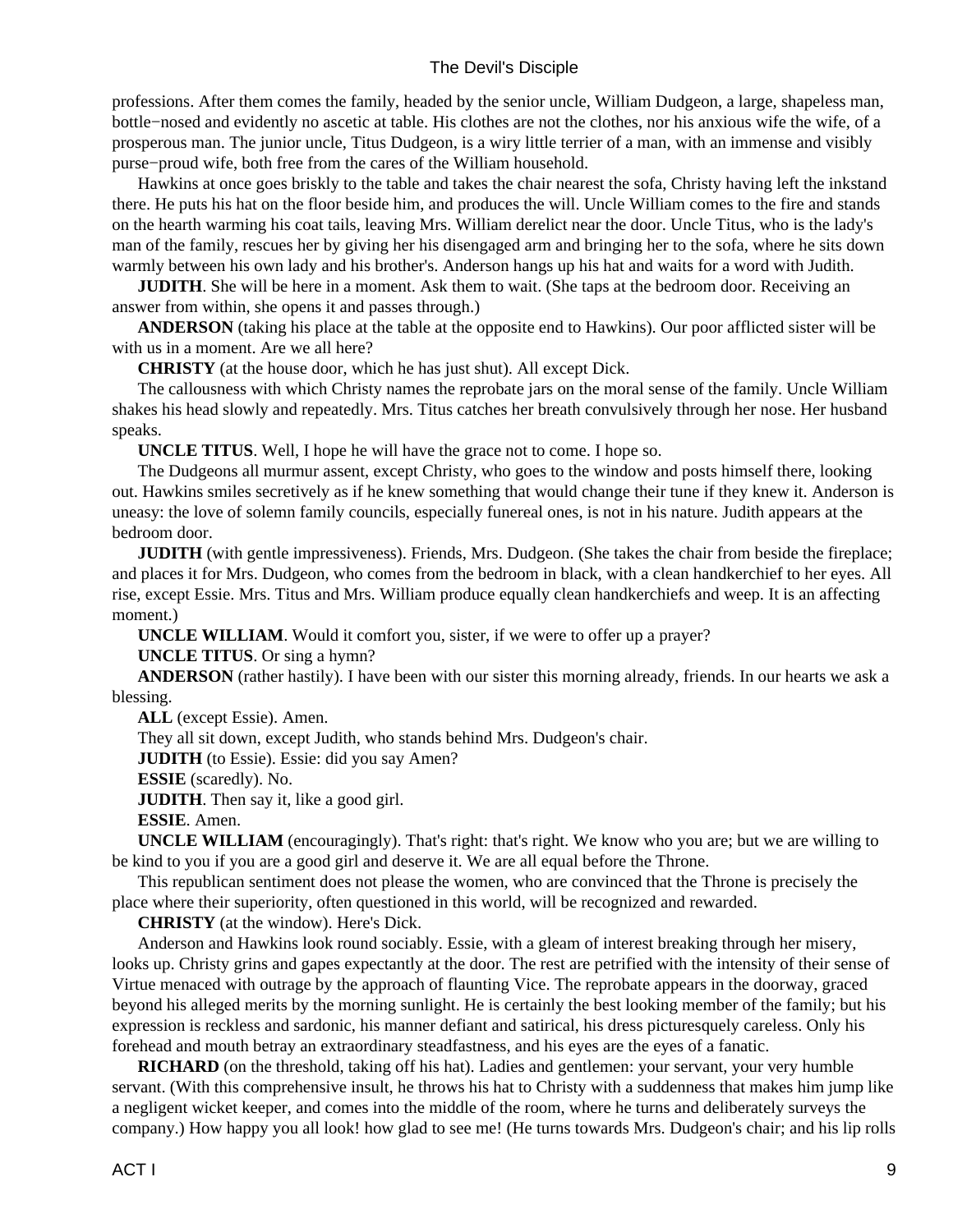professions. After them comes the family, headed by the senior uncle, William Dudgeon, a large, shapeless man, bottle−nosed and evidently no ascetic at table. His clothes are not the clothes, nor his anxious wife the wife, of a prosperous man. The junior uncle, Titus Dudgeon, is a wiry little terrier of a man, with an immense and visibly purse−proud wife, both free from the cares of the William household.

Hawkins at once goes briskly to the table and takes the chair nearest the sofa, Christy having left the inkstand there. He puts his hat on the floor beside him, and produces the will. Uncle William comes to the fire and stands on the hearth warming his coat tails, leaving Mrs. William derelict near the door. Uncle Titus, who is the lady's man of the family, rescues her by giving her his disengaged arm and bringing her to the sofa, where he sits down warmly between his own lady and his brother's. Anderson hangs up his hat and waits for a word with Judith.

**JUDITH**. She will be here in a moment. Ask them to wait. (She taps at the bedroom door. Receiving an answer from within, she opens it and passes through.)

**ANDERSON** (taking his place at the table at the opposite end to Hawkins). Our poor afflicted sister will be with us in a moment. Are we all here?

**CHRISTY** (at the house door, which he has just shut). All except Dick.

The callousness with which Christy names the reprobate jars on the moral sense of the family. Uncle William shakes his head slowly and repeatedly. Mrs. Titus catches her breath convulsively through her nose. Her husband speaks.

**UNCLE TITUS**. Well, I hope he will have the grace not to come. I hope so.

The Dudgeons all murmur assent, except Christy, who goes to the window and posts himself there, looking out. Hawkins smiles secretively as if he knew something that would change their tune if they knew it. Anderson is uneasy: the love of solemn family councils, especially funereal ones, is not in his nature. Judith appears at the bedroom door.

**JUDITH** (with gentle impressiveness). Friends, Mrs. Dudgeon. (She takes the chair from beside the fireplace; and places it for Mrs. Dudgeon, who comes from the bedroom in black, with a clean handkerchief to her eyes. All rise, except Essie. Mrs. Titus and Mrs. William produce equally clean handkerchiefs and weep. It is an affecting moment.)

**UNCLE WILLIAM**. Would it comfort you, sister, if we were to offer up a prayer?

**UNCLE TITUS**. Or sing a hymn?

**ANDERSON** (rather hastily). I have been with our sister this morning already, friends. In our hearts we ask a blessing.

**ALL** (except Essie). Amen.

They all sit down, except Judith, who stands behind Mrs. Dudgeon's chair.

**JUDITH** (to Essie). Essie: did you say Amen?

**ESSIE** (scaredly). No.

**JUDITH**. Then say it, like a good girl.

**ESSIE**. Amen.

**UNCLE WILLIAM** (encouragingly). That's right: that's right. We know who you are; but we are willing to be kind to you if you are a good girl and deserve it. We are all equal before the Throne.

This republican sentiment does not please the women, who are convinced that the Throne is precisely the place where their superiority, often questioned in this world, will be recognized and rewarded.

**CHRISTY** (at the window). Here's Dick.

Anderson and Hawkins look round sociably. Essie, with a gleam of interest breaking through her misery, looks up. Christy grins and gapes expectantly at the door. The rest are petrified with the intensity of their sense of Virtue menaced with outrage by the approach of flaunting Vice. The reprobate appears in the doorway, graced beyond his alleged merits by the morning sunlight. He is certainly the best looking member of the family; but his expression is reckless and sardonic, his manner defiant and satirical, his dress picturesquely careless. Only his forehead and mouth betray an extraordinary steadfastness, and his eyes are the eyes of a fanatic.

**RICHARD** (on the threshold, taking off his hat). Ladies and gentlemen: your servant, your very humble servant. (With this comprehensive insult, he throws his hat to Christy with a suddenness that makes him jump like a negligent wicket keeper, and comes into the middle of the room, where he turns and deliberately surveys the company.) How happy you all look! how glad to see me! (He turns towards Mrs. Dudgeon's chair; and his lip rolls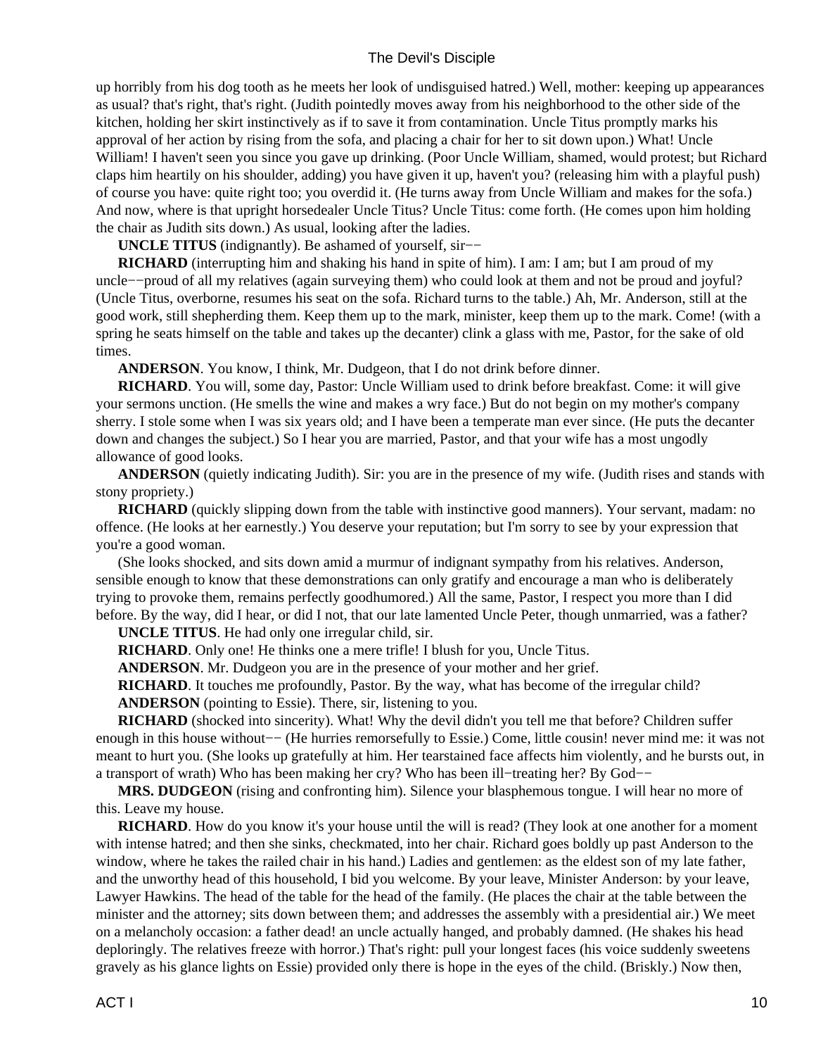up horribly from his dog tooth as he meets her look of undisguised hatred.) Well, mother: keeping up appearances as usual? that's right, that's right. (Judith pointedly moves away from his neighborhood to the other side of the kitchen, holding her skirt instinctively as if to save it from contamination. Uncle Titus promptly marks his approval of her action by rising from the sofa, and placing a chair for her to sit down upon.) What! Uncle William! I haven't seen you since you gave up drinking. (Poor Uncle William, shamed, would protest; but Richard claps him heartily on his shoulder, adding) you have given it up, haven't you? (releasing him with a playful push) of course you have: quite right too; you overdid it. (He turns away from Uncle William and makes for the sofa.) And now, where is that upright horsedealer Uncle Titus? Uncle Titus: come forth. (He comes upon him holding the chair as Judith sits down.) As usual, looking after the ladies.

**UNCLE TITUS** (indignantly). Be ashamed of yourself, sir−−

**RICHARD** (interrupting him and shaking his hand in spite of him). I am: I am; but I am proud of my uncle−−proud of all my relatives (again surveying them) who could look at them and not be proud and joyful? (Uncle Titus, overborne, resumes his seat on the sofa. Richard turns to the table.) Ah, Mr. Anderson, still at the good work, still shepherding them. Keep them up to the mark, minister, keep them up to the mark. Come! (with a spring he seats himself on the table and takes up the decanter) clink a glass with me, Pastor, for the sake of old times.

**ANDERSON**. You know, I think, Mr. Dudgeon, that I do not drink before dinner.

**RICHARD**. You will, some day, Pastor: Uncle William used to drink before breakfast. Come: it will give your sermons unction. (He smells the wine and makes a wry face.) But do not begin on my mother's company sherry. I stole some when I was six years old; and I have been a temperate man ever since. (He puts the decanter down and changes the subject.) So I hear you are married, Pastor, and that your wife has a most ungodly allowance of good looks.

**ANDERSON** (quietly indicating Judith). Sir: you are in the presence of my wife. (Judith rises and stands with stony propriety.)

**RICHARD** (quickly slipping down from the table with instinctive good manners). Your servant, madam: no offence. (He looks at her earnestly.) You deserve your reputation; but I'm sorry to see by your expression that you're a good woman.

(She looks shocked, and sits down amid a murmur of indignant sympathy from his relatives. Anderson, sensible enough to know that these demonstrations can only gratify and encourage a man who is deliberately trying to provoke them, remains perfectly goodhumored.) All the same, Pastor, I respect you more than I did before. By the way, did I hear, or did I not, that our late lamented Uncle Peter, though unmarried, was a father?

**UNCLE TITUS**. He had only one irregular child, sir.

**RICHARD**. Only one! He thinks one a mere trifle! I blush for you, Uncle Titus.

**ANDERSON**. Mr. Dudgeon you are in the presence of your mother and her grief.

**RICHARD**. It touches me profoundly, Pastor. By the way, what has become of the irregular child?

**ANDERSON** (pointing to Essie). There, sir, listening to you.

**RICHARD** (shocked into sincerity). What! Why the devil didn't you tell me that before? Children suffer enough in this house without−− (He hurries remorsefully to Essie.) Come, little cousin! never mind me: it was not meant to hurt you. (She looks up gratefully at him. Her tearstained face affects him violently, and he bursts out, in a transport of wrath) Who has been making her cry? Who has been ill−treating her? By God−−

**MRS. DUDGEON** (rising and confronting him). Silence your blasphemous tongue. I will hear no more of this. Leave my house.

**RICHARD**. How do you know it's your house until the will is read? (They look at one another for a moment with intense hatred; and then she sinks, checkmated, into her chair. Richard goes boldly up past Anderson to the window, where he takes the railed chair in his hand.) Ladies and gentlemen: as the eldest son of my late father, and the unworthy head of this household, I bid you welcome. By your leave, Minister Anderson: by your leave, Lawyer Hawkins. The head of the table for the head of the family. (He places the chair at the table between the minister and the attorney; sits down between them; and addresses the assembly with a presidential air.) We meet on a melancholy occasion: a father dead! an uncle actually hanged, and probably damned. (He shakes his head deploringly. The relatives freeze with horror.) That's right: pull your longest faces (his voice suddenly sweetens gravely as his glance lights on Essie) provided only there is hope in the eyes of the child. (Briskly.) Now then,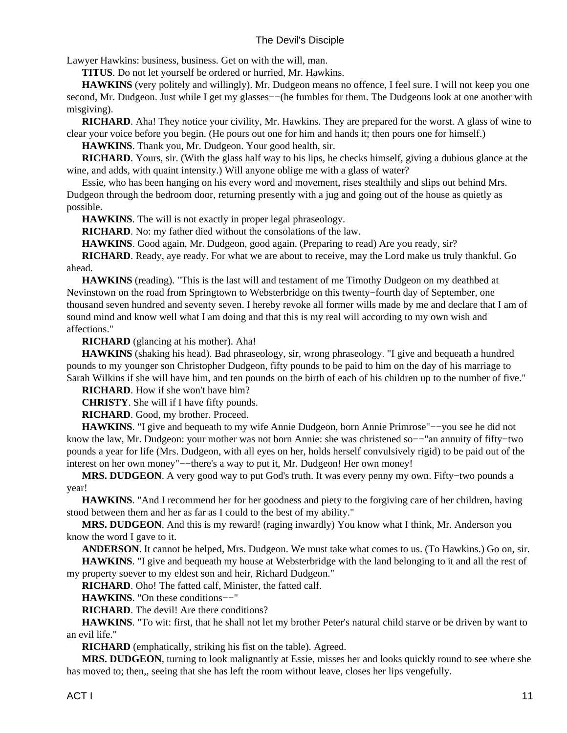Lawyer Hawkins: business, business. Get on with the will, man.

**TITUS**. Do not let yourself be ordered or hurried, Mr. Hawkins.

**HAWKINS** (very politely and willingly). Mr. Dudgeon means no offence, I feel sure. I will not keep you one second, Mr. Dudgeon. Just while I get my glasses−−(he fumbles for them. The Dudgeons look at one another with misgiving).

**RICHARD**. Aha! They notice your civility, Mr. Hawkins. They are prepared for the worst. A glass of wine to clear your voice before you begin. (He pours out one for him and hands it; then pours one for himself.)

**HAWKINS**. Thank you, Mr. Dudgeon. Your good health, sir.

**RICHARD**. Yours, sir. (With the glass half way to his lips, he checks himself, giving a dubious glance at the wine, and adds, with quaint intensity.) Will anyone oblige me with a glass of water?

Essie, who has been hanging on his every word and movement, rises stealthily and slips out behind Mrs. Dudgeon through the bedroom door, returning presently with a jug and going out of the house as quietly as possible.

**HAWKINS**. The will is not exactly in proper legal phraseology.

**RICHARD**. No: my father died without the consolations of the law.

**HAWKINS**. Good again, Mr. Dudgeon, good again. (Preparing to read) Are you ready, sir?

**RICHARD**. Ready, aye ready. For what we are about to receive, may the Lord make us truly thankful. Go ahead.

**HAWKINS** (reading). "This is the last will and testament of me Timothy Dudgeon on my deathbed at Nevinstown on the road from Springtown to Websterbridge on this twenty−fourth day of September, one thousand seven hundred and seventy seven. I hereby revoke all former wills made by me and declare that I am of sound mind and know well what I am doing and that this is my real will according to my own wish and affections."

**RICHARD** (glancing at his mother). Aha!

**HAWKINS** (shaking his head). Bad phraseology, sir, wrong phraseology. "I give and bequeath a hundred pounds to my younger son Christopher Dudgeon, fifty pounds to be paid to him on the day of his marriage to Sarah Wilkins if she will have him, and ten pounds on the birth of each of his children up to the number of five."

**RICHARD**. How if she won't have him?

**CHRISTY**. She will if I have fifty pounds.

**RICHARD**. Good, my brother. Proceed.

**HAWKINS**. "I give and bequeath to my wife Annie Dudgeon, born Annie Primrose"−−you see he did not know the law, Mr. Dudgeon: your mother was not born Annie: she was christened so−−"an annuity of fifty−two pounds a year for life (Mrs. Dudgeon, with all eyes on her, holds herself convulsively rigid) to be paid out of the interest on her own money"−−there's a way to put it, Mr. Dudgeon! Her own money!

**MRS. DUDGEON**. A very good way to put God's truth. It was every penny my own. Fifty−two pounds a year!

**HAWKINS**. "And I recommend her for her goodness and piety to the forgiving care of her children, having stood between them and her as far as I could to the best of my ability."

**MRS. DUDGEON**. And this is my reward! (raging inwardly) You know what I think, Mr. Anderson you know the word I gave to it.

**ANDERSON**. It cannot be helped, Mrs. Dudgeon. We must take what comes to us. (To Hawkins.) Go on, sir.

**HAWKINS**. "I give and bequeath my house at Websterbridge with the land belonging to it and all the rest of my property soever to my eldest son and heir, Richard Dudgeon."

**RICHARD**. Oho! The fatted calf, Minister, the fatted calf.

**HAWKINS**. "On these conditions−−"

**RICHARD**. The devil! Are there conditions?

**HAWKINS**. "To wit: first, that he shall not let my brother Peter's natural child starve or be driven by want to an evil life."

**RICHARD** (emphatically, striking his fist on the table). Agreed.

**MRS. DUDGEON**, turning to look malignantly at Essie, misses her and looks quickly round to see where she has moved to; then,, seeing that she has left the room without leave, closes her lips vengefully.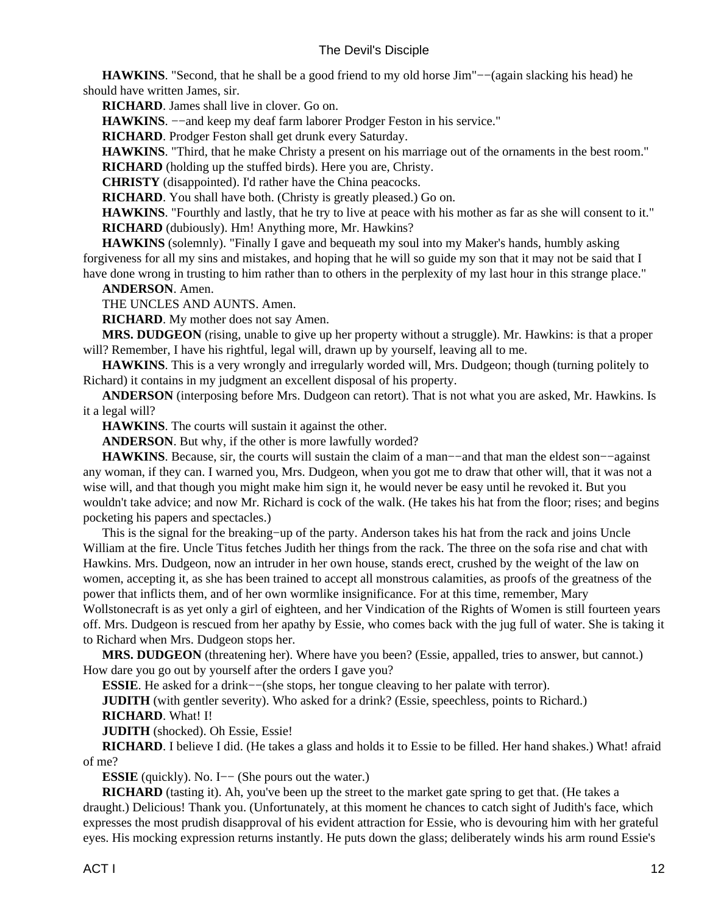**HAWKINS**. "Second, that he shall be a good friend to my old horse Jim"−−(again slacking his head) he should have written James, sir.

**RICHARD**. James shall live in clover. Go on.

**HAWKINS**. −−and keep my deaf farm laborer Prodger Feston in his service."

**RICHARD**. Prodger Feston shall get drunk every Saturday.

**HAWKINS**. "Third, that he make Christy a present on his marriage out of the ornaments in the best room."

**RICHARD** (holding up the stuffed birds). Here you are, Christy.

**CHRISTY** (disappointed). I'd rather have the China peacocks.

**RICHARD**. You shall have both. (Christy is greatly pleased.) Go on.

**HAWKINS**. "Fourthly and lastly, that he try to live at peace with his mother as far as she will consent to it."

**RICHARD** (dubiously). Hm! Anything more, Mr. Hawkins?

**HAWKINS** (solemnly). "Finally I gave and bequeath my soul into my Maker's hands, humbly asking forgiveness for all my sins and mistakes, and hoping that he will so guide my son that it may not be said that I have done wrong in trusting to him rather than to others in the perplexity of my last hour in this strange place."

**ANDERSON**. Amen.

THE UNCLES AND AUNTS. Amen.

**RICHARD**. My mother does not say Amen.

**MRS. DUDGEON** (rising, unable to give up her property without a struggle). Mr. Hawkins: is that a proper will? Remember, I have his rightful, legal will, drawn up by yourself, leaving all to me.

**HAWKINS**. This is a very wrongly and irregularly worded will, Mrs. Dudgeon; though (turning politely to Richard) it contains in my judgment an excellent disposal of his property.

**ANDERSON** (interposing before Mrs. Dudgeon can retort). That is not what you are asked, Mr. Hawkins. Is it a legal will?

**HAWKINS**. The courts will sustain it against the other.

**ANDERSON**. But why, if the other is more lawfully worded?

**HAWKINS**. Because, sir, the courts will sustain the claim of a man−−and that man the eldest son−−against any woman, if they can. I warned you, Mrs. Dudgeon, when you got me to draw that other will, that it was not a wise will, and that though you might make him sign it, he would never be easy until he revoked it. But you wouldn't take advice; and now Mr. Richard is cock of the walk. (He takes his hat from the floor; rises; and begins pocketing his papers and spectacles.)

This is the signal for the breaking−up of the party. Anderson takes his hat from the rack and joins Uncle William at the fire. Uncle Titus fetches Judith her things from the rack. The three on the sofa rise and chat with Hawkins. Mrs. Dudgeon, now an intruder in her own house, stands erect, crushed by the weight of the law on women, accepting it, as she has been trained to accept all monstrous calamities, as proofs of the greatness of the power that inflicts them, and of her own wormlike insignificance. For at this time, remember, Mary Wollstonecraft is as yet only a girl of eighteen, and her Vindication of the Rights of Women is still fourteen years off. Mrs. Dudgeon is rescued from her apathy by Essie, who comes back with the jug full of water. She is taking it to Richard when Mrs. Dudgeon stops her.

**MRS. DUDGEON** (threatening her). Where have you been? (Essie, appalled, tries to answer, but cannot.) How dare you go out by yourself after the orders I gave you?

**ESSIE**. He asked for a drink−−(she stops, her tongue cleaving to her palate with terror).

**JUDITH** (with gentler severity). Who asked for a drink? (Essie, speechless, points to Richard.)

**RICHARD**. What! I!

**JUDITH** (shocked). Oh Essie, Essie!

**RICHARD**. I believe I did. (He takes a glass and holds it to Essie to be filled. Her hand shakes.) What! afraid of me?

**ESSIE** (quickly). No. I−− (She pours out the water.)

**RICHARD** (tasting it). Ah, you've been up the street to the market gate spring to get that. (He takes a draught.) Delicious! Thank you. (Unfortunately, at this moment he chances to catch sight of Judith's face, which expresses the most prudish disapproval of his evident attraction for Essie, who is devouring him with her grateful eyes. His mocking expression returns instantly. He puts down the glass; deliberately winds his arm round Essie's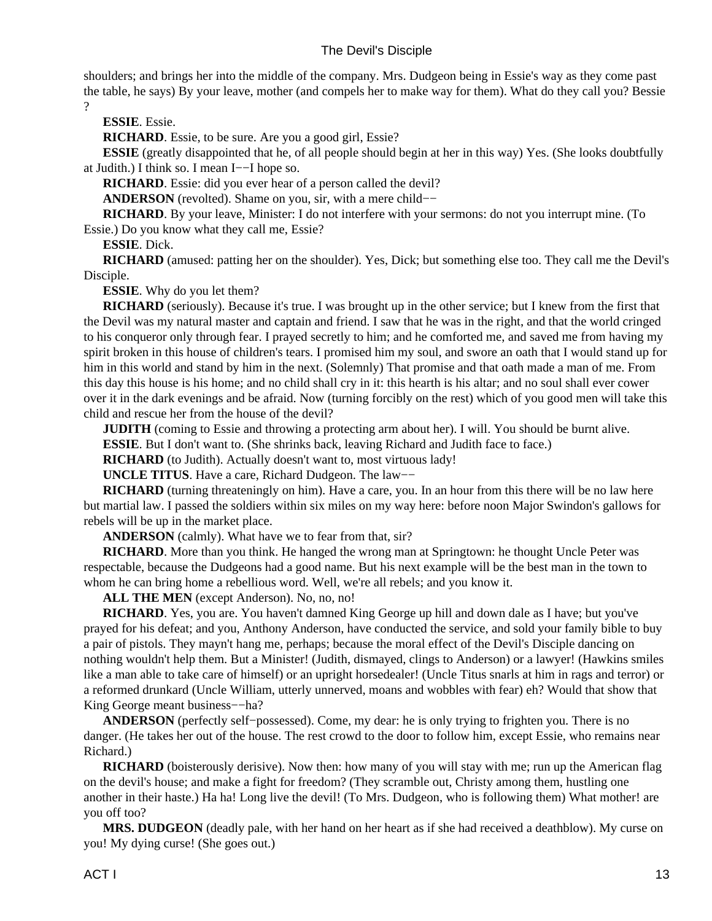shoulders; and brings her into the middle of the company. Mrs. Dudgeon being in Essie's way as they come past the table, he says) By your leave, mother (and compels her to make way for them). What do they call you? Bessie ?

**ESSIE**. Essie.

**RICHARD**. Essie, to be sure. Are you a good girl, Essie?

**ESSIE** (greatly disappointed that he, of all people should begin at her in this way) Yes. (She looks doubtfully at Judith.) I think so. I mean I−−I hope so.

**RICHARD**. Essie: did you ever hear of a person called the devil?

**ANDERSON** (revolted). Shame on you, sir, with a mere child−−

**RICHARD**. By your leave, Minister: I do not interfere with your sermons: do not you interrupt mine. (To Essie.) Do you know what they call me, Essie?

**ESSIE**. Dick.

**RICHARD** (amused: patting her on the shoulder). Yes, Dick; but something else too. They call me the Devil's Disciple.

**ESSIE**. Why do you let them?

**RICHARD** (seriously). Because it's true. I was brought up in the other service; but I knew from the first that the Devil was my natural master and captain and friend. I saw that he was in the right, and that the world cringed to his conqueror only through fear. I prayed secretly to him; and he comforted me, and saved me from having my spirit broken in this house of children's tears. I promised him my soul, and swore an oath that I would stand up for him in this world and stand by him in the next. (Solemnly) That promise and that oath made a man of me. From this day this house is his home; and no child shall cry in it: this hearth is his altar; and no soul shall ever cower over it in the dark evenings and be afraid. Now (turning forcibly on the rest) which of you good men will take this child and rescue her from the house of the devil?

**JUDITH** (coming to Essie and throwing a protecting arm about her). I will. You should be burnt alive.

**ESSIE**. But I don't want to. (She shrinks back, leaving Richard and Judith face to face.)

**RICHARD** (to Judith). Actually doesn't want to, most virtuous lady!

**UNCLE TITUS**. Have a care, Richard Dudgeon. The law−−

**RICHARD** (turning threateningly on him). Have a care, you. In an hour from this there will be no law here but martial law. I passed the soldiers within six miles on my way here: before noon Major Swindon's gallows for rebels will be up in the market place.

**ANDERSON** (calmly). What have we to fear from that, sir?

**RICHARD**. More than you think. He hanged the wrong man at Springtown: he thought Uncle Peter was respectable, because the Dudgeons had a good name. But his next example will be the best man in the town to whom he can bring home a rebellious word. Well, we're all rebels; and you know it.

**ALL THE MEN** (except Anderson). No, no, no!

**RICHARD**. Yes, you are. You haven't damned King George up hill and down dale as I have; but you've prayed for his defeat; and you, Anthony Anderson, have conducted the service, and sold your family bible to buy a pair of pistols. They mayn't hang me, perhaps; because the moral effect of the Devil's Disciple dancing on nothing wouldn't help them. But a Minister! (Judith, dismayed, clings to Anderson) or a lawyer! (Hawkins smiles like a man able to take care of himself) or an upright horsedealer! (Uncle Titus snarls at him in rags and terror) or a reformed drunkard (Uncle William, utterly unnerved, moans and wobbles with fear) eh? Would that show that King George meant business−−ha?

**ANDERSON** (perfectly self−possessed). Come, my dear: he is only trying to frighten you. There is no danger. (He takes her out of the house. The rest crowd to the door to follow him, except Essie, who remains near Richard.)

**RICHARD** (boisterously derisive). Now then: how many of you will stay with me; run up the American flag on the devil's house; and make a fight for freedom? (They scramble out, Christy among them, hustling one another in their haste.) Ha ha! Long live the devil! (To Mrs. Dudgeon, who is following them) What mother! are you off too?

**MRS. DUDGEON** (deadly pale, with her hand on her heart as if she had received a deathblow). My curse on you! My dying curse! (She goes out.)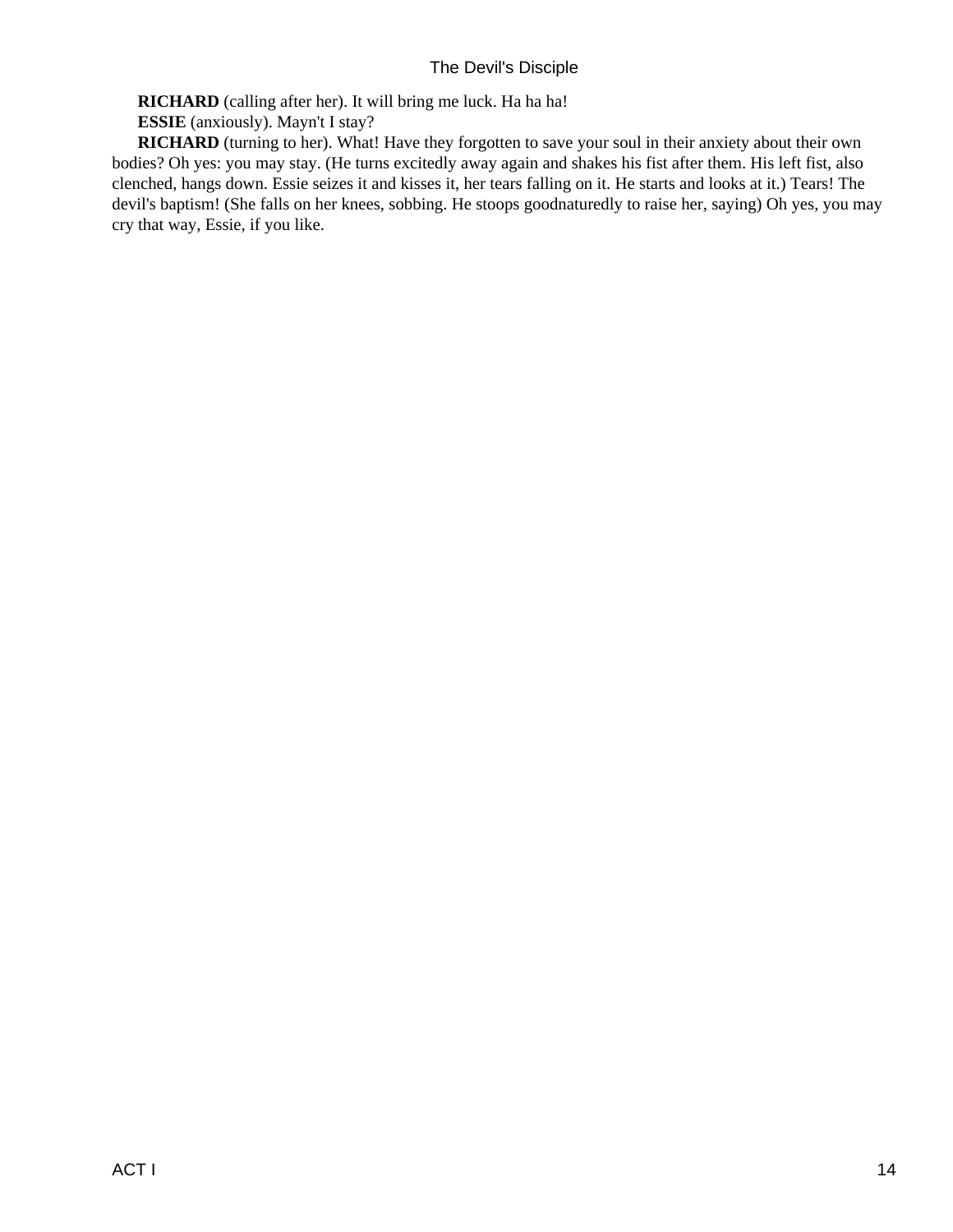**RICHARD** (calling after her). It will bring me luck. Ha ha ha!

**ESSIE** (anxiously). Mayn't I stay?

**RICHARD** (turning to her). What! Have they forgotten to save your soul in their anxiety about their own bodies? Oh yes: you may stay. (He turns excitedly away again and shakes his fist after them. His left fist, also clenched, hangs down. Essie seizes it and kisses it, her tears falling on it. He starts and looks at it.) Tears! The devil's baptism! (She falls on her knees, sobbing. He stoops goodnaturedly to raise her, saying) Oh yes, you may cry that way, Essie, if you like.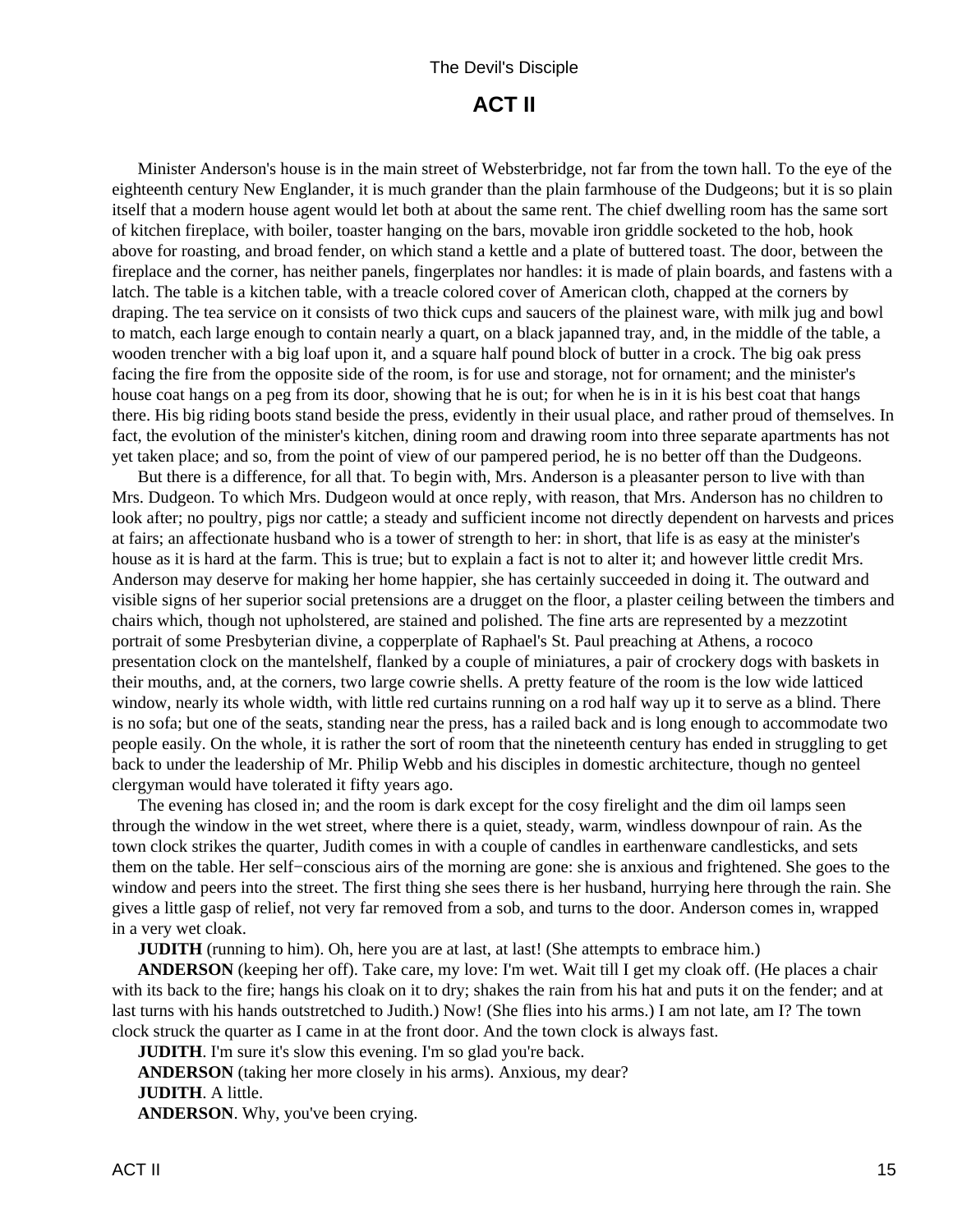## ACT II

Minister Anderson's house is in the main street of Websterbridge, not far from the town hall. To the eye of the eighteenth century New Englander, it is much grander than the plain farmhouse of the Dudgeons; but it is so plain itself that a modern house agent would let both at about the same rent. The chief dwelling room has the same sort of kitchen fireplace, with boiler, toaster hanging on the bars, movable iron griddle socketed to the hob, hook above for roasting, and broad fender, on which stand a kettle and a plate of buttered toast. The door, between the fireplace and the corner, has neither panels, fingerplates nor handles: it is made of plain boards, and fastens with a latch. The table is a kitchen table, with a treacle colored cover of American cloth, chapped at the corners by draping. The tea service on it consists of two thick cups and saucers of the plainest ware, with milk jug and bowl to match, each large enough to contain nearly a quart, on a black japanned tray, and, in the middle of the table, a wooden trencher with a big loaf upon it, and a square half pound block of butter in a crock. The big oak press facing the fire from the opposite side of the room, is for use and storage, not for ornament; and the minister's house coat hangs on a peg from its door, showing that he is out; for when he is in it is his best coat that hangs there. His big riding boots stand beside the press, evidently in their usual place, and rather proud of themselves. In fact, the evolution of the minister's kitchen, dining room and drawing room into three separate apartments has not yet taken place; and so, from the point of view of our pampered period, he is no better off than the Dudgeons.

But there is a difference, for all that. To begin with, Mrs. Anderson is a pleasanter person to live with than Mrs. Dudgeon. To which Mrs. Dudgeon would at once reply, with reason, that Mrs. Anderson has no children to look after; no poultry, pigs nor cattle; a steady and sufficient income not directly dependent on harvests and prices at fairs; an affectionate husband who is a tower of strength to her: in short, that life is as easy at the minister's house as it is hard at the farm. This is true; but to explain a fact is not to alter it; and however little credit Mrs. Anderson may deserve for making her home happier, she has certainly succeeded in doing it. The outward and visible signs of her superior social pretensions are a drugget on the floor, a plaster ceiling between the timbers and chairs which, though not upholstered, are stained and polished. The fine arts are represented by a mezzotint portrait of some Presbyterian divine, a copperplate of Raphael's St. Paul preaching at Athens, a rococo presentation clock on the mantelshelf, flanked by a couple of miniatures, a pair of crockery dogs with baskets in their mouths, and, at the corners, two large cowrie shells. A pretty feature of the room is the low wide latticed window, nearly its whole width, with little red curtains running on a rod half way up it to serve as a blind. There is no sofa; but one of the seats, standing near the press, has a railed back and is long enough to accommodate two people easily. On the whole, it is rather the sort of room that the nineteenth century has ended in struggling to get back to under the leadership of Mr. Philip Webb and his disciples in domestic architecture, though no genteel clergyman would have tolerated it fifty years ago.

The evening has closed in; and the room is dark except for the cosy firelight and the dim oil lamps seen through the window in the wet street, where there is a quiet, steady, warm, windless downpour of rain. As the town clock strikes the quarter, Judith comes in with a couple of candles in earthenware candlesticks, and sets them on the table. Her self−conscious airs of the morning are gone: she is anxious and frightened. She goes to the window and peers into the street. The first thing she sees there is her husband, hurrying here through the rain. She gives a little gasp of relief, not very far removed from a sob, and turns to the door. Anderson comes in, wrapped in a very wet cloak.

**JUDITH** (running to him). Oh, here you are at last, at last! (She attempts to embrace him.)

**ANDERSON** (keeping her off). Take care, my love: I'm wet. Wait till I get my cloak off. (He places a chair with its back to the fire; hangs his cloak on it to dry; shakes the rain from his hat and puts it on the fender; and at last turns with his hands outstretched to Judith.) Now! (She flies into his arms.) I am not late, am I? The town clock struck the quarter as I came in at the front door. And the town clock is always fast.

**JUDITH**. I'm sure it's slow this evening. I'm so glad you're back.

**ANDERSON** (taking her more closely in his arms). Anxious, my dear?

**JUDITH**. A little.

**ANDERSON**. Why, you've been crying.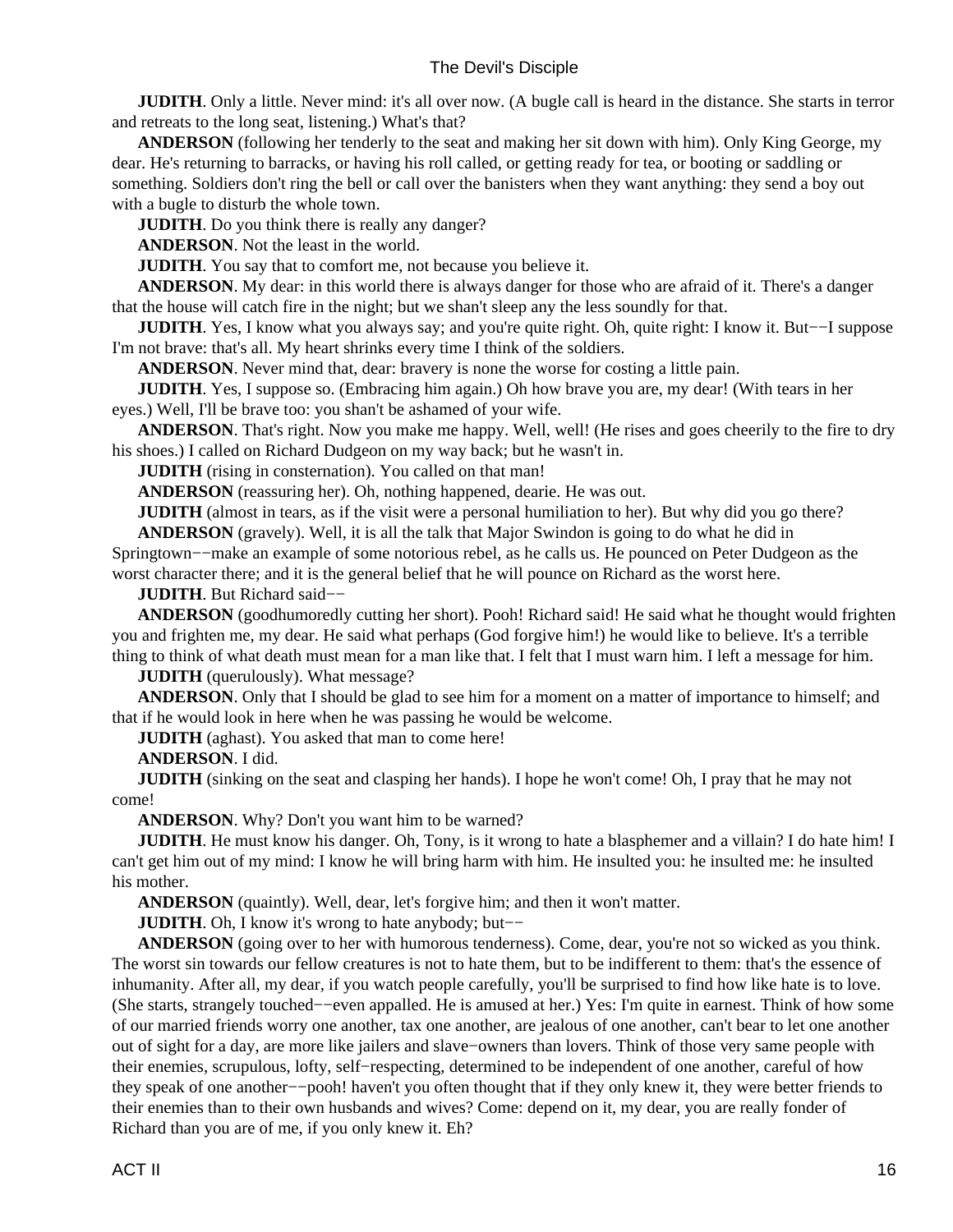**JUDITH**. Only a little. Never mind: it's all over now. (A bugle call is heard in the distance. She starts in terror and retreats to the long seat, listening.) What's that?

**ANDERSON** (following her tenderly to the seat and making her sit down with him). Only King George, my dear. He's returning to barracks, or having his roll called, or getting ready for tea, or booting or saddling or something. Soldiers don't ring the bell or call over the banisters when they want anything: they send a boy out with a bugle to disturb the whole town.

**JUDITH**. Do you think there is really any danger?

**ANDERSON**. Not the least in the world.

**JUDITH**. You say that to comfort me, not because you believe it.

**ANDERSON**. My dear: in this world there is always danger for those who are afraid of it. There's a danger that the house will catch fire in the night; but we shan't sleep any the less soundly for that.

**JUDITH**. Yes, I know what you always say; and you're quite right. Oh, quite right: I know it. But−−I suppose I'm not brave: that's all. My heart shrinks every time I think of the soldiers.

**ANDERSON**. Never mind that, dear: bravery is none the worse for costing a little pain.

**JUDITH**. Yes, I suppose so. (Embracing him again.) Oh how brave you are, my dear! (With tears in her eyes.) Well, I'll be brave too: you shan't be ashamed of your wife.

**ANDERSON**. That's right. Now you make me happy. Well, well! (He rises and goes cheerily to the fire to dry his shoes.) I called on Richard Dudgeon on my way back; but he wasn't in.

**JUDITH** (rising in consternation). You called on that man!

**ANDERSON** (reassuring her). Oh, nothing happened, dearie. He was out.

**JUDITH** (almost in tears, as if the visit were a personal humiliation to her). But why did you go there?

**ANDERSON** (gravely). Well, it is all the talk that Major Swindon is going to do what he did in Springtown−−make an example of some notorious rebel, as he calls us. He pounced on Peter Dudgeon as the worst character there; and it is the general belief that he will pounce on Richard as the worst here.

**JUDITH**. But Richard said−−

**ANDERSON** (goodhumoredly cutting her short). Pooh! Richard said! He said what he thought would frighten you and frighten me, my dear. He said what perhaps (God forgive him!) he would like to believe. It's a terrible thing to think of what death must mean for a man like that. I felt that I must warn him. I left a message for him.

**JUDITH** (querulously). What message?

**ANDERSON**. Only that I should be glad to see him for a moment on a matter of importance to himself; and that if he would look in here when he was passing he would be welcome.

**JUDITH** (aghast). You asked that man to come here!

**ANDERSON**. I did.

**JUDITH** (sinking on the seat and clasping her hands). I hope he won't come! Oh, I pray that he may not come!

**ANDERSON**. Why? Don't you want him to be warned?

**JUDITH**. He must know his danger. Oh, Tony, is it wrong to hate a blasphemer and a villain? I do hate him! I can't get him out of my mind: I know he will bring harm with him. He insulted you: he insulted me: he insulted his mother.

**ANDERSON** (quaintly). Well, dear, let's forgive him; and then it won't matter.

**JUDITH**. Oh, I know it's wrong to hate anybody; but−−

**ANDERSON** (going over to her with humorous tenderness). Come, dear, you're not so wicked as you think. The worst sin towards our fellow creatures is not to hate them, but to be indifferent to them: that's the essence of inhumanity. After all, my dear, if you watch people carefully, you'll be surprised to find how like hate is to love. (She starts, strangely touched−−even appalled. He is amused at her.) Yes: I'm quite in earnest. Think of how some of our married friends worry one another, tax one another, are jealous of one another, can't bear to let one another out of sight for a day, are more like jailers and slave−owners than lovers. Think of those very same people with their enemies, scrupulous, lofty, self−respecting, determined to be independent of one another, careful of how they speak of one another−−pooh! haven't you often thought that if they only knew it, they were better friends to their enemies than to their own husbands and wives? Come: depend on it, my dear, you are really fonder of Richard than you are of me, if you only knew it. Eh?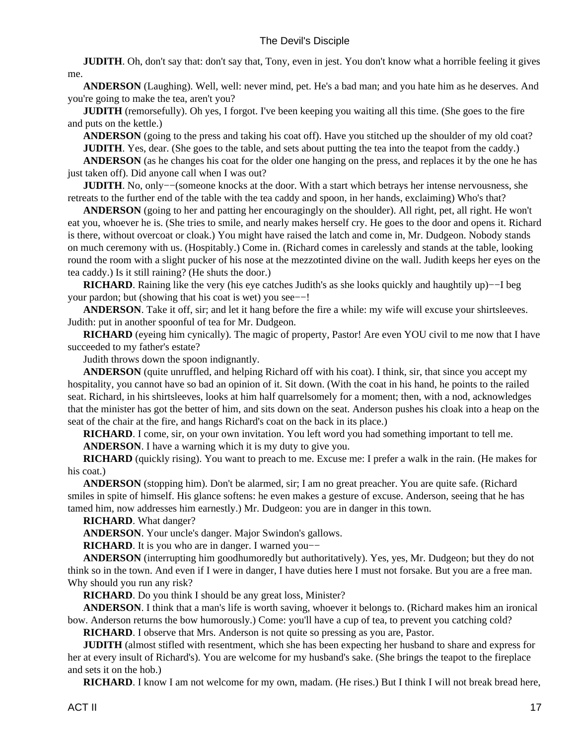**JUDITH**. Oh, don't say that: don't say that, Tony, even in jest. You don't know what a horrible feeling it gives me.

**ANDERSON** (Laughing). Well, well: never mind, pet. He's a bad man; and you hate him as he deserves. And you're going to make the tea, aren't you?

**JUDITH** (remorsefully). Oh yes, I forgot. I've been keeping you waiting all this time. (She goes to the fire and puts on the kettle.)

**ANDERSON** (going to the press and taking his coat off). Have you stitched up the shoulder of my old coat?

**JUDITH**. Yes, dear. (She goes to the table, and sets about putting the tea into the teapot from the caddy.)

**ANDERSON** (as he changes his coat for the older one hanging on the press, and replaces it by the one he has just taken off). Did anyone call when I was out?

**JUDITH**. No, only−−(someone knocks at the door. With a start which betrays her intense nervousness, she retreats to the further end of the table with the tea caddy and spoon, in her hands, exclaiming) Who's that?

**ANDERSON** (going to her and patting her encouragingly on the shoulder). All right, pet, all right. He won't eat you, whoever he is. (She tries to smile, and nearly makes herself cry. He goes to the door and opens it. Richard is there, without overcoat or cloak.) You might have raised the latch and come in, Mr. Dudgeon. Nobody stands on much ceremony with us. (Hospitably.) Come in. (Richard comes in carelessly and stands at the table, looking round the room with a slight pucker of his nose at the mezzotinted divine on the wall. Judith keeps her eyes on the tea caddy.) Is it still raining? (He shuts the door.)

**RICHARD**. Raining like the very (his eye catches Judith's as she looks quickly and haughtily up)−−I beg your pardon; but (showing that his coat is wet) you see−−!

**ANDERSON**. Take it off, sir; and let it hang before the fire a while: my wife will excuse your shirtsleeves. Judith: put in another spoonful of tea for Mr. Dudgeon.

**RICHARD** (eyeing him cynically). The magic of property, Pastor! Are even YOU civil to me now that I have succeeded to my father's estate?

Judith throws down the spoon indignantly.

**ANDERSON** (quite unruffled, and helping Richard off with his coat). I think, sir, that since you accept my hospitality, you cannot have so bad an opinion of it. Sit down. (With the coat in his hand, he points to the railed seat. Richard, in his shirtsleeves, looks at him half quarrelsomely for a moment; then, with a nod, acknowledges that the minister has got the better of him, and sits down on the seat. Anderson pushes his cloak into a heap on the seat of the chair at the fire, and hangs Richard's coat on the back in its place.)

**RICHARD**. I come, sir, on your own invitation. You left word you had something important to tell me.

**ANDERSON**. I have a warning which it is my duty to give you.

**RICHARD** (quickly rising). You want to preach to me. Excuse me: I prefer a walk in the rain. (He makes for his coat.)

**ANDERSON** (stopping him). Don't be alarmed, sir; I am no great preacher. You are quite safe. (Richard smiles in spite of himself. His glance softens: he even makes a gesture of excuse. Anderson, seeing that he has tamed him, now addresses him earnestly.) Mr. Dudgeon: you are in danger in this town.

**RICHARD**. What danger?

**ANDERSON**. Your uncle's danger. Major Swindon's gallows.

**RICHARD**. It is you who are in danger. I warned you−−

**ANDERSON** (interrupting him goodhumoredly but authoritatively). Yes, yes, Mr. Dudgeon; but they do not think so in the town. And even if I were in danger, I have duties here I must not forsake. But you are a free man. Why should you run any risk?

**RICHARD**. Do you think I should be any great loss, Minister?

**ANDERSON**. I think that a man's life is worth saving, whoever it belongs to. (Richard makes him an ironical bow. Anderson returns the bow humorously.) Come: you'll have a cup of tea, to prevent you catching cold?

**RICHARD**. I observe that Mrs. Anderson is not quite so pressing as you are, Pastor.

**JUDITH** (almost stifled with resentment, which she has been expecting her husband to share and express for her at every insult of Richard's). You are welcome for my husband's sake. (She brings the teapot to the fireplace and sets it on the hob.)

**RICHARD**. I know I am not welcome for my own, madam. (He rises.) But I think I will not break bread here,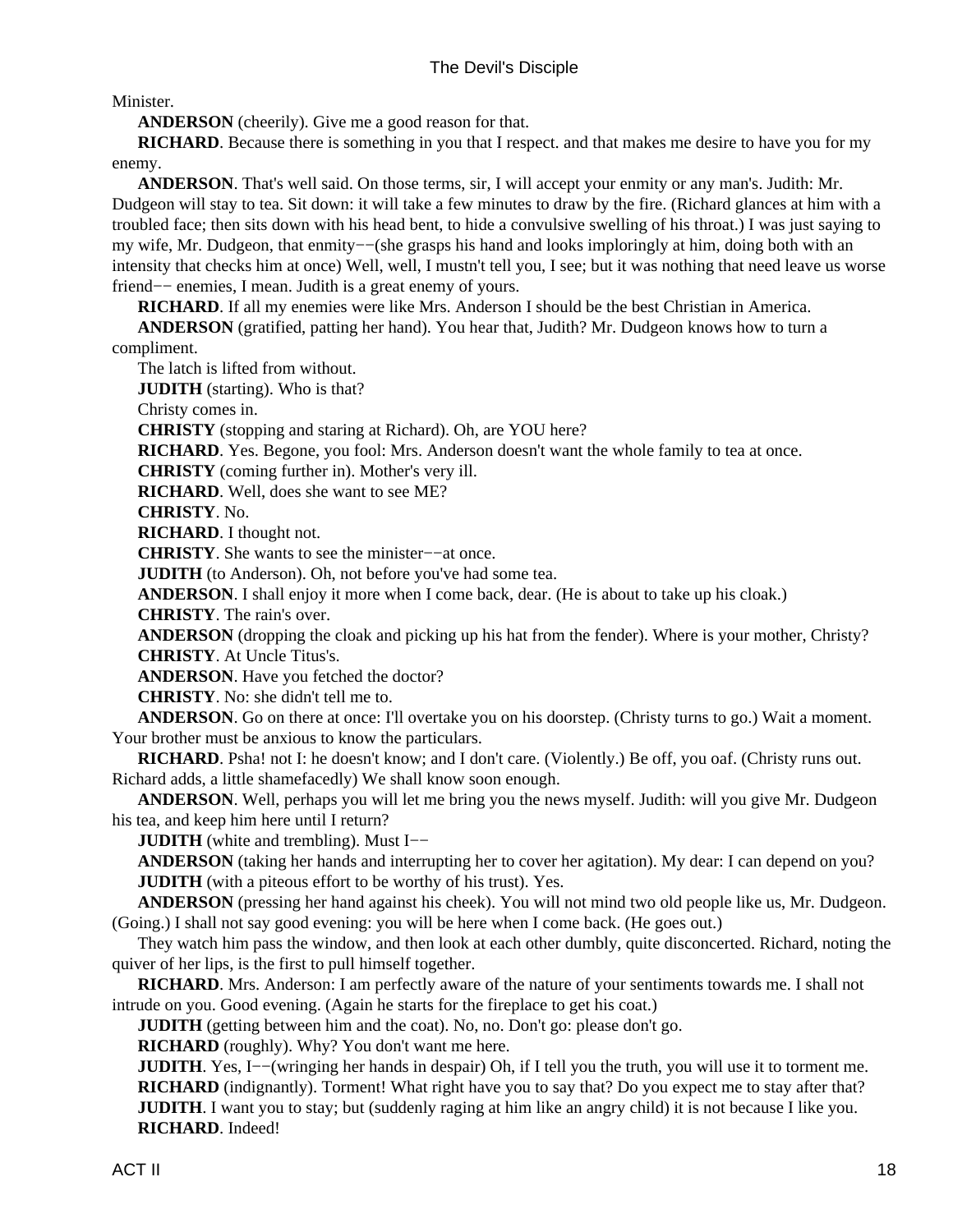Minister.

**ANDERSON** (cheerily). Give me a good reason for that.

**RICHARD**. Because there is something in you that I respect. and that makes me desire to have you for my enemy.

**ANDERSON**. That's well said. On those terms, sir, I will accept your enmity or any man's. Judith: Mr. Dudgeon will stay to tea. Sit down: it will take a few minutes to draw by the fire. (Richard glances at him with a troubled face; then sits down with his head bent, to hide a convulsive swelling of his throat.) I was just saying to my wife, Mr. Dudgeon, that enmity−−(she grasps his hand and looks imploringly at him, doing both with an intensity that checks him at once) Well, well, I mustn't tell you, I see; but it was nothing that need leave us worse friend−− enemies, I mean. Judith is a great enemy of yours.

**RICHARD**. If all my enemies were like Mrs. Anderson I should be the best Christian in America.

**ANDERSON** (gratified, patting her hand). You hear that, Judith? Mr. Dudgeon knows how to turn a compliment.

The latch is lifted from without.

**JUDITH** (starting). Who is that?

Christy comes in.

**CHRISTY** (stopping and staring at Richard). Oh, are YOU here?

**RICHARD**. Yes. Begone, you fool: Mrs. Anderson doesn't want the whole family to tea at once.

**CHRISTY** (coming further in). Mother's very ill.

**RICHARD**. Well, does she want to see ME?

**CHRISTY**. No.

**RICHARD**. I thought not.

**CHRISTY**. She wants to see the minister−−at once.

**JUDITH** (to Anderson). Oh, not before you've had some tea.

**ANDERSON**. I shall enjoy it more when I come back, dear. (He is about to take up his cloak.)

**CHRISTY**. The rain's over.

**ANDERSON** (dropping the cloak and picking up his hat from the fender). Where is your mother, Christy?

**CHRISTY**. At Uncle Titus's.

**ANDERSON**. Have you fetched the doctor?

**CHRISTY**. No: she didn't tell me to.

**ANDERSON**. Go on there at once: I'll overtake you on his doorstep. (Christy turns to go.) Wait a moment. Your brother must be anxious to know the particulars.

**RICHARD**. Psha! not I: he doesn't know; and I don't care. (Violently.) Be off, you oaf. (Christy runs out. Richard adds, a little shamefacedly) We shall know soon enough.

**ANDERSON**. Well, perhaps you will let me bring you the news myself. Judith: will you give Mr. Dudgeon his tea, and keep him here until I return?

**JUDITH** (white and trembling). Must I−−

**ANDERSON** (taking her hands and interrupting her to cover her agitation). My dear: I can depend on you?

**JUDITH** (with a piteous effort to be worthy of his trust). Yes.

**ANDERSON** (pressing her hand against his cheek). You will not mind two old people like us, Mr. Dudgeon. (Going.) I shall not say good evening: you will be here when I come back. (He goes out.)

They watch him pass the window, and then look at each other dumbly, quite disconcerted. Richard, noting the quiver of her lips, is the first to pull himself together.

**RICHARD**. Mrs. Anderson: I am perfectly aware of the nature of your sentiments towards me. I shall not intrude on you. Good evening. (Again he starts for the fireplace to get his coat.)

**JUDITH** (getting between him and the coat). No, no. Don't go: please don't go.

**RICHARD** (roughly). Why? You don't want me here.

**JUDITH**. Yes, I−−(wringing her hands in despair) Oh, if I tell you the truth, you will use it to torment me.

**RICHARD** (indignantly). Torment! What right have you to say that? Do you expect me to stay after that?

**JUDITH**. I want you to stay; but (suddenly raging at him like an angry child) it is not because I like you.

**RICHARD**. Indeed!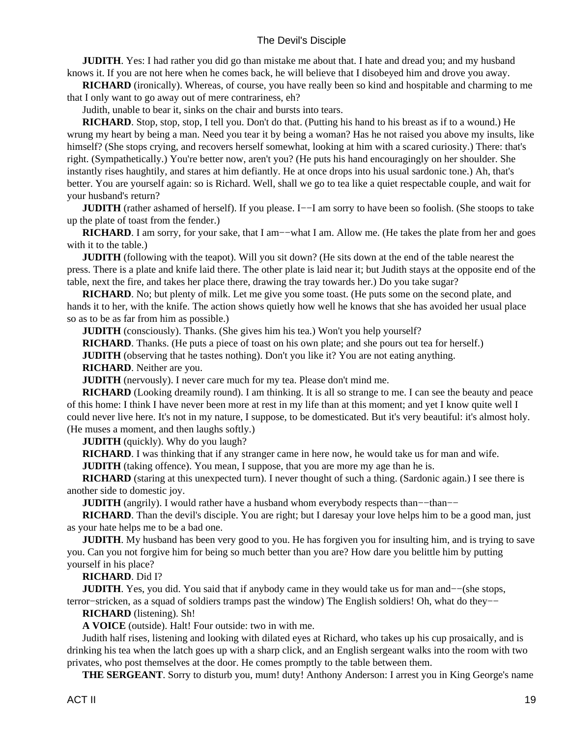**JUDITH**. Yes: I had rather you did go than mistake me about that. I hate and dread you; and my husband knows it. If you are not here when he comes back, he will believe that I disobeyed him and drove you away.

**RICHARD** (ironically). Whereas, of course, you have really been so kind and hospitable and charming to me that I only want to go away out of mere contrariness, eh?

Judith, unable to bear it, sinks on the chair and bursts into tears.

**RICHARD**. Stop, stop, stop, I tell you. Don't do that. (Putting his hand to his breast as if to a wound.) He wrung my heart by being a man. Need you tear it by being a woman? Has he not raised you above my insults, like himself? (She stops crying, and recovers herself somewhat, looking at him with a scared curiosity.) There: that's right. (Sympathetically.) You're better now, aren't you? (He puts his hand encouragingly on her shoulder. She instantly rises haughtily, and stares at him defiantly. He at once drops into his usual sardonic tone.) Ah, that's better. You are yourself again: so is Richard. Well, shall we go to tea like a quiet respectable couple, and wait for your husband's return?

**JUDITH** (rather ashamed of herself). If you please. I−−I am sorry to have been so foolish. (She stoops to take up the plate of toast from the fender.)

**RICHARD**. I am sorry, for your sake, that I am−−what I am. Allow me. (He takes the plate from her and goes with it to the table.)

**JUDITH** (following with the teapot). Will you sit down? (He sits down at the end of the table nearest the press. There is a plate and knife laid there. The other plate is laid near it; but Judith stays at the opposite end of the table, next the fire, and takes her place there, drawing the tray towards her.) Do you take sugar?

**RICHARD**. No; but plenty of milk. Let me give you some toast. (He puts some on the second plate, and hands it to her, with the knife. The action shows quietly how well he knows that she has avoided her usual place so as to be as far from him as possible.)

**JUDITH** (consciously). Thanks. (She gives him his tea.) Won't you help yourself?

**RICHARD**. Thanks. (He puts a piece of toast on his own plate; and she pours out tea for herself.)

**JUDITH** (observing that he tastes nothing). Don't you like it? You are not eating anything.

**RICHARD**. Neither are you.

**JUDITH** (nervously). I never care much for my tea. Please don't mind me.

**RICHARD** (Looking dreamily round). I am thinking. It is all so strange to me. I can see the beauty and peace of this home: I think I have never been more at rest in my life than at this moment; and yet I know quite well I could never live here. It's not in my nature, I suppose, to be domesticated. But it's very beautiful: it's almost holy. (He muses a moment, and then laughs softly.)

**JUDITH** (quickly). Why do you laugh?

**RICHARD**. I was thinking that if any stranger came in here now, he would take us for man and wife.

**JUDITH** (taking offence). You mean, I suppose, that you are more my age than he is.

**RICHARD** (staring at this unexpected turn). I never thought of such a thing. (Sardonic again.) I see there is another side to domestic joy.

**JUDITH** (angrily). I would rather have a husband whom everybody respects than−−than−−

**RICHARD**. Than the devil's disciple. You are right; but I daresay your love helps him to be a good man, just as your hate helps me to be a bad one.

**JUDITH**. My husband has been very good to you. He has forgiven you for insulting him, and is trying to save you. Can you not forgive him for being so much better than you are? How dare you belittle him by putting yourself in his place?

**RICHARD**. Did I?

**JUDITH**. Yes, you did. You said that if anybody came in they would take us for man and−−(she stops, terror−stricken, as a squad of soldiers tramps past the window) The English soldiers! Oh, what do they−−

**RICHARD** (listening). Sh!

**A VOICE** (outside). Halt! Four outside: two in with me.

Judith half rises, listening and looking with dilated eyes at Richard, who takes up his cup prosaically, and is drinking his tea when the latch goes up with a sharp click, and an English sergeant walks into the room with two privates, who post themselves at the door. He comes promptly to the table between them.

**THE SERGEANT**. Sorry to disturb you, mum! duty! Anthony Anderson: I arrest you in King George's name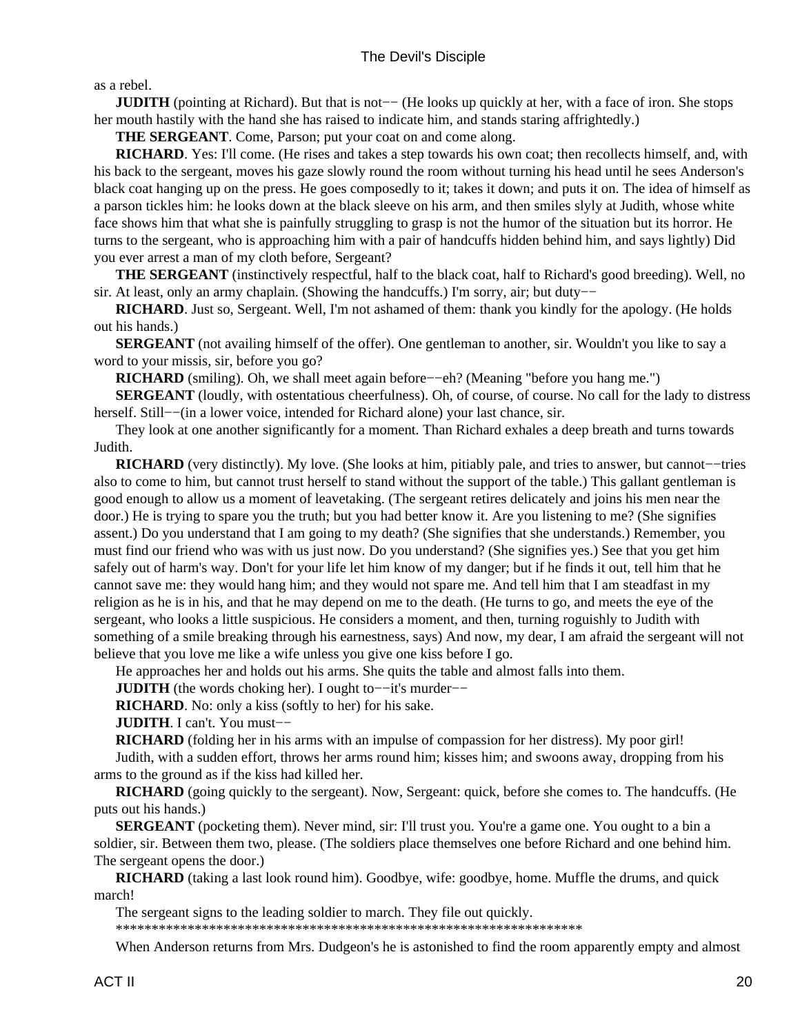as a rebel.

**JUDITH** (pointing at Richard). But that is not−− (He looks up quickly at her, with a face of iron. She stops her mouth hastily with the hand she has raised to indicate him, and stands staring affrightedly.)

**THE SERGEANT**. Come, Parson; put your coat on and come along.

**RICHARD**. Yes: I'll come. (He rises and takes a step towards his own coat; then recollects himself, and, with his back to the sergeant, moves his gaze slowly round the room without turning his head until he sees Anderson's black coat hanging up on the press. He goes composedly to it; takes it down; and puts it on. The idea of himself as a parson tickles him: he looks down at the black sleeve on his arm, and then smiles slyly at Judith, whose white face shows him that what she is painfully struggling to grasp is not the humor of the situation but its horror. He turns to the sergeant, who is approaching him with a pair of handcuffs hidden behind him, and says lightly) Did you ever arrest a man of my cloth before, Sergeant?

**THE SERGEANT** (instinctively respectful, half to the black coat, half to Richard's good breeding). Well, no sir. At least, only an army chaplain. (Showing the handcuffs.) I'm sorry, air; but duty−−

**RICHARD**. Just so, Sergeant. Well, I'm not ashamed of them: thank you kindly for the apology. (He holds out his hands.)

**SERGEANT** (not availing himself of the offer). One gentleman to another, sir. Wouldn't you like to say a word to your missis, sir, before you go?

**RICHARD** (smiling). Oh, we shall meet again before−−eh? (Meaning "before you hang me.")

**SERGEANT** (loudly, with ostentatious cheerfulness). Oh, of course, of course. No call for the lady to distress herself. Still−−(in a lower voice, intended for Richard alone) your last chance, sir.

They look at one another significantly for a moment. Than Richard exhales a deep breath and turns towards Judith.

**RICHARD** (very distinctly). My love. (She looks at him, pitiably pale, and tries to answer, but cannot−−tries also to come to him, but cannot trust herself to stand without the support of the table.) This gallant gentleman is good enough to allow us a moment of leavetaking. (The sergeant retires delicately and joins his men near the door.) He is trying to spare you the truth; but you had better know it. Are you listening to me? (She signifies assent.) Do you understand that I am going to my death? (She signifies that she understands.) Remember, you must find our friend who was with us just now. Do you understand? (She signifies yes.) See that you get him safely out of harm's way. Don't for your life let him know of my danger; but if he finds it out, tell him that he cannot save me: they would hang him; and they would not spare me. And tell him that I am steadfast in my religion as he is in his, and that he may depend on me to the death. (He turns to go, and meets the eye of the sergeant, who looks a little suspicious. He considers a moment, and then, turning roguishly to Judith with something of a smile breaking through his earnestness, says) And now, my dear, I am afraid the sergeant will not believe that you love me like a wife unless you give one kiss before I go.

He approaches her and holds out his arms. She quits the table and almost falls into them.

**JUDITH** (the words choking her). I ought to−−it's murder−−

**RICHARD**. No: only a kiss (softly to her) for his sake.

**JUDITH**. I can't. You must−−

**RICHARD** (folding her in his arms with an impulse of compassion for her distress). My poor girl!

Judith, with a sudden effort, throws her arms round him; kisses him; and swoons away, dropping from his arms to the ground as if the kiss had killed her.

**RICHARD** (going quickly to the sergeant). Now, Sergeant: quick, before she comes to. The handcuffs. (He puts out his hands.)

**SERGEANT** (pocketing them). Never mind, sir: I'll trust you. You're a game one. You ought to a bin a soldier, sir. Between them two, please. (The soldiers place themselves one before Richard and one behind him. The sergeant opens the door.)

**RICHARD** (taking a last look round him). Goodbye, wife: goodbye, home. Muffle the drums, and quick march!

The sergeant signs to the leading soldier to march. They file out quickly.

*****************************************************************

When Anderson returns from Mrs. Dudgeon's he is astonished to find the room apparently empty and almost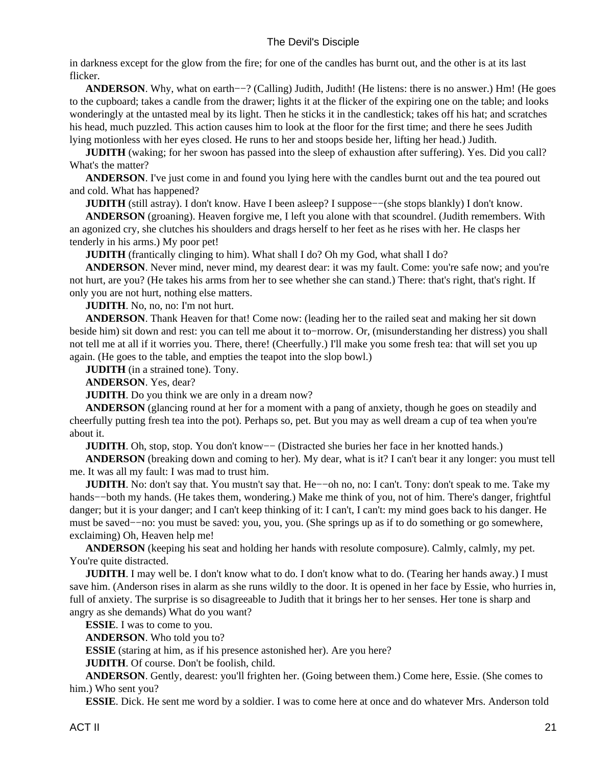in darkness except for the glow from the fire; for one of the candles has burnt out, and the other is at its last flicker.

**ANDERSON**. Why, what on earth−−? (Calling) Judith, Judith! (He listens: there is no answer.) Hm! (He goes to the cupboard; takes a candle from the drawer; lights it at the flicker of the expiring one on the table; and looks wonderingly at the untasted meal by its light. Then he sticks it in the candlestick; takes off his hat; and scratches his head, much puzzled. This action causes him to look at the floor for the first time; and there he sees Judith lying motionless with her eyes closed. He runs to her and stoops beside her, lifting her head.) Judith.

**JUDITH** (waking; for her swoon has passed into the sleep of exhaustion after suffering). Yes. Did you call? What's the matter?

**ANDERSON**. I've just come in and found you lying here with the candles burnt out and the tea poured out and cold. What has happened?

**JUDITH** (still astray). I don't know. Have I been asleep? I suppose−−(she stops blankly) I don't know.

**ANDERSON** (groaning). Heaven forgive me, I left you alone with that scoundrel. (Judith remembers. With an agonized cry, she clutches his shoulders and drags herself to her feet as he rises with her. He clasps her tenderly in his arms.) My poor pet!

**JUDITH** (frantically clinging to him). What shall I do? Oh my God, what shall I do?

**ANDERSON**. Never mind, never mind, my dearest dear: it was my fault. Come: you're safe now; and you're not hurt, are you? (He takes his arms from her to see whether she can stand.) There: that's right, that's right. If only you are not hurt, nothing else matters.

**JUDITH**. No, no, no: I'm not hurt.

**ANDERSON**. Thank Heaven for that! Come now: (leading her to the railed seat and making her sit down beside him) sit down and rest: you can tell me about it to−morrow. Or, (misunderstanding her distress) you shall not tell me at all if it worries you. There, there! (Cheerfully.) I'll make you some fresh tea: that will set you up again. (He goes to the table, and empties the teapot into the slop bowl.)

**JUDITH** (in a strained tone). Tony.

**ANDERSON**. Yes, dear?

**JUDITH**. Do you think we are only in a dream now?

**ANDERSON** (glancing round at her for a moment with a pang of anxiety, though he goes on steadily and cheerfully putting fresh tea into the pot). Perhaps so, pet. But you may as well dream a cup of tea when you're about it.

**JUDITH**. Oh, stop, stop. You don't know−− (Distracted she buries her face in her knotted hands.)

**ANDERSON** (breaking down and coming to her). My dear, what is it? I can't bear it any longer: you must tell me. It was all my fault: I was mad to trust him.

**JUDITH**. No: don't say that. You mustn't say that. He−−oh no, no: I can't. Tony: don't speak to me. Take my hands−−both my hands. (He takes them, wondering.) Make me think of you, not of him. There's danger, frightful danger; but it is your danger; and I can't keep thinking of it: I can't, I can't: my mind goes back to his danger. He must be saved−−no: you must be saved: you, you, you. (She springs up as if to do something or go somewhere, exclaiming) Oh, Heaven help me!

**ANDERSON** (keeping his seat and holding her hands with resolute composure). Calmly, calmly, my pet. You're quite distracted.

**JUDITH**. I may well be. I don't know what to do. I don't know what to do. (Tearing her hands away.) I must save him. (Anderson rises in alarm as she runs wildly to the door. It is opened in her face by Essie, who hurries in, full of anxiety. The surprise is so disagreeable to Judith that it brings her to her senses. Her tone is sharp and angry as she demands) What do you want?

**ESSIE**. I was to come to you.

**ANDERSON**. Who told you to?

**ESSIE** (staring at him, as if his presence astonished her). Are you here?

**JUDITH**. Of course. Don't be foolish, child.

**ANDERSON**. Gently, dearest: you'll frighten her. (Going between them.) Come here, Essie. (She comes to him.) Who sent you?

**ESSIE**. Dick. He sent me word by a soldier. I was to come here at once and do whatever Mrs. Anderson told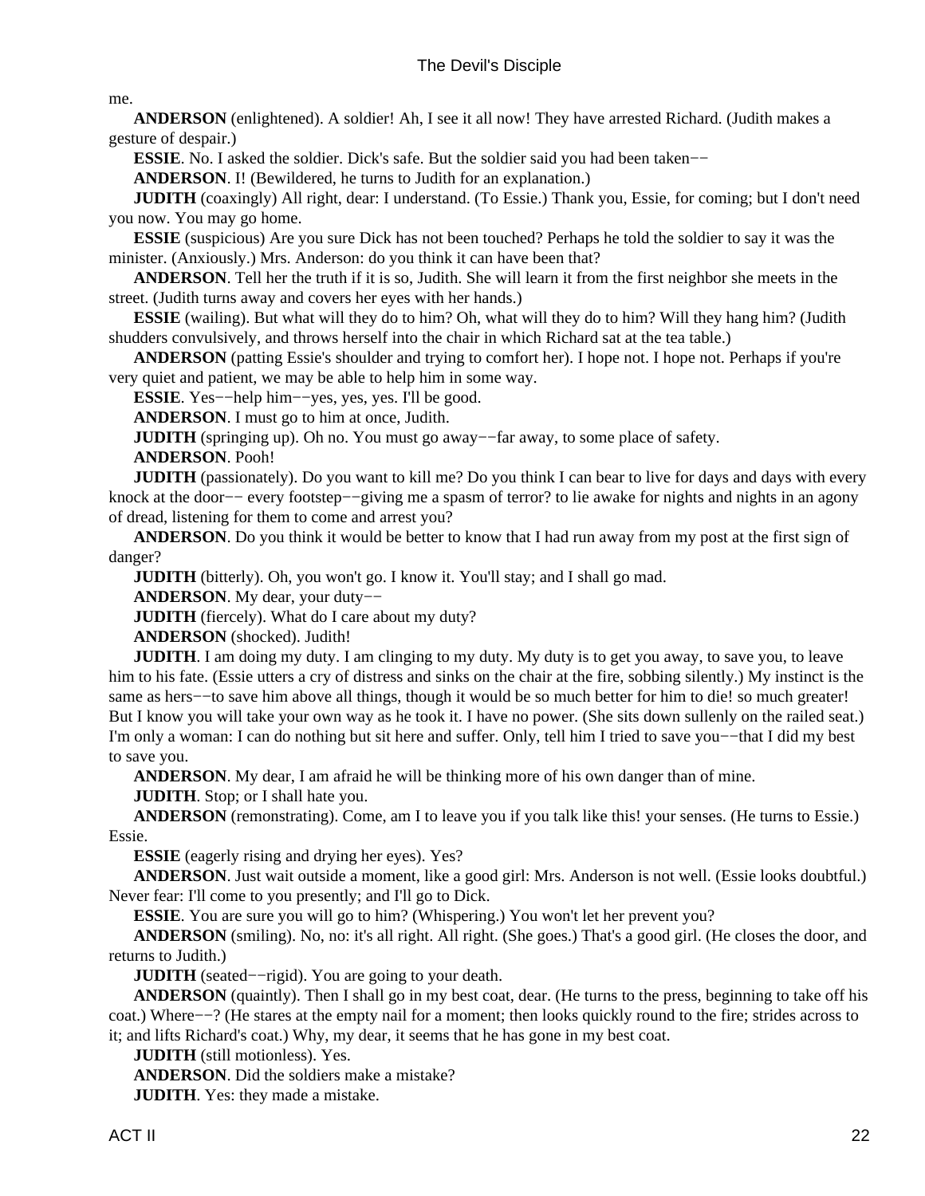me.

**ANDERSON** (enlightened). A soldier! Ah, I see it all now! They have arrested Richard. (Judith makes a gesture of despair.)

**ESSIE**. No. I asked the soldier. Dick's safe. But the soldier said you had been taken−−

**ANDERSON**. I! (Bewildered, he turns to Judith for an explanation.)

**JUDITH** (coaxingly) All right, dear: I understand. (To Essie.) Thank you, Essie, for coming; but I don't need you now. You may go home.

**ESSIE** (suspicious) Are you sure Dick has not been touched? Perhaps he told the soldier to say it was the minister. (Anxiously.) Mrs. Anderson: do you think it can have been that?

**ANDERSON**. Tell her the truth if it is so, Judith. She will learn it from the first neighbor she meets in the street. (Judith turns away and covers her eyes with her hands.)

**ESSIE** (wailing). But what will they do to him? Oh, what will they do to him? Will they hang him? (Judith shudders convulsively, and throws herself into the chair in which Richard sat at the tea table.)

**ANDERSON** (patting Essie's shoulder and trying to comfort her). I hope not. I hope not. Perhaps if you're very quiet and patient, we may be able to help him in some way.

**ESSIE**. Yes−−help him−−yes, yes, yes. I'll be good.

**ANDERSON**. I must go to him at once, Judith.

**JUDITH** (springing up). Oh no. You must go away−−far away, to some place of safety.

**ANDERSON**. Pooh!

**JUDITH** (passionately). Do you want to kill me? Do you think I can bear to live for days and days with every knock at the door−− every footstep−−giving me a spasm of terror? to lie awake for nights and nights in an agony of dread, listening for them to come and arrest you?

**ANDERSON**. Do you think it would be better to know that I had run away from my post at the first sign of danger?

**JUDITH** (bitterly). Oh, you won't go. I know it. You'll stay; and I shall go mad.

**ANDERSON**. My dear, your duty−−

**JUDITH** (fiercely). What do I care about my duty?

**ANDERSON** (shocked). Judith!

**JUDITH**. I am doing my duty. I am clinging to my duty. My duty is to get you away, to save you, to leave him to his fate. (Essie utters a cry of distress and sinks on the chair at the fire, sobbing silently.) My instinct is the same as hers−−to save him above all things, though it would be so much better for him to die! so much greater! But I know you will take your own way as he took it. I have no power. (She sits down sullenly on the railed seat.) I'm only a woman: I can do nothing but sit here and suffer. Only, tell him I tried to save you−−that I did my best to save you.

**ANDERSON**. My dear, I am afraid he will be thinking more of his own danger than of mine.

**JUDITH**. Stop; or I shall hate you.

**ANDERSON** (remonstrating). Come, am I to leave you if you talk like this! your senses. (He turns to Essie.) Essie.

**ESSIE** (eagerly rising and drying her eyes). Yes?

**ANDERSON**. Just wait outside a moment, like a good girl: Mrs. Anderson is not well. (Essie looks doubtful.) Never fear: I'll come to you presently; and I'll go to Dick.

**ESSIE**. You are sure you will go to him? (Whispering.) You won't let her prevent you?

**ANDERSON** (smiling). No, no: it's all right. All right. (She goes.) That's a good girl. (He closes the door, and returns to Judith.)

**JUDITH** (seated−−rigid). You are going to your death.

**ANDERSON** (quaintly). Then I shall go in my best coat, dear. (He turns to the press, beginning to take off his coat.) Where−−? (He stares at the empty nail for a moment; then looks quickly round to the fire; strides across to it; and lifts Richard's coat.) Why, my dear, it seems that he has gone in my best coat.

**JUDITH** (still motionless). Yes.

**ANDERSON**. Did the soldiers make a mistake?

**JUDITH**. Yes: they made a mistake.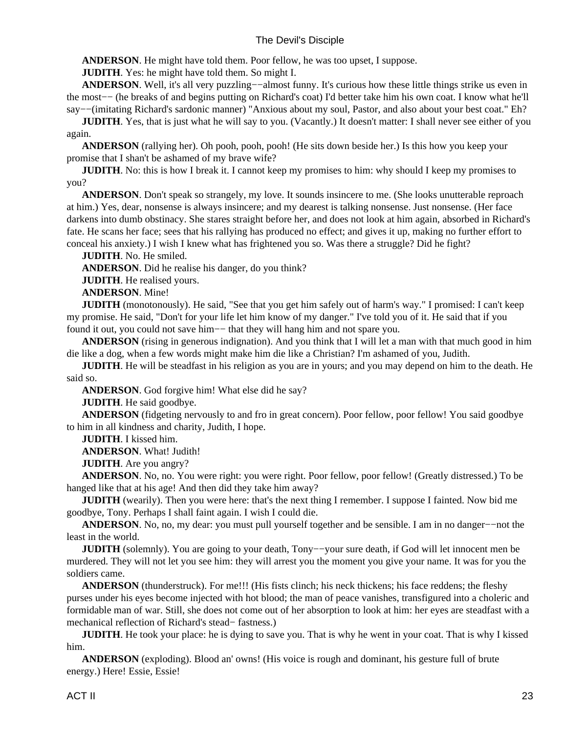**ANDERSON**. He might have told them. Poor fellow, he was too upset, I suppose.

**JUDITH**. Yes: he might have told them. So might I.

**ANDERSON**. Well, it's all very puzzling−−almost funny. It's curious how these little things strike us even in the most−− (he breaks of and begins putting on Richard's coat) I'd better take him his own coat. I know what he'll say−−(imitating Richard's sardonic manner) "Anxious about my soul, Pastor, and also about your best coat." Eh?

**JUDITH**. Yes, that is just what he will say to you. (Vacantly.) It doesn't matter: I shall never see either of you again.

**ANDERSON** (rallying her). Oh pooh, pooh, pooh! (He sits down beside her.) Is this how you keep your promise that I shan't be ashamed of my brave wife?

**JUDITH**. No: this is how I break it. I cannot keep my promises to him: why should I keep my promises to you?

**ANDERSON**. Don't speak so strangely, my love. It sounds insincere to me. (She looks unutterable reproach at him.) Yes, dear, nonsense is always insincere; and my dearest is talking nonsense. Just nonsense. (Her face darkens into dumb obstinacy. She stares straight before her, and does not look at him again, absorbed in Richard's fate. He scans her face; sees that his rallying has produced no effect; and gives it up, making no further effort to conceal his anxiety.) I wish I knew what has frightened you so. Was there a struggle? Did he fight?

**JUDITH**. No. He smiled.

**ANDERSON**. Did he realise his danger, do you think?

**JUDITH**. He realised yours.

**ANDERSON**. Mine!

**JUDITH** (monotonously). He said, "See that you get him safely out of harm's way." I promised: I can't keep my promise. He said, "Don't for your life let him know of my danger." I've told you of it. He said that if you found it out, you could not save him−− that they will hang him and not spare you.

**ANDERSON** (rising in generous indignation). And you think that I will let a man with that much good in him die like a dog, when a few words might make him die like a Christian? I'm ashamed of you, Judith.

**JUDITH**. He will be steadfast in his religion as you are in yours; and you may depend on him to the death. He said so.

**ANDERSON**. God forgive him! What else did he say?

**JUDITH**. He said goodbye.

**ANDERSON** (fidgeting nervously to and fro in great concern). Poor fellow, poor fellow! You said goodbye to him in all kindness and charity, Judith, I hope.

**JUDITH**. I kissed him.

**ANDERSON**. What! Judith!

**JUDITH**. Are you angry?

**ANDERSON**. No, no. You were right: you were right. Poor fellow, poor fellow! (Greatly distressed.) To be hanged like that at his age! And then did they take him away?

**JUDITH** (wearily). Then you were here: that's the next thing I remember. I suppose I fainted. Now bid me goodbye, Tony. Perhaps I shall faint again. I wish I could die.

**ANDERSON**. No, no, my dear: you must pull yourself together and be sensible. I am in no danger−−not the least in the world.

**JUDITH** (solemnly). You are going to your death, Tony−−your sure death, if God will let innocent men be murdered. They will not let you see him: they will arrest you the moment you give your name. It was for you the soldiers came.

**ANDERSON** (thunderstruck). For me!!! (His fists clinch; his neck thickens; his face reddens; the fleshy purses under his eyes become injected with hot blood; the man of peace vanishes, transfigured into a choleric and formidable man of war. Still, she does not come out of her absorption to look at him: her eyes are steadfast with a mechanical reflection of Richard's stead− fastness.)

**JUDITH**. He took your place: he is dying to save you. That is why he went in your coat. That is why I kissed him.

**ANDERSON** (exploding). Blood an' owns! (His voice is rough and dominant, his gesture full of brute energy.) Here! Essie, Essie!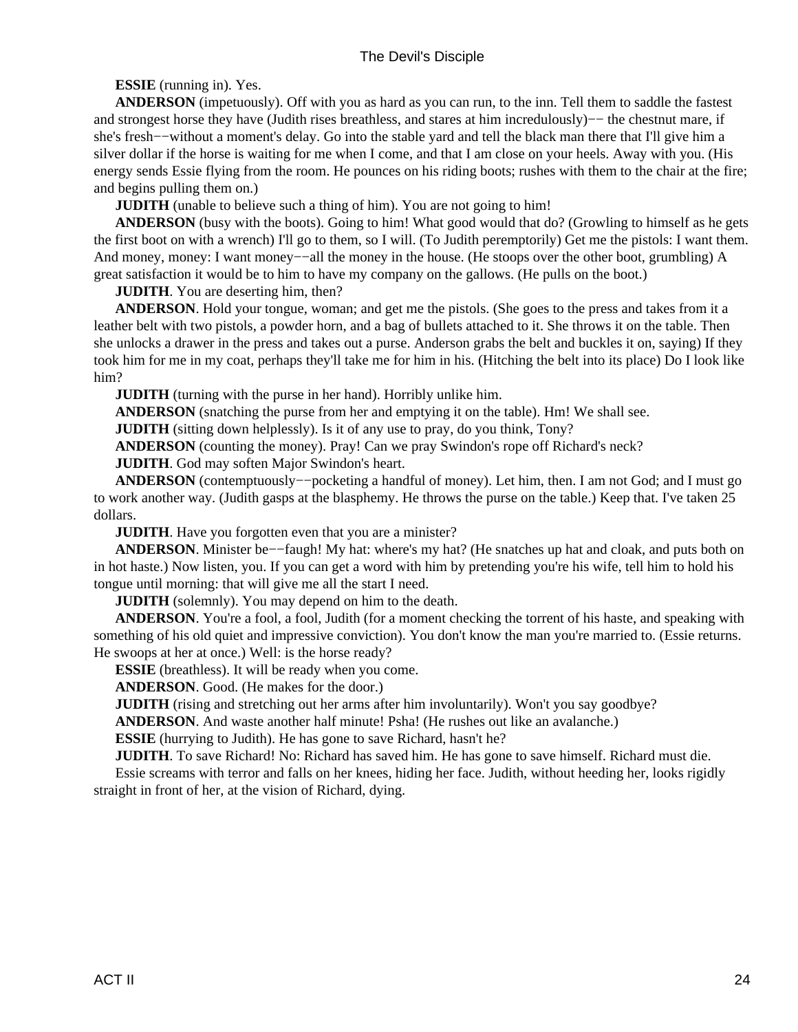**ESSIE** (running in). Yes.

**ANDERSON** (impetuously). Off with you as hard as you can run, to the inn. Tell them to saddle the fastest and strongest horse they have (Judith rises breathless, and stares at him incredulously)−− the chestnut mare, if she's fresh−−without a moment's delay. Go into the stable yard and tell the black man there that I'll give him a silver dollar if the horse is waiting for me when I come, and that I am close on your heels. Away with you. (His energy sends Essie flying from the room. He pounces on his riding boots; rushes with them to the chair at the fire; and begins pulling them on.)

**JUDITH** (unable to believe such a thing of him). You are not going to him!

**ANDERSON** (busy with the boots). Going to him! What good would that do? (Growling to himself as he gets the first boot on with a wrench) I'll go to them, so I will. (To Judith peremptorily) Get me the pistols: I want them. And money, money: I want money−−all the money in the house. (He stoops over the other boot, grumbling) A great satisfaction it would be to him to have my company on the gallows. (He pulls on the boot.)

**JUDITH**. You are deserting him, then?

**ANDERSON**. Hold your tongue, woman; and get me the pistols. (She goes to the press and takes from it a leather belt with two pistols, a powder horn, and a bag of bullets attached to it. She throws it on the table. Then she unlocks a drawer in the press and takes out a purse. Anderson grabs the belt and buckles it on, saying) If they took him for me in my coat, perhaps they'll take me for him in his. (Hitching the belt into its place) Do I look like him?

**JUDITH** (turning with the purse in her hand). Horribly unlike him.

**ANDERSON** (snatching the purse from her and emptying it on the table). Hm! We shall see.

**JUDITH** (sitting down helplessly). Is it of any use to pray, do you think, Tony?

**ANDERSON** (counting the money). Pray! Can we pray Swindon's rope off Richard's neck?

**JUDITH**. God may soften Major Swindon's heart.

**ANDERSON** (contemptuously−−pocketing a handful of money). Let him, then. I am not God; and I must go to work another way. (Judith gasps at the blasphemy. He throws the purse on the table.) Keep that. I've taken 25 dollars.

**JUDITH**. Have you forgotten even that you are a minister?

**ANDERSON**. Minister be−−faugh! My hat: where's my hat? (He snatches up hat and cloak, and puts both on in hot haste.) Now listen, you. If you can get a word with him by pretending you're his wife, tell him to hold his tongue until morning: that will give me all the start I need.

**JUDITH** (solemnly). You may depend on him to the death.

**ANDERSON**. You're a fool, a fool, Judith (for a moment checking the torrent of his haste, and speaking with something of his old quiet and impressive conviction). You don't know the man you're married to. (Essie returns. He swoops at her at once.) Well: is the horse ready?

**ESSIE** (breathless). It will be ready when you come.

**ANDERSON**. Good. (He makes for the door.)

**JUDITH** (rising and stretching out her arms after him involuntarily). Won't you say goodbye?

**ANDERSON**. And waste another half minute! Psha! (He rushes out like an avalanche.)

**ESSIE** (hurrying to Judith). He has gone to save Richard, hasn't he?

**JUDITH**. To save Richard! No: Richard has saved him. He has gone to save himself. Richard must die.

Essie screams with terror and falls on her knees, hiding her face. Judith, without heeding her, looks rigidly straight in front of her, at the vision of Richard, dying.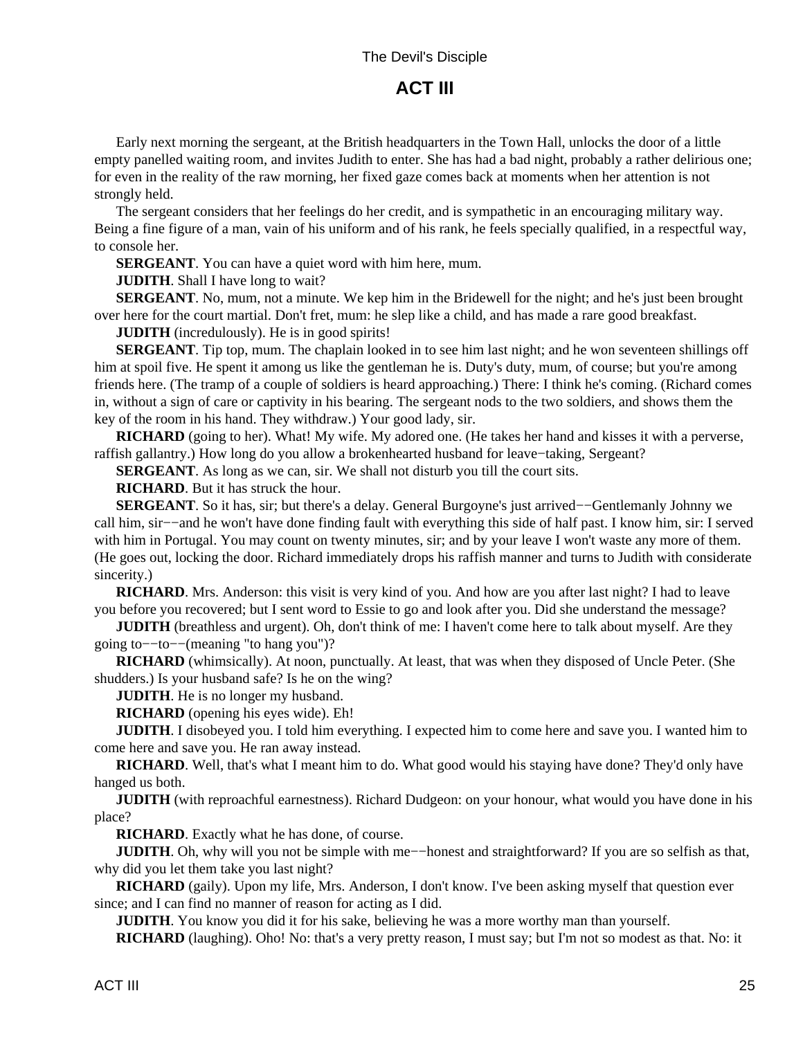## ACT III

Early next morning the sergeant, at the British headquarters in the Town Hall, unlocks the door of a little empty panelled waiting room, and invites Judith to enter. She has had a bad night, probably a rather delirious one; for even in the reality of the raw morning, her fixed gaze comes back at moments when her attention is not strongly held.

The sergeant considers that her feelings do her credit, and is sympathetic in an encouraging military way. Being a fine figure of a man, vain of his uniform and of his rank, he feels specially qualified, in a respectful way, to console her.

**SERGEANT**. You can have a quiet word with him here, mum.

**JUDITH**. Shall I have long to wait?

**SERGEANT**. No, mum, not a minute. We kep him in the Bridewell for the night; and he's just been brought over here for the court martial. Don't fret, mum: he slep like a child, and has made a rare good breakfast.

**JUDITH** (incredulously). He is in good spirits!

**SERGEANT**. Tip top, mum. The chaplain looked in to see him last night; and he won seventeen shillings off him at spoil five. He spent it among us like the gentleman he is. Duty's duty, mum, of course; but you're among friends here. (The tramp of a couple of soldiers is heard approaching.) There: I think he's coming. (Richard comes in, without a sign of care or captivity in his bearing. The sergeant nods to the two soldiers, and shows them the key of the room in his hand. They withdraw.) Your good lady, sir.

**RICHARD** (going to her). What! My wife. My adored one. (He takes her hand and kisses it with a perverse, raffish gallantry.) How long do you allow a brokenhearted husband for leave−taking, Sergeant?

**SERGEANT**. As long as we can, sir. We shall not disturb you till the court sits.

**RICHARD**. But it has struck the hour.

**SERGEANT**. So it has, sir; but there's a delay. General Burgoyne's just arrived−−Gentlemanly Johnny we call him, sir−−and he won't have done finding fault with everything this side of half past. I know him, sir: I served with him in Portugal. You may count on twenty minutes, sir; and by your leave I won't waste any more of them. (He goes out, locking the door. Richard immediately drops his raffish manner and turns to Judith with considerate sincerity.)

**RICHARD**. Mrs. Anderson: this visit is very kind of you. And how are you after last night? I had to leave you before you recovered; but I sent word to Essie to go and look after you. Did she understand the message?

**JUDITH** (breathless and urgent). Oh, don't think of me: I haven't come here to talk about myself. Are they going to−−to−−(meaning "to hang you")?

**RICHARD** (whimsically). At noon, punctually. At least, that was when they disposed of Uncle Peter. (She shudders.) Is your husband safe? Is he on the wing?

**JUDITH**. He is no longer my husband.

**RICHARD** (opening his eyes wide). Eh!

**JUDITH**. I disobeyed you. I told him everything. I expected him to come here and save you. I wanted him to come here and save you. He ran away instead.

**RICHARD**. Well, that's what I meant him to do. What good would his staying have done? They'd only have hanged us both.

**JUDITH** (with reproachful earnestness). Richard Dudgeon: on your honour, what would you have done in his place?

**RICHARD**. Exactly what he has done, of course.

**JUDITH**. Oh, why will you not be simple with me−−honest and straightforward? If you are so selfish as that, why did you let them take you last night?

**RICHARD** (gaily). Upon my life, Mrs. Anderson, I don't know. I've been asking myself that question ever since; and I can find no manner of reason for acting as I did.

**JUDITH**. You know you did it for his sake, believing he was a more worthy man than yourself.

**RICHARD** (laughing). Oho! No: that's a very pretty reason, I must say; but I'm not so modest as that. No: it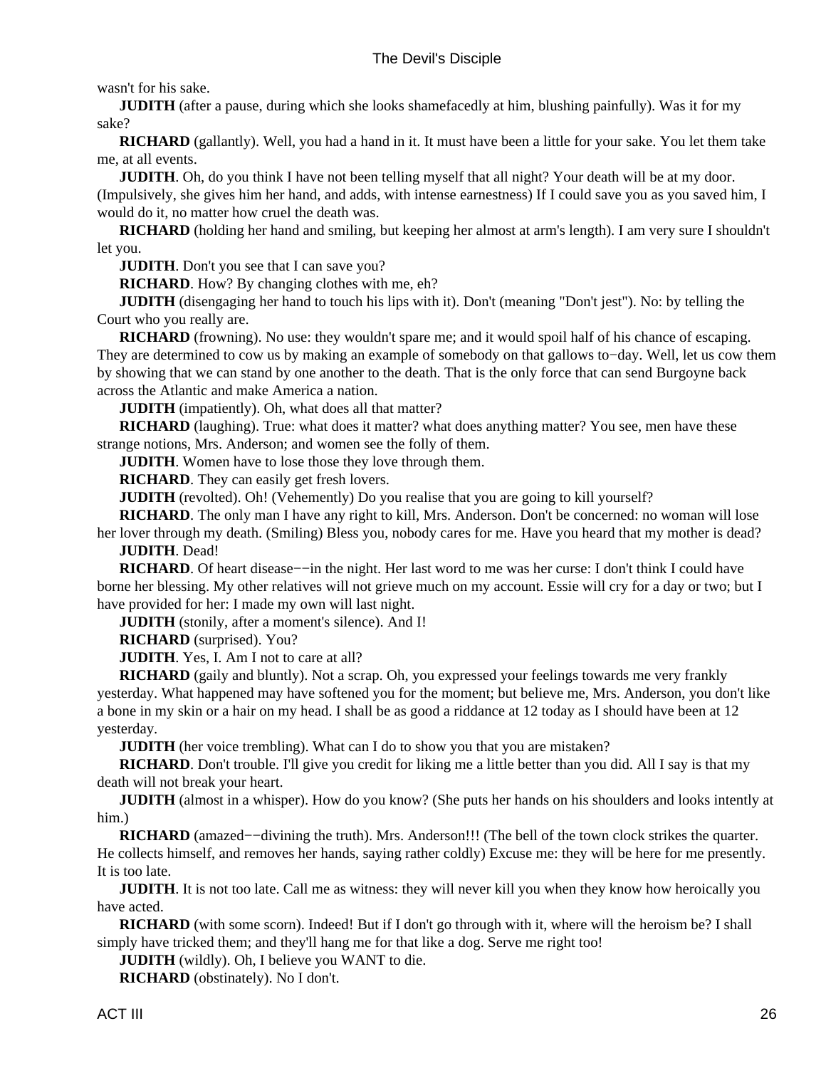wasn't for his sake.

**JUDITH** (after a pause, during which she looks shamefacedly at him, blushing painfully). Was it for my sake?

**RICHARD** (gallantly). Well, you had a hand in it. It must have been a little for your sake. You let them take me, at all events.

**JUDITH**. Oh, do you think I have not been telling myself that all night? Your death will be at my door. (Impulsively, she gives him her hand, and adds, with intense earnestness) If I could save you as you saved him, I would do it, no matter how cruel the death was.

**RICHARD** (holding her hand and smiling, but keeping her almost at arm's length). I am very sure I shouldn't let you.

**JUDITH**. Don't you see that I can save you?

**RICHARD**. How? By changing clothes with me, eh?

**JUDITH** (disengaging her hand to touch his lips with it). Don't (meaning "Don't jest"). No: by telling the Court who you really are.

**RICHARD** (frowning). No use: they wouldn't spare me; and it would spoil half of his chance of escaping. They are determined to cow us by making an example of somebody on that gallows to−day. Well, let us cow them by showing that we can stand by one another to the death. That is the only force that can send Burgoyne back across the Atlantic and make America a nation.

**JUDITH** (impatiently). Oh, what does all that matter?

**RICHARD** (laughing). True: what does it matter? what does anything matter? You see, men have these strange notions, Mrs. Anderson; and women see the folly of them.

**JUDITH**. Women have to lose those they love through them.

**RICHARD**. They can easily get fresh lovers.

**JUDITH** (revolted). Oh! (Vehemently) Do you realise that you are going to kill yourself?

**RICHARD**. The only man I have any right to kill, Mrs. Anderson. Don't be concerned: no woman will lose her lover through my death. (Smiling) Bless you, nobody cares for me. Have you heard that my mother is dead?

**JUDITH**. Dead!

**RICHARD**. Of heart disease−−in the night. Her last word to me was her curse: I don't think I could have borne her blessing. My other relatives will not grieve much on my account. Essie will cry for a day or two; but I have provided for her: I made my own will last night.

**JUDITH** (stonily, after a moment's silence). And I!

**RICHARD** (surprised). You?

**JUDITH**. Yes, I. Am I not to care at all?

**RICHARD** (gaily and bluntly). Not a scrap. Oh, you expressed your feelings towards me very frankly yesterday. What happened may have softened you for the moment; but believe me, Mrs. Anderson, you don't like a bone in my skin or a hair on my head. I shall be as good a riddance at 12 today as I should have been at 12 yesterday.

**JUDITH** (her voice trembling). What can I do to show you that you are mistaken?

**RICHARD**. Don't trouble. I'll give you credit for liking me a little better than you did. All I say is that my death will not break your heart.

**JUDITH** (almost in a whisper). How do you know? (She puts her hands on his shoulders and looks intently at him.)

**RICHARD** (amazed−−divining the truth). Mrs. Anderson!!! (The bell of the town clock strikes the quarter. He collects himself, and removes her hands, saying rather coldly) Excuse me: they will be here for me presently. It is too late.

**JUDITH**. It is not too late. Call me as witness: they will never kill you when they know how heroically you have acted.

**RICHARD** (with some scorn). Indeed! But if I don't go through with it, where will the heroism be? I shall simply have tricked them; and they'll hang me for that like a dog. Serve me right too!

**JUDITH** (wildly). Oh, I believe you WANT to die.

**RICHARD** (obstinately). No I don't.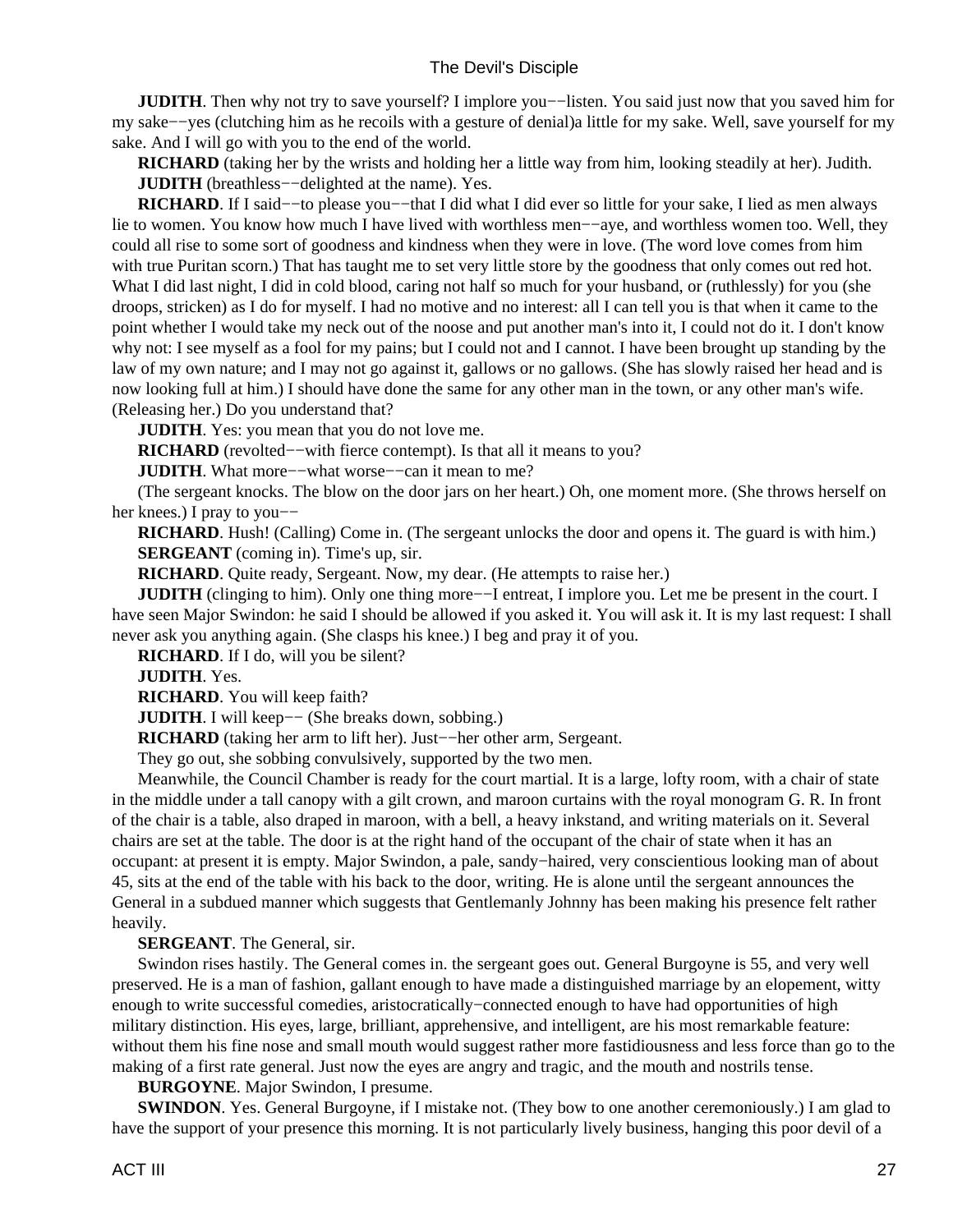**JUDITH**. Then why not try to save yourself? I implore you−−listen. You said just now that you saved him for my sake−−yes (clutching him as he recoils with a gesture of denial)a little for my sake. Well, save yourself for my sake. And I will go with you to the end of the world.

**RICHARD** (taking her by the wrists and holding her a little way from him, looking steadily at her). Judith.

**JUDITH** (breathless−−delighted at the name). Yes.

**RICHARD**. If I said−−to please you−−that I did what I did ever so little for your sake, I lied as men always lie to women. You know how much I have lived with worthless men−−aye, and worthless women too. Well, they could all rise to some sort of goodness and kindness when they were in love. (The word love comes from him with true Puritan scorn.) That has taught me to set very little store by the goodness that only comes out red hot. What I did last night, I did in cold blood, caring not half so much for your husband, or (ruthlessly) for you (she droops, stricken) as I do for myself. I had no motive and no interest: all I can tell you is that when it came to the point whether I would take my neck out of the noose and put another man's into it, I could not do it. I don't know why not: I see myself as a fool for my pains; but I could not and I cannot. I have been brought up standing by the law of my own nature; and I may not go against it, gallows or no gallows. (She has slowly raised her head and is now looking full at him.) I should have done the same for any other man in the town, or any other man's wife. (Releasing her.) Do you understand that?

**JUDITH**. Yes: you mean that you do not love me.

**RICHARD** (revolted−−with fierce contempt). Is that all it means to you?

**JUDITH**. What more−−what worse−−can it mean to me?

(The sergeant knocks. The blow on the door jars on her heart.) Oh, one moment more. (She throws herself on her knees.) I pray to you−−

**RICHARD**. Hush! (Calling) Come in. (The sergeant unlocks the door and opens it. The guard is with him.)

**SERGEANT** (coming in). Time's up, sir.

**RICHARD**. Quite ready, Sergeant. Now, my dear. (He attempts to raise her.)

**JUDITH** (clinging to him). Only one thing more−−I entreat, I implore you. Let me be present in the court. I have seen Major Swindon: he said I should be allowed if you asked it. You will ask it. It is my last request: I shall never ask you anything again. (She clasps his knee.) I beg and pray it of you.

**RICHARD**. If I do, will you be silent?

**JUDITH**. Yes.

**RICHARD**. You will keep faith?

**JUDITH**. I will keep−− (She breaks down, sobbing.)

**RICHARD** (taking her arm to lift her). Just−−her other arm, Sergeant.

They go out, she sobbing convulsively, supported by the two men.

Meanwhile, the Council Chamber is ready for the court martial. It is a large, lofty room, with a chair of state in the middle under a tall canopy with a gilt crown, and maroon curtains with the royal monogram G. R. In front of the chair is a table, also draped in maroon, with a bell, a heavy inkstand, and writing materials on it. Several chairs are set at the table. The door is at the right hand of the occupant of the chair of state when it has an occupant: at present it is empty. Major Swindon, a pale, sandy−haired, very conscientious looking man of about 45, sits at the end of the table with his back to the door, writing. He is alone until the sergeant announces the General in a subdued manner which suggests that Gentlemanly Johnny has been making his presence felt rather heavily.

**SERGEANT**. The General, sir.

Swindon rises hastily. The General comes in. the sergeant goes out. General Burgoyne is 55, and very well preserved. He is a man of fashion, gallant enough to have made a distinguished marriage by an elopement, witty enough to write successful comedies, aristocratically−connected enough to have had opportunities of high military distinction. His eyes, large, brilliant, apprehensive, and intelligent, are his most remarkable feature: without them his fine nose and small mouth would suggest rather more fastidiousness and less force than go to the making of a first rate general. Just now the eyes are angry and tragic, and the mouth and nostrils tense.

**BURGOYNE**. Major Swindon, I presume.

**SWINDON**. Yes. General Burgoyne, if I mistake not. (They bow to one another ceremoniously.) I am glad to have the support of your presence this morning. It is not particularly lively business, hanging this poor devil of a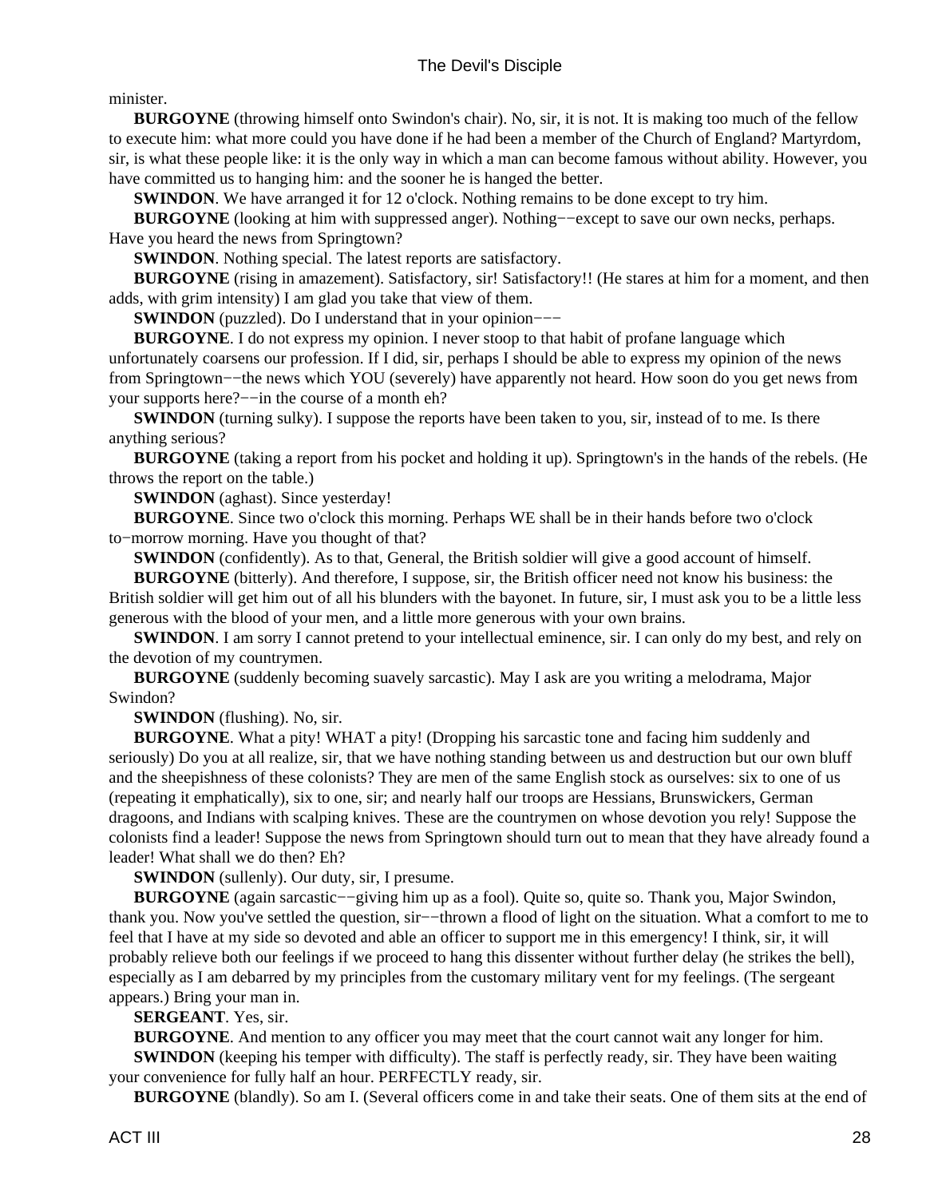minister.

**BURGOYNE** (throwing himself onto Swindon's chair). No, sir, it is not. It is making too much of the fellow to execute him: what more could you have done if he had been a member of the Church of England? Martyrdom, sir, is what these people like: it is the only way in which a man can become famous without ability. However, you have committed us to hanging him: and the sooner he is hanged the better.

**SWINDON**. We have arranged it for 12 o'clock. Nothing remains to be done except to try him.

**BURGOYNE** (looking at him with suppressed anger). Nothing−−except to save our own necks, perhaps. Have you heard the news from Springtown?

**SWINDON**. Nothing special. The latest reports are satisfactory.

**BURGOYNE** (rising in amazement). Satisfactory, sir! Satisfactory!! (He stares at him for a moment, and then adds, with grim intensity) I am glad you take that view of them.

**SWINDON** (puzzled). Do I understand that in your opinion−−−

**BURGOYNE**. I do not express my opinion. I never stoop to that habit of profane language which unfortunately coarsens our profession. If I did, sir, perhaps I should be able to express my opinion of the news from Springtown−−the news which YOU (severely) have apparently not heard. How soon do you get news from your supports here?−−in the course of a month eh?

**SWINDON** (turning sulky). I suppose the reports have been taken to you, sir, instead of to me. Is there anything serious?

**BURGOYNE** (taking a report from his pocket and holding it up). Springtown's in the hands of the rebels. (He throws the report on the table.)

**SWINDON** (aghast). Since yesterday!

**BURGOYNE**. Since two o'clock this morning. Perhaps WE shall be in their hands before two o'clock to−morrow morning. Have you thought of that?

**SWINDON** (confidently). As to that, General, the British soldier will give a good account of himself.

**BURGOYNE** (bitterly). And therefore, I suppose, sir, the British officer need not know his business: the British soldier will get him out of all his blunders with the bayonet. In future, sir, I must ask you to be a little less generous with the blood of your men, and a little more generous with your own brains.

**SWINDON**. I am sorry I cannot pretend to your intellectual eminence, sir. I can only do my best, and rely on the devotion of my countrymen.

**BURGOYNE** (suddenly becoming suavely sarcastic). May I ask are you writing a melodrama, Major Swindon?

**SWINDON** (flushing). No, sir.

**BURGOYNE**. What a pity! WHAT a pity! (Dropping his sarcastic tone and facing him suddenly and seriously) Do you at all realize, sir, that we have nothing standing between us and destruction but our own bluff and the sheepishness of these colonists? They are men of the same English stock as ourselves: six to one of us (repeating it emphatically), six to one, sir; and nearly half our troops are Hessians, Brunswickers, German dragoons, and Indians with scalping knives. These are the countrymen on whose devotion you rely! Suppose the colonists find a leader! Suppose the news from Springtown should turn out to mean that they have already found a leader! What shall we do then? Eh?

**SWINDON** (sullenly). Our duty, sir, I presume.

**BURGOYNE** (again sarcastic−−giving him up as a fool). Quite so, quite so. Thank you, Major Swindon, thank you. Now you've settled the question, sir−−thrown a flood of light on the situation. What a comfort to me to feel that I have at my side so devoted and able an officer to support me in this emergency! I think, sir, it will probably relieve both our feelings if we proceed to hang this dissenter without further delay (he strikes the bell), especially as I am debarred by my principles from the customary military vent for my feelings. (The sergeant appears.) Bring your man in.

**SERGEANT**. Yes, sir.

**BURGOYNE**. And mention to any officer you may meet that the court cannot wait any longer for him.

**SWINDON** (keeping his temper with difficulty). The staff is perfectly ready, sir. They have been waiting your convenience for fully half an hour. PERFECTLY ready, sir.

**BURGOYNE** (blandly). So am I. (Several officers come in and take their seats. One of them sits at the end of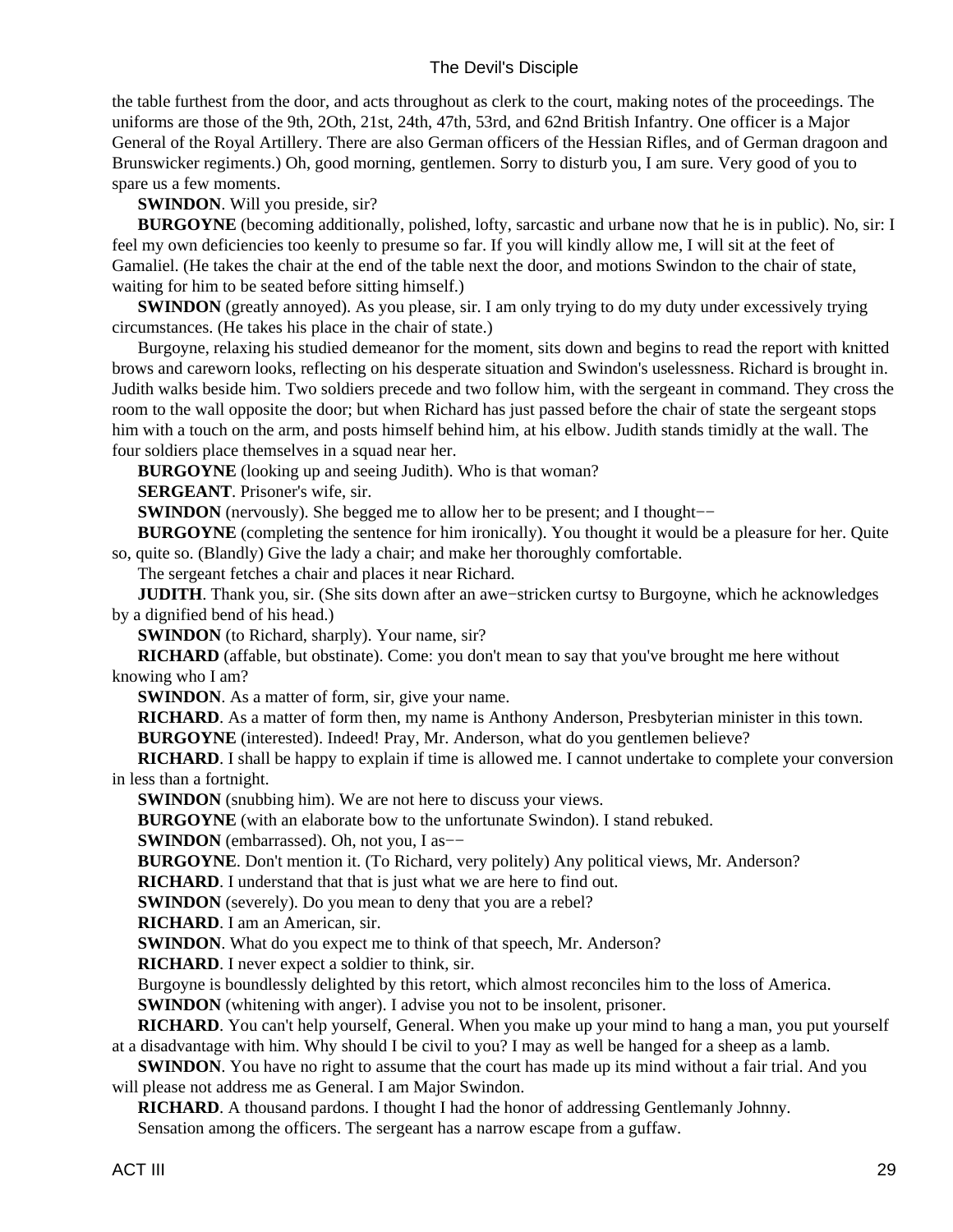the table furthest from the door, and acts throughout as clerk to the court, making notes of the proceedings. The uniforms are those of the 9th, 2Oth, 21st, 24th, 47th, 53rd, and 62nd British Infantry. One officer is a Major General of the Royal Artillery. There are also German officers of the Hessian Rifles, and of German dragoon and Brunswicker regiments.) Oh, good morning, gentlemen. Sorry to disturb you, I am sure. Very good of you to spare us a few moments.

**SWINDON**. Will you preside, sir?

**BURGOYNE** (becoming additionally, polished, lofty, sarcastic and urbane now that he is in public). No, sir: I feel my own deficiencies too keenly to presume so far. If you will kindly allow me, I will sit at the feet of Gamaliel. (He takes the chair at the end of the table next the door, and motions Swindon to the chair of state, waiting for him to be seated before sitting himself.)

**SWINDON** (greatly annoyed). As you please, sir. I am only trying to do my duty under excessively trying circumstances. (He takes his place in the chair of state.)

Burgoyne, relaxing his studied demeanor for the moment, sits down and begins to read the report with knitted brows and careworn looks, reflecting on his desperate situation and Swindon's uselessness. Richard is brought in. Judith walks beside him. Two soldiers precede and two follow him, with the sergeant in command. They cross the room to the wall opposite the door; but when Richard has just passed before the chair of state the sergeant stops him with a touch on the arm, and posts himself behind him, at his elbow. Judith stands timidly at the wall. The four soldiers place themselves in a squad near her.

**BURGOYNE** (looking up and seeing Judith). Who is that woman?

**SERGEANT**. Prisoner's wife, sir.

**SWINDON** (nervously). She begged me to allow her to be present; and I thought−−

**BURGOYNE** (completing the sentence for him ironically). You thought it would be a pleasure for her. Quite so, quite so. (Blandly) Give the lady a chair; and make her thoroughly comfortable.

The sergeant fetches a chair and places it near Richard.

**JUDITH**. Thank you, sir. (She sits down after an awe−stricken curtsy to Burgoyne, which he acknowledges by a dignified bend of his head.)

**SWINDON** (to Richard, sharply). Your name, sir?

**RICHARD** (affable, but obstinate). Come: you don't mean to say that you've brought me here without knowing who I am?

**SWINDON**. As a matter of form, sir, give your name.

**RICHARD**. As a matter of form then, my name is Anthony Anderson, Presbyterian minister in this town.

**BURGOYNE** (interested). Indeed! Pray, Mr. Anderson, what do you gentlemen believe?

**RICHARD**. I shall be happy to explain if time is allowed me. I cannot undertake to complete your conversion in less than a fortnight.

**SWINDON** (snubbing him). We are not here to discuss your views.

**BURGOYNE** (with an elaborate bow to the unfortunate Swindon). I stand rebuked.

**SWINDON** (embarrassed). Oh, not you, I as−−

**BURGOYNE**. Don't mention it. (To Richard, very politely) Any political views, Mr. Anderson?

**RICHARD**. I understand that that is just what we are here to find out.

**SWINDON** (severely). Do you mean to deny that you are a rebel?

**RICHARD**. I am an American, sir.

**SWINDON**. What do you expect me to think of that speech, Mr. Anderson?

**RICHARD**. I never expect a soldier to think, sir.

Burgoyne is boundlessly delighted by this retort, which almost reconciles him to the loss of America.

**SWINDON** (whitening with anger). I advise you not to be insolent, prisoner.

**RICHARD**. You can't help yourself, General. When you make up your mind to hang a man, you put yourself at a disadvantage with him. Why should I be civil to you? I may as well be hanged for a sheep as a lamb.

**SWINDON**. You have no right to assume that the court has made up its mind without a fair trial. And you will please not address me as General. I am Major Swindon.

**RICHARD**. A thousand pardons. I thought I had the honor of addressing Gentlemanly Johnny.

Sensation among the officers. The sergeant has a narrow escape from a guffaw.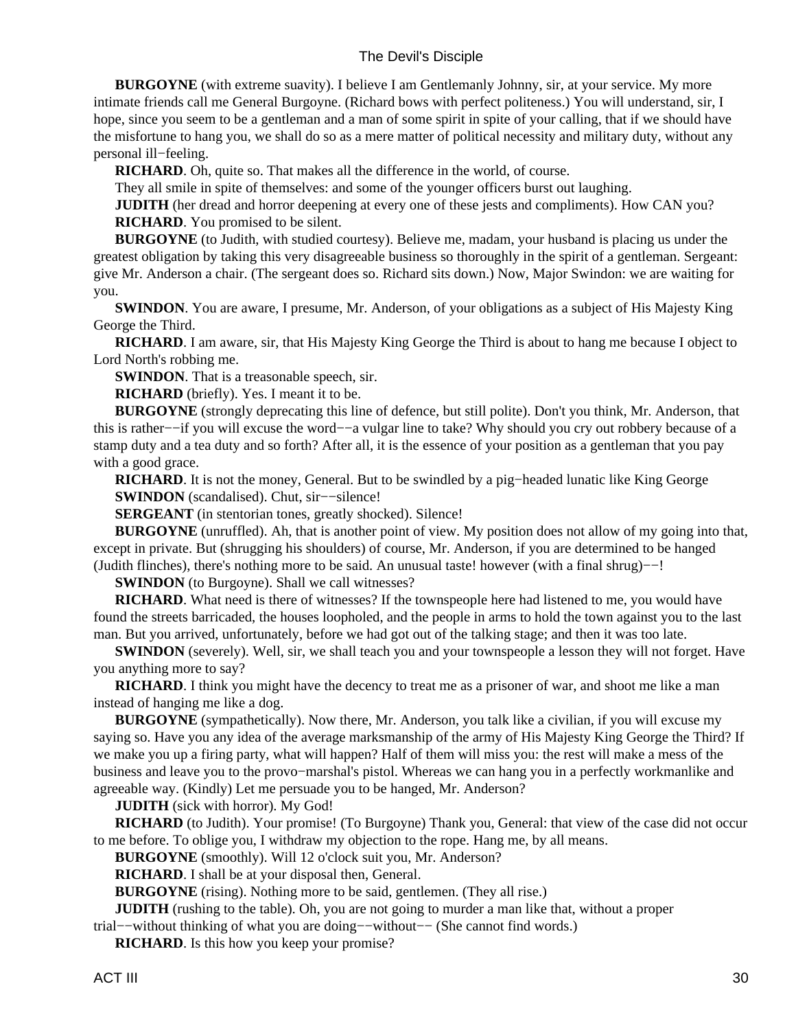**BURGOYNE** (with extreme suavity). I believe I am Gentlemanly Johnny, sir, at your service. My more intimate friends call me General Burgoyne. (Richard bows with perfect politeness.) You will understand, sir, I hope, since you seem to be a gentleman and a man of some spirit in spite of your calling, that if we should have the misfortune to hang you, we shall do so as a mere matter of political necessity and military duty, without any personal ill−feeling.

**RICHARD**. Oh, quite so. That makes all the difference in the world, of course.

They all smile in spite of themselves: and some of the younger officers burst out laughing.

**JUDITH** (her dread and horror deepening at every one of these jests and compliments). How CAN you?

**RICHARD**. You promised to be silent.

**BURGOYNE** (to Judith, with studied courtesy). Believe me, madam, your husband is placing us under the greatest obligation by taking this very disagreeable business so thoroughly in the spirit of a gentleman. Sergeant: give Mr. Anderson a chair. (The sergeant does so. Richard sits down.) Now, Major Swindon: we are waiting for you.

**SWINDON**. You are aware, I presume, Mr. Anderson, of your obligations as a subject of His Majesty King George the Third.

**RICHARD**. I am aware, sir, that His Majesty King George the Third is about to hang me because I object to Lord North's robbing me.

**SWINDON**. That is a treasonable speech, sir.

**RICHARD** (briefly). Yes. I meant it to be.

**BURGOYNE** (strongly deprecating this line of defence, but still polite). Don't you think, Mr. Anderson, that this is rather−−if you will excuse the word−−a vulgar line to take? Why should you cry out robbery because of a stamp duty and a tea duty and so forth? After all, it is the essence of your position as a gentleman that you pay with a good grace.

**RICHARD**. It is not the money, General. But to be swindled by a pig−headed lunatic like King George

**SWINDON** (scandalised). Chut, sir−−silence!

**SERGEANT** (in stentorian tones, greatly shocked). Silence!

**BURGOYNE** (unruffled). Ah, that is another point of view. My position does not allow of my going into that, except in private. But (shrugging his shoulders) of course, Mr. Anderson, if you are determined to be hanged (Judith flinches), there's nothing more to be said. An unusual taste! however (with a final shrug)−−!

**SWINDON** (to Burgoyne). Shall we call witnesses?

**RICHARD**. What need is there of witnesses? If the townspeople here had listened to me, you would have found the streets barricaded, the houses loopholed, and the people in arms to hold the town against you to the last man. But you arrived, unfortunately, before we had got out of the talking stage; and then it was too late.

**SWINDON** (severely). Well, sir, we shall teach you and your townspeople a lesson they will not forget. Have you anything more to say?

**RICHARD**. I think you might have the decency to treat me as a prisoner of war, and shoot me like a man instead of hanging me like a dog.

**BURGOYNE** (sympathetically). Now there, Mr. Anderson, you talk like a civilian, if you will excuse my saying so. Have you any idea of the average marksmanship of the army of His Majesty King George the Third? If we make you up a firing party, what will happen? Half of them will miss you: the rest will make a mess of the business and leave you to the provo−marshal's pistol. Whereas we can hang you in a perfectly workmanlike and agreeable way. (Kindly) Let me persuade you to be hanged, Mr. Anderson?

**JUDITH** (sick with horror). My God!

**RICHARD** (to Judith). Your promise! (To Burgoyne) Thank you, General: that view of the case did not occur to me before. To oblige you, I withdraw my objection to the rope. Hang me, by all means.

**BURGOYNE** (smoothly). Will 12 o'clock suit you, Mr. Anderson?

**RICHARD**. I shall be at your disposal then, General.

**BURGOYNE** (rising). Nothing more to be said, gentlemen. (They all rise.)

**JUDITH** (rushing to the table). Oh, you are not going to murder a man like that, without a proper trial−−without thinking of what you are doing−−without−− (She cannot find words.)

**RICHARD**. Is this how you keep your promise?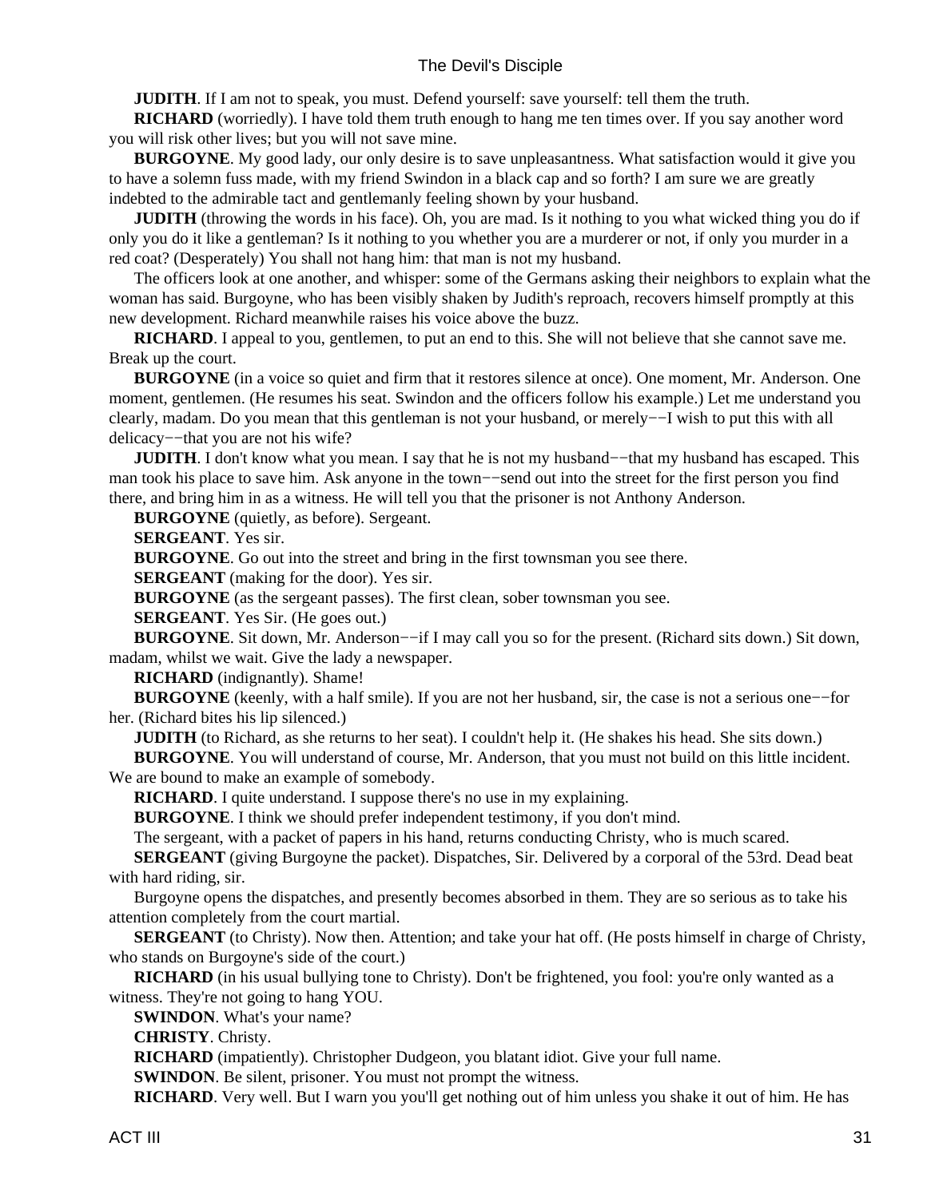**JUDITH**. If I am not to speak, you must. Defend yourself: save yourself: tell them the truth.

**RICHARD** (worriedly). I have told them truth enough to hang me ten times over. If you say another word you will risk other lives; but you will not save mine.

**BURGOYNE**. My good lady, our only desire is to save unpleasantness. What satisfaction would it give you to have a solemn fuss made, with my friend Swindon in a black cap and so forth? I am sure we are greatly indebted to the admirable tact and gentlemanly feeling shown by your husband.

**JUDITH** (throwing the words in his face). Oh, you are mad. Is it nothing to you what wicked thing you do if only you do it like a gentleman? Is it nothing to you whether you are a murderer or not, if only you murder in a red coat? (Desperately) You shall not hang him: that man is not my husband.

The officers look at one another, and whisper: some of the Germans asking their neighbors to explain what the woman has said. Burgoyne, who has been visibly shaken by Judith's reproach, recovers himself promptly at this new development. Richard meanwhile raises his voice above the buzz.

**RICHARD**. I appeal to you, gentlemen, to put an end to this. She will not believe that she cannot save me. Break up the court.

**BURGOYNE** (in a voice so quiet and firm that it restores silence at once). One moment, Mr. Anderson. One moment, gentlemen. (He resumes his seat. Swindon and the officers follow his example.) Let me understand you clearly, madam. Do you mean that this gentleman is not your husband, or merely−−I wish to put this with all delicacy−−that you are not his wife?

**JUDITH**. I don't know what you mean. I say that he is not my husband−−that my husband has escaped. This man took his place to save him. Ask anyone in the town−−send out into the street for the first person you find there, and bring him in as a witness. He will tell you that the prisoner is not Anthony Anderson.

**BURGOYNE** (quietly, as before). Sergeant.

**SERGEANT**. Yes sir.

**BURGOYNE**. Go out into the street and bring in the first townsman you see there.

**SERGEANT** (making for the door). Yes sir.

**BURGOYNE** (as the sergeant passes). The first clean, sober townsman you see.

**SERGEANT**. Yes Sir. (He goes out.)

**BURGOYNE**. Sit down, Mr. Anderson−−if I may call you so for the present. (Richard sits down.) Sit down, madam, whilst we wait. Give the lady a newspaper.

**RICHARD** (indignantly). Shame!

**BURGOYNE** (keenly, with a half smile). If you are not her husband, sir, the case is not a serious one−−for her. (Richard bites his lip silenced.)

**JUDITH** (to Richard, as she returns to her seat). I couldn't help it. (He shakes his head. She sits down.)

**BURGOYNE**. You will understand of course, Mr. Anderson, that you must not build on this little incident. We are bound to make an example of somebody.

**RICHARD**. I quite understand. I suppose there's no use in my explaining.

**BURGOYNE**. I think we should prefer independent testimony, if you don't mind.

The sergeant, with a packet of papers in his hand, returns conducting Christy, who is much scared.

**SERGEANT** (giving Burgoyne the packet). Dispatches, Sir. Delivered by a corporal of the 53rd. Dead beat with hard riding, sir.

Burgoyne opens the dispatches, and presently becomes absorbed in them. They are so serious as to take his attention completely from the court martial.

**SERGEANT** (to Christy). Now then. Attention; and take your hat off. (He posts himself in charge of Christy, who stands on Burgoyne's side of the court.)

**RICHARD** (in his usual bullying tone to Christy). Don't be frightened, you fool: you're only wanted as a witness. They're not going to hang YOU.

**SWINDON**. What's your name?

**CHRISTY**. Christy.

**RICHARD** (impatiently). Christopher Dudgeon, you blatant idiot. Give your full name.

**SWINDON**. Be silent, prisoner. You must not prompt the witness.

**RICHARD**. Very well. But I warn you you'll get nothing out of him unless you shake it out of him. He has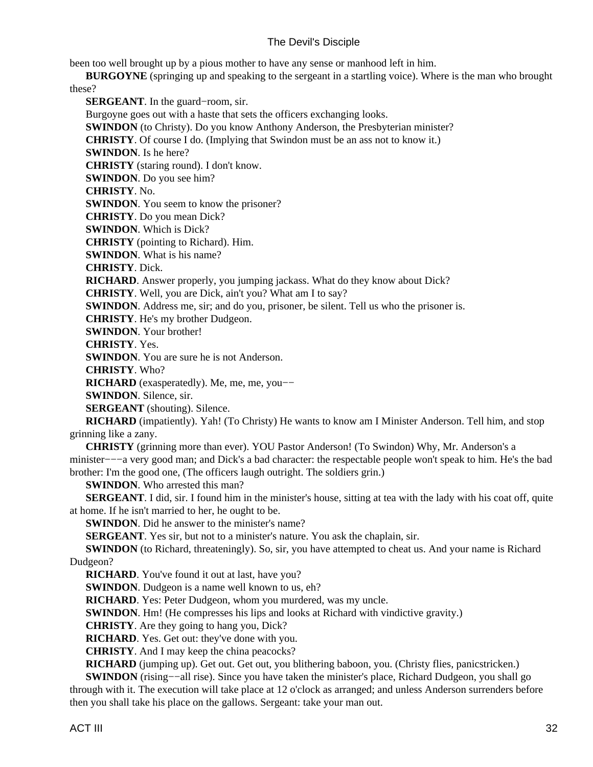been too well brought up by a pious mother to have any sense or manhood left in him.

**BURGOYNE** (springing up and speaking to the sergeant in a startling voice). Where is the man who brought these?

**SERGEANT**. In the guard−room, sir.

Burgoyne goes out with a haste that sets the officers exchanging looks.

**SWINDON** (to Christy). Do you know Anthony Anderson, the Presbyterian minister?

**CHRISTY**. Of course I do. (Implying that Swindon must be an ass not to know it.)

**SWINDON**. Is he here?

**CHRISTY** (staring round). I don't know.

**SWINDON**. Do you see him?

**CHRISTY**. No.

**SWINDON**. You seem to know the prisoner?

**CHRISTY**. Do you mean Dick?

**SWINDON**. Which is Dick?

**CHRISTY** (pointing to Richard). Him.

**SWINDON**. What is his name?

**CHRISTY**. Dick.

**RICHARD**. Answer properly, you jumping jackass. What do they know about Dick?

**CHRISTY**. Well, you are Dick, ain't you? What am I to say?

**SWINDON**. Address me, sir; and do you, prisoner, be silent. Tell us who the prisoner is.

**CHRISTY**. He's my brother Dudgeon.

**SWINDON**. Your brother!

**CHRISTY**. Yes.

**SWINDON**. You are sure he is not Anderson.

**CHRISTY**. Who?

**RICHARD** (exasperatedly). Me, me, me, you−−

**SWINDON**. Silence, sir.

**SERGEANT** (shouting). Silence.

**RICHARD** (impatiently). Yah! (To Christy) He wants to know am I Minister Anderson. Tell him, and stop grinning like a zany.

**CHRISTY** (grinning more than ever). YOU Pastor Anderson! (To Swindon) Why, Mr. Anderson's a minister−−−a very good man; and Dick's a bad character: the respectable people won't speak to him. He's the bad brother: I'm the good one, (The officers laugh outright. The soldiers grin.)

**SWINDON**. Who arrested this man?

**SERGEANT**. I did, sir. I found him in the minister's house, sitting at tea with the lady with his coat off, quite at home. If he isn't married to her, he ought to be.

**SWINDON**. Did he answer to the minister's name?

**SERGEANT**. Yes sir, but not to a minister's nature. You ask the chaplain, sir.

**SWINDON** (to Richard, threateningly). So, sir, you have attempted to cheat us. And your name is Richard Dudgeon?

**RICHARD**. You've found it out at last, have you?

**SWINDON**. Dudgeon is a name well known to us, eh?

**RICHARD**. Yes: Peter Dudgeon, whom you murdered, was my uncle.

**SWINDON**. Hm! (He compresses his lips and looks at Richard with vindictive gravity.)

**CHRISTY**. Are they going to hang you, Dick?

**RICHARD**. Yes. Get out: they've done with you.

**CHRISTY**. And I may keep the china peacocks?

**RICHARD** (jumping up). Get out. Get out, you blithering baboon, you. (Christy flies, panicstricken.)

**SWINDON** (rising−−all rise). Since you have taken the minister's place, Richard Dudgeon, you shall go through with it. The execution will take place at 12 o'clock as arranged; and unless Anderson surrenders before then you shall take his place on the gallows. Sergeant: take your man out.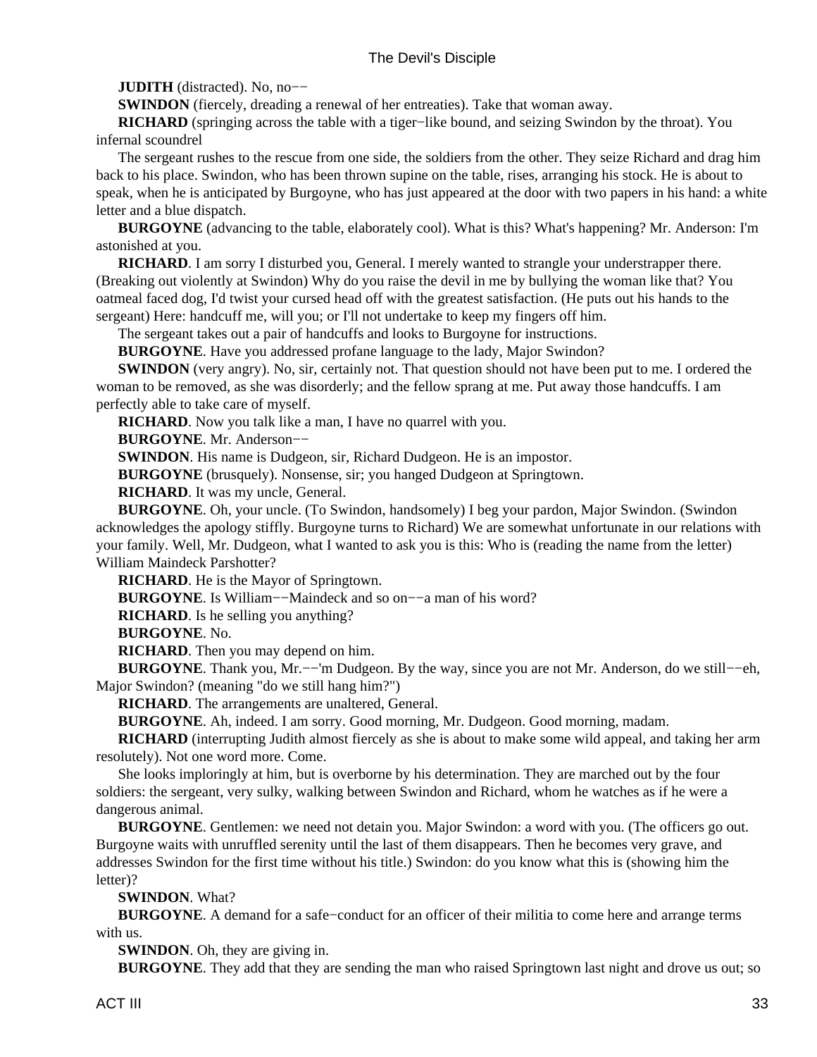**JUDITH** (distracted). No, no−−

**SWINDON** (fiercely, dreading a renewal of her entreaties). Take that woman away.

**RICHARD** (springing across the table with a tiger−like bound, and seizing Swindon by the throat). You infernal scoundrel

The sergeant rushes to the rescue from one side, the soldiers from the other. They seize Richard and drag him back to his place. Swindon, who has been thrown supine on the table, rises, arranging his stock. He is about to speak, when he is anticipated by Burgoyne, who has just appeared at the door with two papers in his hand: a white letter and a blue dispatch.

**BURGOYNE** (advancing to the table, elaborately cool). What is this? What's happening? Mr. Anderson: I'm astonished at you.

**RICHARD**. I am sorry I disturbed you, General. I merely wanted to strangle your understrapper there. (Breaking out violently at Swindon) Why do you raise the devil in me by bullying the woman like that? You oatmeal faced dog, I'd twist your cursed head off with the greatest satisfaction. (He puts out his hands to the sergeant) Here: handcuff me, will you; or I'll not undertake to keep my fingers off him.

The sergeant takes out a pair of handcuffs and looks to Burgoyne for instructions.

**BURGOYNE**. Have you addressed profane language to the lady, Major Swindon?

**SWINDON** (very angry). No, sir, certainly not. That question should not have been put to me. I ordered the woman to be removed, as she was disorderly; and the fellow sprang at me. Put away those handcuffs. I am perfectly able to take care of myself.

**RICHARD**. Now you talk like a man, I have no quarrel with you.

**BURGOYNE**. Mr. Anderson−−

**SWINDON**. His name is Dudgeon, sir, Richard Dudgeon. He is an impostor.

**BURGOYNE** (brusquely). Nonsense, sir; you hanged Dudgeon at Springtown.

**RICHARD**. It was my uncle, General.

**BURGOYNE**. Oh, your uncle. (To Swindon, handsomely) I beg your pardon, Major Swindon. (Swindon acknowledges the apology stiffly. Burgoyne turns to Richard) We are somewhat unfortunate in our relations with your family. Well, Mr. Dudgeon, what I wanted to ask you is this: Who is (reading the name from the letter) William Maindeck Parshotter?

**RICHARD**. He is the Mayor of Springtown.

**BURGOYNE**. Is William−−Maindeck and so on−−a man of his word?

**RICHARD**. Is he selling you anything?

**BURGOYNE**. No.

**RICHARD**. Then you may depend on him.

**BURGOYNE**. Thank you, Mr.−−'m Dudgeon. By the way, since you are not Mr. Anderson, do we still−−eh, Major Swindon? (meaning "do we still hang him?")

**RICHARD**. The arrangements are unaltered, General.

**BURGOYNE**. Ah, indeed. I am sorry. Good morning, Mr. Dudgeon. Good morning, madam.

**RICHARD** (interrupting Judith almost fiercely as she is about to make some wild appeal, and taking her arm resolutely). Not one word more. Come.

She looks imploringly at him, but is overborne by his determination. They are marched out by the four soldiers: the sergeant, very sulky, walking between Swindon and Richard, whom he watches as if he were a dangerous animal.

**BURGOYNE**. Gentlemen: we need not detain you. Major Swindon: a word with you. (The officers go out. Burgoyne waits with unruffled serenity until the last of them disappears. Then he becomes very grave, and addresses Swindon for the first time without his title.) Swindon: do you know what this is (showing him the letter)?

**SWINDON**. What?

**BURGOYNE**. A demand for a safe−conduct for an officer of their militia to come here and arrange terms with us.

**SWINDON**. Oh, they are giving in.

**BURGOYNE**. They add that they are sending the man who raised Springtown last night and drove us out; so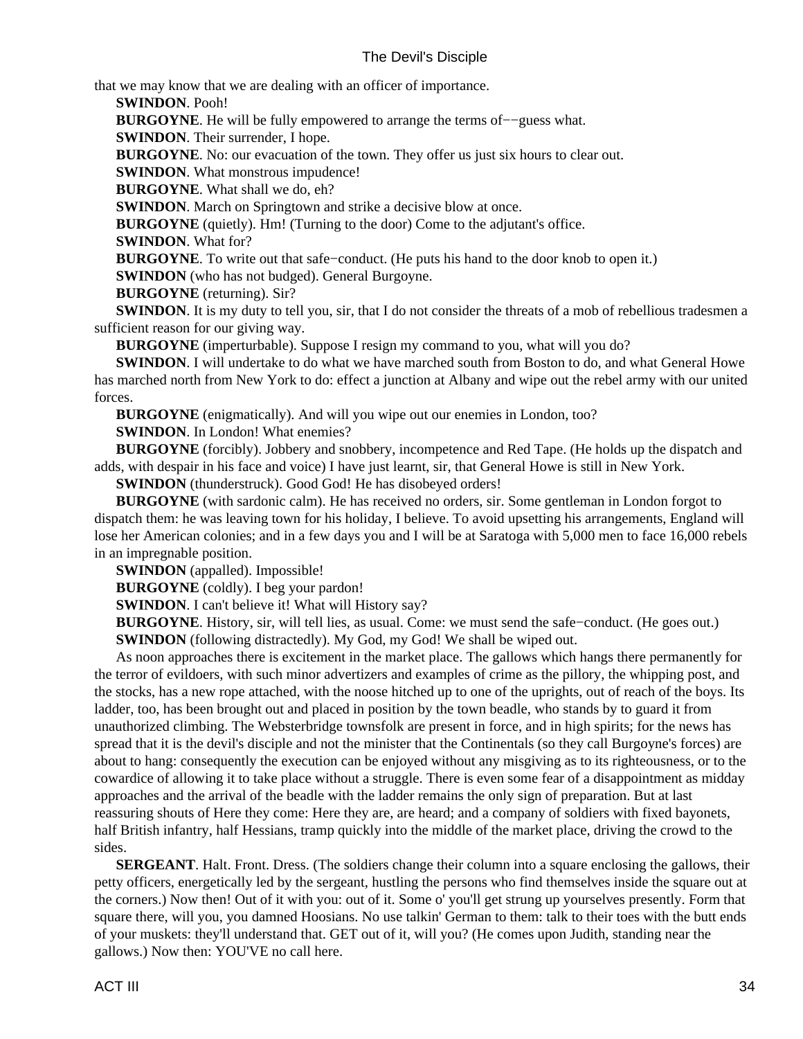that we may know that we are dealing with an officer of importance.

**SWINDON**. Pooh!

**BURGOYNE**. He will be fully empowered to arrange the terms of−−guess what.

**SWINDON**. Their surrender, I hope.

**BURGOYNE**. No: our evacuation of the town. They offer us just six hours to clear out.

**SWINDON**. What monstrous impudence!

**BURGOYNE**. What shall we do, eh?

**SWINDON**. March on Springtown and strike a decisive blow at once.

**BURGOYNE** (quietly). Hm! (Turning to the door) Come to the adjutant's office.

**SWINDON**. What for?

**BURGOYNE**. To write out that safe−conduct. (He puts his hand to the door knob to open it.)

**SWINDON** (who has not budged). General Burgoyne.

**BURGOYNE** (returning). Sir?

**SWINDON**. It is my duty to tell you, sir, that I do not consider the threats of a mob of rebellious tradesmen a sufficient reason for our giving way.

**BURGOYNE** (imperturbable). Suppose I resign my command to you, what will you do?

**SWINDON**. I will undertake to do what we have marched south from Boston to do, and what General Howe has marched north from New York to do: effect a junction at Albany and wipe out the rebel army with our united forces.

**BURGOYNE** (enigmatically). And will you wipe out our enemies in London, too?

**SWINDON**. In London! What enemies?

**BURGOYNE** (forcibly). Jobbery and snobbery, incompetence and Red Tape. (He holds up the dispatch and adds, with despair in his face and voice) I have just learnt, sir, that General Howe is still in New York.

**SWINDON** (thunderstruck). Good God! He has disobeyed orders!

**BURGOYNE** (with sardonic calm). He has received no orders, sir. Some gentleman in London forgot to dispatch them: he was leaving town for his holiday, I believe. To avoid upsetting his arrangements, England will lose her American colonies; and in a few days you and I will be at Saratoga with 5,000 men to face 16,000 rebels in an impregnable position.

**SWINDON** (appalled). Impossible!

**BURGOYNE** (coldly). I beg your pardon!

**SWINDON**. I can't believe it! What will History say?

**BURGOYNE**. History, sir, will tell lies, as usual. Come: we must send the safe−conduct. (He goes out.)

**SWINDON** (following distractedly). My God, my God! We shall be wiped out.

As noon approaches there is excitement in the market place. The gallows which hangs there permanently for the terror of evildoers, with such minor advertizers and examples of crime as the pillory, the whipping post, and the stocks, has a new rope attached, with the noose hitched up to one of the uprights, out of reach of the boys. Its ladder, too, has been brought out and placed in position by the town beadle, who stands by to guard it from unauthorized climbing. The Websterbridge townsfolk are present in force, and in high spirits; for the news has spread that it is the devil's disciple and not the minister that the Continentals (so they call Burgoyne's forces) are about to hang: consequently the execution can be enjoyed without any misgiving as to its righteousness, or to the cowardice of allowing it to take place without a struggle. There is even some fear of a disappointment as midday approaches and the arrival of the beadle with the ladder remains the only sign of preparation. But at last reassuring shouts of Here they come: Here they are, are heard; and a company of soldiers with fixed bayonets, half British infantry, half Hessians, tramp quickly into the middle of the market place, driving the crowd to the sides.

**SERGEANT**. Halt. Front. Dress. (The soldiers change their column into a square enclosing the gallows, their petty officers, energetically led by the sergeant, hustling the persons who find themselves inside the square out at the corners.) Now then! Out of it with you: out of it. Some o' you'll get strung up yourselves presently. Form that square there, will you, you damned Hoosians. No use talkin' German to them: talk to their toes with the butt ends of your muskets: they'll understand that. GET out of it, will you? (He comes upon Judith, standing near the gallows.) Now then: YOU'VE no call here.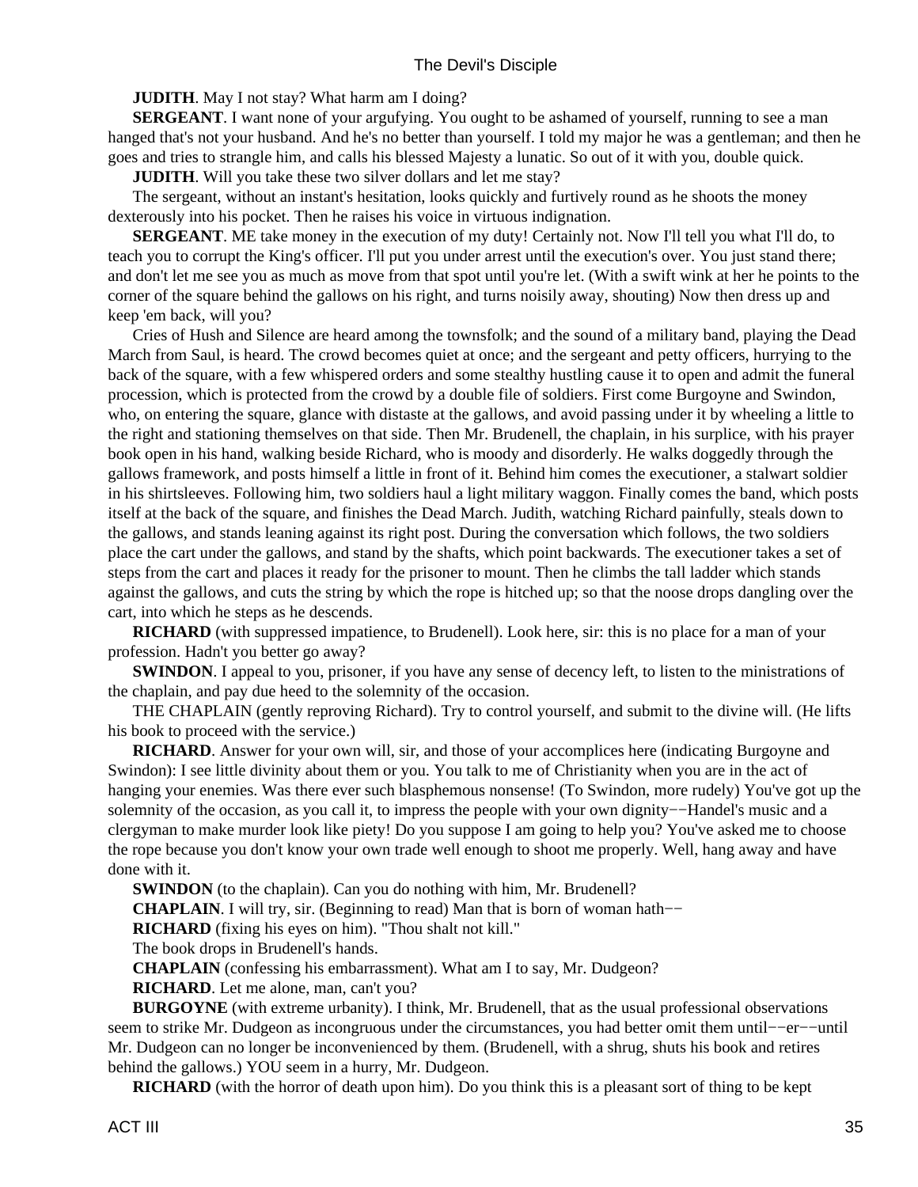**JUDITH**. May I not stay? What harm am I doing?

**SERGEANT**. I want none of your argufying. You ought to be ashamed of yourself, running to see a man hanged that's not your husband. And he's no better than yourself. I told my major he was a gentleman; and then he goes and tries to strangle him, and calls his blessed Majesty a lunatic. So out of it with you, double quick.

**JUDITH**. Will you take these two silver dollars and let me stay?

The sergeant, without an instant's hesitation, looks quickly and furtively round as he shoots the money dexterously into his pocket. Then he raises his voice in virtuous indignation.

**SERGEANT**. ME take money in the execution of my duty! Certainly not. Now I'll tell you what I'll do, to teach you to corrupt the King's officer. I'll put you under arrest until the execution's over. You just stand there; and don't let me see you as much as move from that spot until you're let. (With a swift wink at her he points to the corner of the square behind the gallows on his right, and turns noisily away, shouting) Now then dress up and keep 'em back, will you?

Cries of Hush and Silence are heard among the townsfolk; and the sound of a military band, playing the Dead March from Saul, is heard. The crowd becomes quiet at once; and the sergeant and petty officers, hurrying to the back of the square, with a few whispered orders and some stealthy hustling cause it to open and admit the funeral procession, which is protected from the crowd by a double file of soldiers. First come Burgoyne and Swindon, who, on entering the square, glance with distaste at the gallows, and avoid passing under it by wheeling a little to the right and stationing themselves on that side. Then Mr. Brudenell, the chaplain, in his surplice, with his prayer book open in his hand, walking beside Richard, who is moody and disorderly. He walks doggedly through the gallows framework, and posts himself a little in front of it. Behind him comes the executioner, a stalwart soldier in his shirtsleeves. Following him, two soldiers haul a light military waggon. Finally comes the band, which posts itself at the back of the square, and finishes the Dead March. Judith, watching Richard painfully, steals down to the gallows, and stands leaning against its right post. During the conversation which follows, the two soldiers place the cart under the gallows, and stand by the shafts, which point backwards. The executioner takes a set of steps from the cart and places it ready for the prisoner to mount. Then he climbs the tall ladder which stands against the gallows, and cuts the string by which the rope is hitched up; so that the noose drops dangling over the cart, into which he steps as he descends.

**RICHARD** (with suppressed impatience, to Brudenell). Look here, sir: this is no place for a man of your profession. Hadn't you better go away?

**SWINDON**. I appeal to you, prisoner, if you have any sense of decency left, to listen to the ministrations of the chaplain, and pay due heed to the solemnity of the occasion.

THE CHAPLAIN (gently reproving Richard). Try to control yourself, and submit to the divine will. (He lifts his book to proceed with the service.)

**RICHARD**. Answer for your own will, sir, and those of your accomplices here (indicating Burgoyne and Swindon): I see little divinity about them or you. You talk to me of Christianity when you are in the act of hanging your enemies. Was there ever such blasphemous nonsense! (To Swindon, more rudely) You've got up the solemnity of the occasion, as you call it, to impress the people with your own dignity−−Handel's music and a clergyman to make murder look like piety! Do you suppose I am going to help you? You've asked me to choose the rope because you don't know your own trade well enough to shoot me properly. Well, hang away and have done with it.

**SWINDON** (to the chaplain). Can you do nothing with him, Mr. Brudenell?

**CHAPLAIN**. I will try, sir. (Beginning to read) Man that is born of woman hath−−

**RICHARD** (fixing his eyes on him). "Thou shalt not kill."

The book drops in Brudenell's hands.

**CHAPLAIN** (confessing his embarrassment). What am I to say, Mr. Dudgeon?

**RICHARD**. Let me alone, man, can't you?

**BURGOYNE** (with extreme urbanity). I think, Mr. Brudenell, that as the usual professional observations seem to strike Mr. Dudgeon as incongruous under the circumstances, you had better omit them until−−er−−until Mr. Dudgeon can no longer be inconvenienced by them. (Brudenell, with a shrug, shuts his book and retires behind the gallows.) YOU seem in a hurry, Mr. Dudgeon.

**RICHARD** (with the horror of death upon him). Do you think this is a pleasant sort of thing to be kept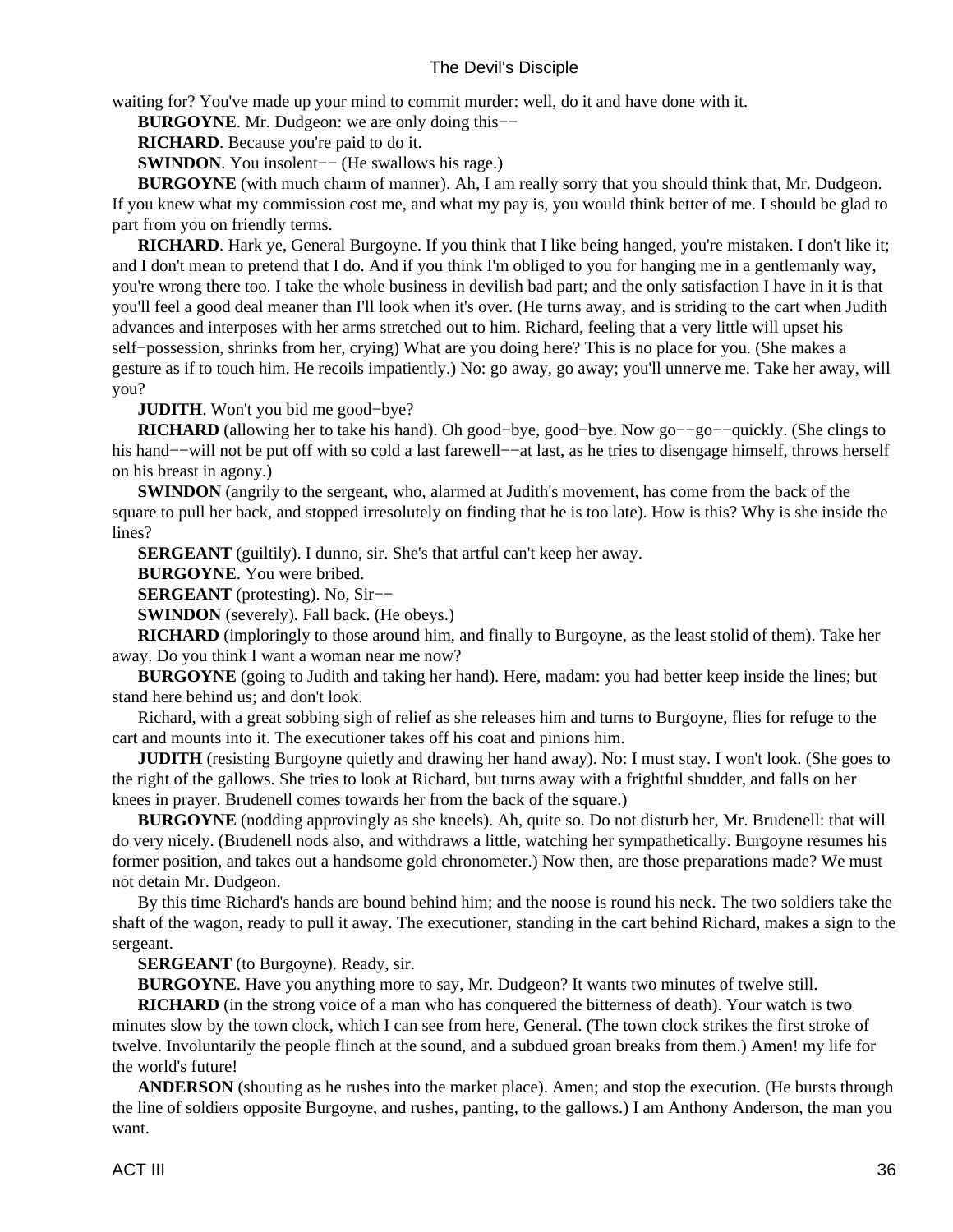waiting for? You've made up your mind to commit murder: well, do it and have done with it.

**BURGOYNE**. Mr. Dudgeon: we are only doing this−−

**RICHARD**. Because you're paid to do it.

**SWINDON**. You insolent−− (He swallows his rage.)

**BURGOYNE** (with much charm of manner). Ah, I am really sorry that you should think that, Mr. Dudgeon. If you knew what my commission cost me, and what my pay is, you would think better of me. I should be glad to part from you on friendly terms.

**RICHARD**. Hark ye, General Burgoyne. If you think that I like being hanged, you're mistaken. I don't like it; and I don't mean to pretend that I do. And if you think I'm obliged to you for hanging me in a gentlemanly way, you're wrong there too. I take the whole business in devilish bad part; and the only satisfaction I have in it is that you'll feel a good deal meaner than I'll look when it's over. (He turns away, and is striding to the cart when Judith advances and interposes with her arms stretched out to him. Richard, feeling that a very little will upset his self−possession, shrinks from her, crying) What are you doing here? This is no place for you. (She makes a gesture as if to touch him. He recoils impatiently.) No: go away, go away; you'll unnerve me. Take her away, will you?

**JUDITH**. Won't you bid me good−bye?

**RICHARD** (allowing her to take his hand). Oh good−bye, good−bye. Now go−−go−−quickly. (She clings to his hand−−will not be put off with so cold a last farewell−−at last, as he tries to disengage himself, throws herself on his breast in agony.)

**SWINDON** (angrily to the sergeant, who, alarmed at Judith's movement, has come from the back of the square to pull her back, and stopped irresolutely on finding that he is too late). How is this? Why is she inside the lines?

**SERGEANT** (guiltily). I dunno, sir. She's that artful can't keep her away.

**BURGOYNE**. You were bribed.

**SERGEANT** (protesting). No, Sir−−

**SWINDON** (severely). Fall back. (He obeys.)

**RICHARD** (imploringly to those around him, and finally to Burgoyne, as the least stolid of them). Take her away. Do you think I want a woman near me now?

**BURGOYNE** (going to Judith and taking her hand). Here, madam: you had better keep inside the lines; but stand here behind us; and don't look.

Richard, with a great sobbing sigh of relief as she releases him and turns to Burgoyne, flies for refuge to the cart and mounts into it. The executioner takes off his coat and pinions him.

**JUDITH** (resisting Burgoyne quietly and drawing her hand away). No: I must stay. I won't look. (She goes to the right of the gallows. She tries to look at Richard, but turns away with a frightful shudder, and falls on her knees in prayer. Brudenell comes towards her from the back of the square.)

**BURGOYNE** (nodding approvingly as she kneels). Ah, quite so. Do not disturb her, Mr. Brudenell: that will do very nicely. (Brudenell nods also, and withdraws a little, watching her sympathetically. Burgoyne resumes his former position, and takes out a handsome gold chronometer.) Now then, are those preparations made? We must not detain Mr. Dudgeon.

By this time Richard's hands are bound behind him; and the noose is round his neck. The two soldiers take the shaft of the wagon, ready to pull it away. The executioner, standing in the cart behind Richard, makes a sign to the sergeant.

**SERGEANT** (to Burgoyne). Ready, sir.

**BURGOYNE**. Have you anything more to say, Mr. Dudgeon? It wants two minutes of twelve still.

**RICHARD** (in the strong voice of a man who has conquered the bitterness of death). Your watch is two minutes slow by the town clock, which I can see from here, General. (The town clock strikes the first stroke of twelve. Involuntarily the people flinch at the sound, and a subdued groan breaks from them.) Amen! my life for the world's future!

**ANDERSON** (shouting as he rushes into the market place). Amen; and stop the execution. (He bursts through the line of soldiers opposite Burgoyne, and rushes, panting, to the gallows.) I am Anthony Anderson, the man you want.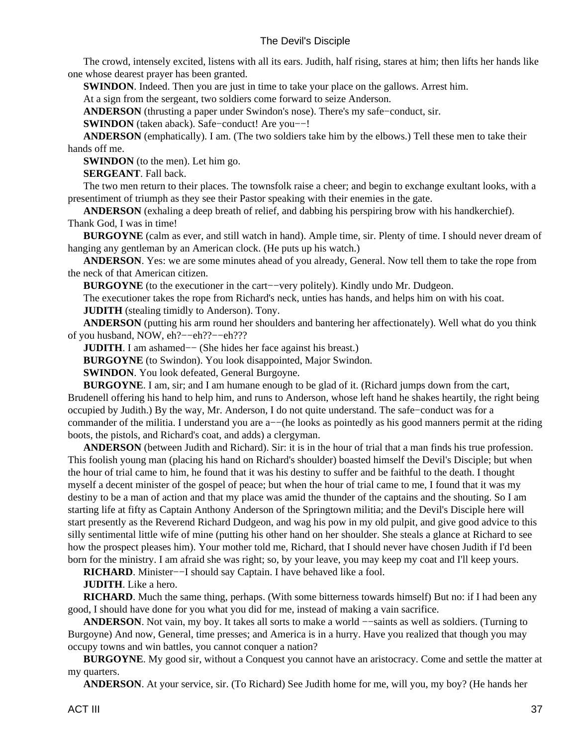The crowd, intensely excited, listens with all its ears. Judith, half rising, stares at him; then lifts her hands like one whose dearest prayer has been granted.

**SWINDON**. Indeed. Then you are just in time to take your place on the gallows. Arrest him.

At a sign from the sergeant, two soldiers come forward to seize Anderson.

**ANDERSON** (thrusting a paper under Swindon's nose). There's my safe−conduct, sir.

**SWINDON** (taken aback). Safe−conduct! Are you−−!

**ANDERSON** (emphatically). I am. (The two soldiers take him by the elbows.) Tell these men to take their hands off me.

**SWINDON** (to the men). Let him go.

**SERGEANT**. Fall back.

The two men return to their places. The townsfolk raise a cheer; and begin to exchange exultant looks, with a presentiment of triumph as they see their Pastor speaking with their enemies in the gate.

**ANDERSON** (exhaling a deep breath of relief, and dabbing his perspiring brow with his handkerchief). Thank God, I was in time!

**BURGOYNE** (calm as ever, and still watch in hand). Ample time, sir. Plenty of time. I should never dream of hanging any gentleman by an American clock. (He puts up his watch.)

**ANDERSON**. Yes: we are some minutes ahead of you already, General. Now tell them to take the rope from the neck of that American citizen.

**BURGOYNE** (to the executioner in the cart−−very politely). Kindly undo Mr. Dudgeon.

The executioner takes the rope from Richard's neck, unties has hands, and helps him on with his coat.

**JUDITH** (stealing timidly to Anderson). Tony.

**ANDERSON** (putting his arm round her shoulders and bantering her affectionately). Well what do you think of you husband, NOW, eh?−−eh??−−eh???

**JUDITH**. I am ashamed−− (She hides her face against his breast.)

**BURGOYNE** (to Swindon). You look disappointed, Major Swindon.

**SWINDON**. You look defeated, General Burgoyne.

**BURGOYNE**. I am, sir; and I am humane enough to be glad of it. (Richard jumps down from the cart, Brudenell offering his hand to help him, and runs to Anderson, whose left hand he shakes heartily, the right being occupied by Judith.) By the way, Mr. Anderson, I do not quite understand. The safe−conduct was for a commander of the militia. I understand you are a−−(he looks as pointedly as his good manners permit at the riding boots, the pistols, and Richard's coat, and adds) a clergyman.

**ANDERSON** (between Judith and Richard). Sir: it is in the hour of trial that a man finds his true profession. This foolish young man (placing his hand on Richard's shoulder) boasted himself the Devil's Disciple; but when the hour of trial came to him, he found that it was his destiny to suffer and be faithful to the death. I thought myself a decent minister of the gospel of peace; but when the hour of trial came to me, I found that it was my destiny to be a man of action and that my place was amid the thunder of the captains and the shouting. So I am starting life at fifty as Captain Anthony Anderson of the Springtown militia; and the Devil's Disciple here will start presently as the Reverend Richard Dudgeon, and wag his pow in my old pulpit, and give good advice to this silly sentimental little wife of mine (putting his other hand on her shoulder. She steals a glance at Richard to see how the prospect pleases him). Your mother told me, Richard, that I should never have chosen Judith if I'd been born for the ministry. I am afraid she was right; so, by your leave, you may keep my coat and I'll keep yours.

**RICHARD**. Minister−−I should say Captain. I have behaved like a fool.

**JUDITH**. Like a hero.

**RICHARD**. Much the same thing, perhaps. (With some bitterness towards himself) But no: if I had been any good, I should have done for you what you did for me, instead of making a vain sacrifice.

**ANDERSON**. Not vain, my boy. It takes all sorts to make a world −−saints as well as soldiers. (Turning to Burgoyne) And now, General, time presses; and America is in a hurry. Have you realized that though you may occupy towns and win battles, you cannot conquer a nation?

**BURGOYNE**. My good sir, without a Conquest you cannot have an aristocracy. Come and settle the matter at my quarters.

**ANDERSON**. At your service, sir. (To Richard) See Judith home for me, will you, my boy? (He hands her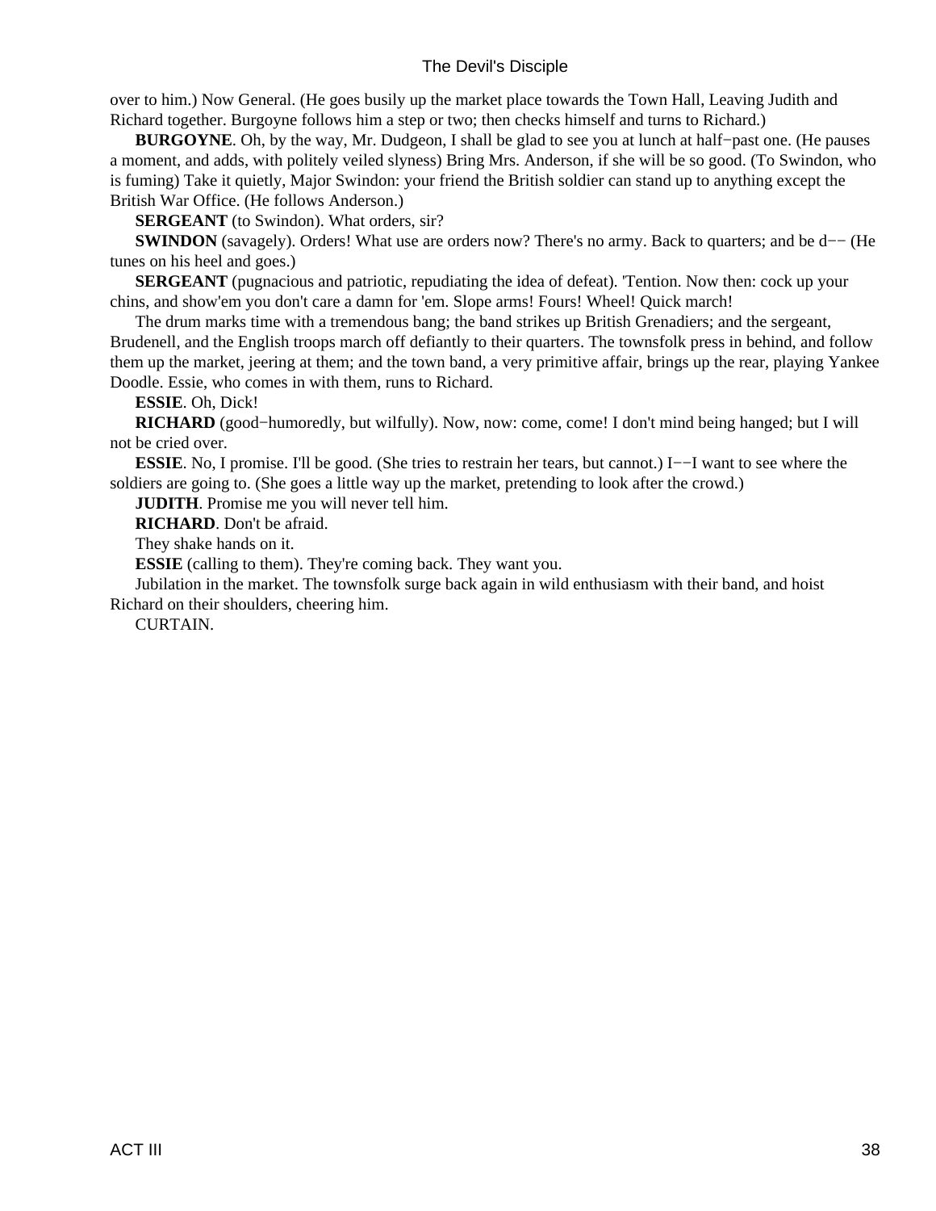over to him.) Now General. (He goes busily up the market place towards the Town Hall, Leaving Judith and Richard together. Burgoyne follows him a step or two; then checks himself and turns to Richard.)

**BURGOYNE**. Oh, by the way, Mr. Dudgeon, I shall be glad to see you at lunch at half−past one. (He pauses a moment, and adds, with politely veiled slyness) Bring Mrs. Anderson, if she will be so good. (To Swindon, who is fuming) Take it quietly, Major Swindon: your friend the British soldier can stand up to anything except the British War Office. (He follows Anderson.)

**SERGEANT** (to Swindon). What orders, sir?

**SWINDON** (savagely). Orders! What use are orders now? There's no army. Back to quarters; and be d−− (He tunes on his heel and goes.)

**SERGEANT** (pugnacious and patriotic, repudiating the idea of defeat). 'Tention. Now then: cock up your chins, and show'em you don't care a damn for 'em. Slope arms! Fours! Wheel! Quick march!

The drum marks time with a tremendous bang; the band strikes up British Grenadiers; and the sergeant, Brudenell, and the English troops march off defiantly to their quarters. The townsfolk press in behind, and follow them up the market, jeering at them; and the town band, a very primitive affair, brings up the rear, playing Yankee Doodle. Essie, who comes in with them, runs to Richard.

**ESSIE**. Oh, Dick!

**RICHARD** (good−humoredly, but wilfully). Now, now: come, come! I don't mind being hanged; but I will not be cried over.

**ESSIE**. No, I promise. I'll be good. (She tries to restrain her tears, but cannot.) I−−I want to see where the soldiers are going to. (She goes a little way up the market, pretending to look after the crowd.)

**JUDITH**. Promise me you will never tell him.

**RICHARD**. Don't be afraid.

They shake hands on it.

**ESSIE** (calling to them). They're coming back. They want you.

Jubilation in the market. The townsfolk surge back again in wild enthusiasm with their band, and hoist Richard on their shoulders, cheering him.

CURTAIN.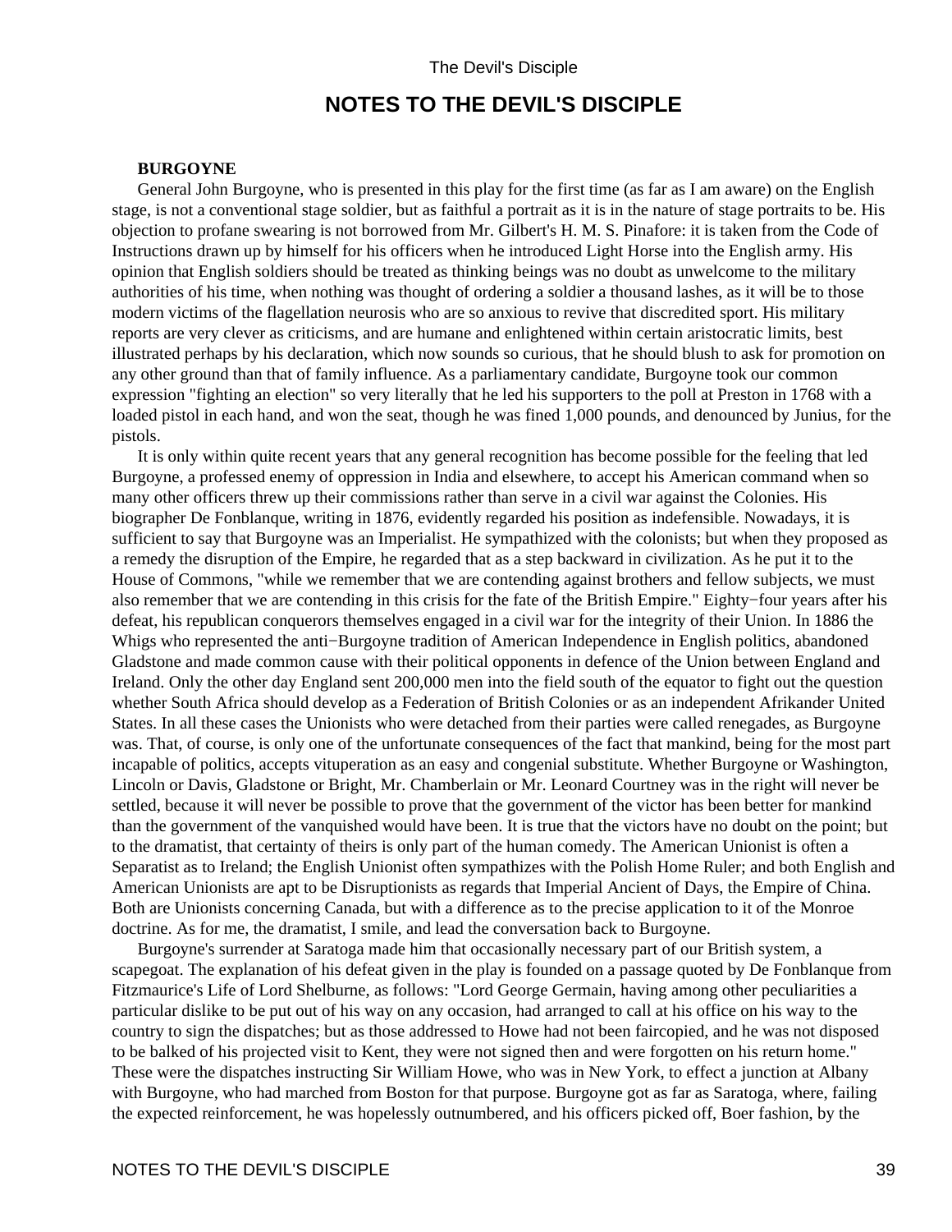## NOTES TO THE DEVIL'S DISCIPLE

**BURGOYNE**

General John Burgoyne, who is presented in this play for the first time (as far as I am aware) on the English stage, is not a conventional stage soldier, but as faithful a portrait as it is in the nature of stage portraits to be. His objection to profane swearing is not borrowed from Mr. Gilbert's H. M. S. Pinafore: it is taken from the Code of Instructions drawn up by himself for his officers when he introduced Light Horse into the English army. His opinion that English soldiers should be treated as thinking beings was no doubt as unwelcome to the military authorities of his time, when nothing was thought of ordering a soldier a thousand lashes, as it will be to those modern victims of the flagellation neurosis who are so anxious to revive that discredited sport. His military reports are very clever as criticisms, and are humane and enlightened within certain aristocratic limits, best illustrated perhaps by his declaration, which now sounds so curious, that he should blush to ask for promotion on any other ground than that of family influence. As a parliamentary candidate, Burgoyne took our common expression "fighting an election" so very literally that he led his supporters to the poll at Preston in 1768 with a loaded pistol in each hand, and won the seat, though he was fined 1,000 pounds, and denounced by Junius, for the pistols.

It is only within quite recent years that any general recognition has become possible for the feeling that led Burgoyne, a professed enemy of oppression in India and elsewhere, to accept his American command when so many other officers threw up their commissions rather than serve in a civil war against the Colonies. His biographer De Fonblanque, writing in 1876, evidently regarded his position as indefensible. Nowadays, it is sufficient to say that Burgoyne was an Imperialist. He sympathized with the colonists; but when they proposed as a remedy the disruption of the Empire, he regarded that as a step backward in civilization. As he put it to the House of Commons, "while we remember that we are contending against brothers and fellow subjects, we must also remember that we are contending in this crisis for the fate of the British Empire." Eighty−four years after his defeat, his republican conquerors themselves engaged in a civil war for the integrity of their Union. In 1886 the Whigs who represented the anti−Burgoyne tradition of American Independence in English politics, abandoned Gladstone and made common cause with their political opponents in defence of the Union between England and Ireland. Only the other day England sent 200,000 men into the field south of the equator to fight out the question whether South Africa should develop as a Federation of British Colonies or as an independent Afrikander United States. In all these cases the Unionists who were detached from their parties were called renegades, as Burgoyne was. That, of course, is only one of the unfortunate consequences of the fact that mankind, being for the most part incapable of politics, accepts vituperation as an easy and congenial substitute. Whether Burgoyne or Washington, Lincoln or Davis, Gladstone or Bright, Mr. Chamberlain or Mr. Leonard Courtney was in the right will never be settled, because it will never be possible to prove that the government of the victor has been better for mankind than the government of the vanquished would have been. It is true that the victors have no doubt on the point; but to the dramatist, that certainty of theirs is only part of the human comedy. The American Unionist is often a Separatist as to Ireland; the English Unionist often sympathizes with the Polish Home Ruler; and both English and American Unionists are apt to be Disruptionists as regards that Imperial Ancient of Days, the Empire of China. Both are Unionists concerning Canada, but with a difference as to the precise application to it of the Monroe doctrine. As for me, the dramatist, I smile, and lead the conversation back to Burgoyne.

Burgoyne's surrender at Saratoga made him that occasionally necessary part of our British system, a scapegoat. The explanation of his defeat given in the play is founded on a passage quoted by De Fonblanque from Fitzmaurice's Life of Lord Shelburne, as follows: "Lord George Germain, having among other peculiarities a particular dislike to be put out of his way on any occasion, had arranged to call at his office on his way to the country to sign the dispatches; but as those addressed to Howe had not been faircopied, and he was not disposed to be balked of his projected visit to Kent, they were not signed then and were forgotten on his return home." These were the dispatches instructing Sir William Howe, who was in New York, to effect a junction at Albany with Burgoyne, who had marched from Boston for that purpose. Burgoyne got as far as Saratoga, where, failing the expected reinforcement, he was hopelessly outnumbered, and his officers picked off, Boer fashion, by the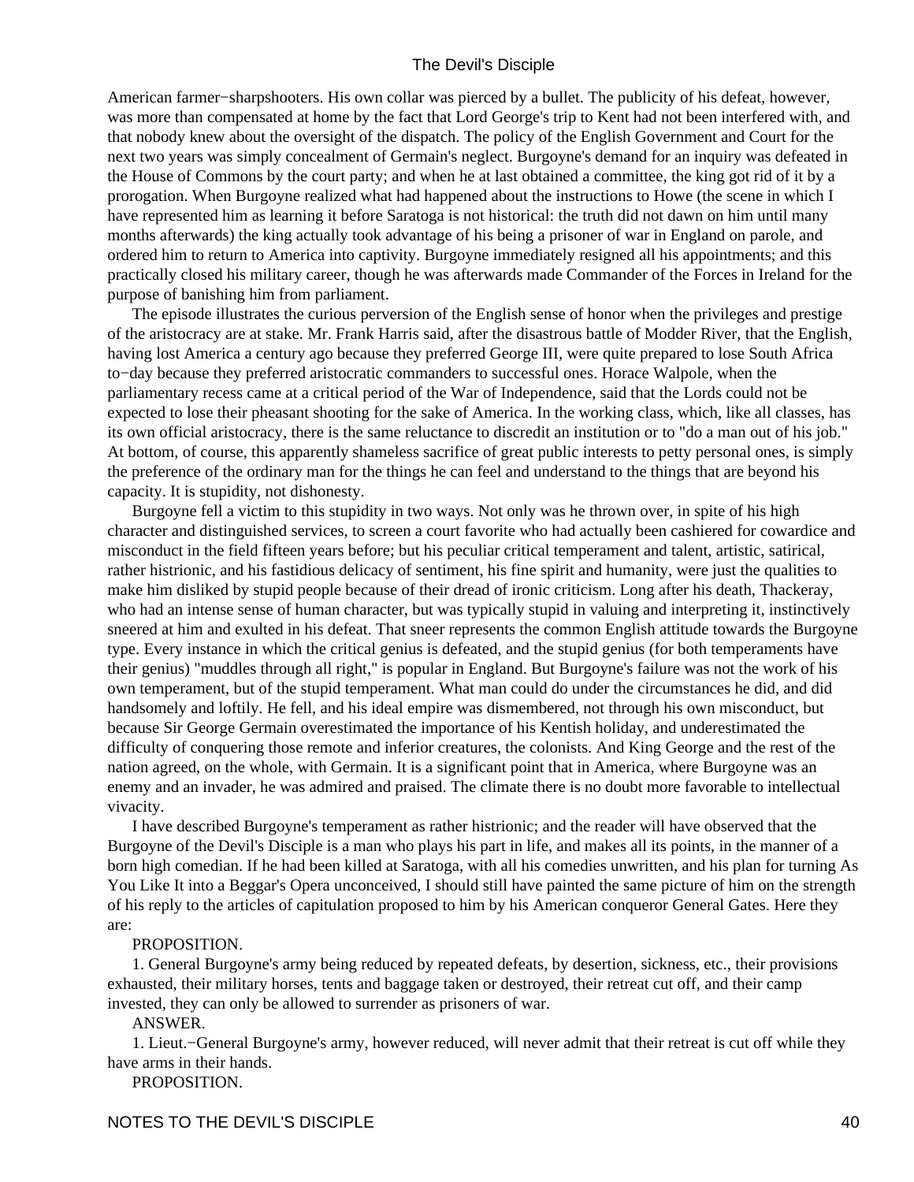American farmer−sharpshooters. His own collar was pierced by a bullet. The publicity of his defeat, however, was more than compensated at home by the fact that Lord George's trip to Kent had not been interfered with, and that nobody knew about the oversight of the dispatch. The policy of the English Government and Court for the next two years was simply concealment of Germain's neglect. Burgoyne's demand for an inquiry was defeated in the House of Commons by the court party; and when he at last obtained a committee, the king got rid of it by a prorogation. When Burgoyne realized what had happened about the instructions to Howe (the scene in which I have represented him as learning it before Saratoga is not historical: the truth did not dawn on him until many months afterwards) the king actually took advantage of his being a prisoner of war in England on parole, and ordered him to return to America into captivity. Burgoyne immediately resigned all his appointments; and this practically closed his military career, though he was afterwards made Commander of the Forces in Ireland for the purpose of banishing him from parliament.

The episode illustrates the curious perversion of the English sense of honor when the privileges and prestige of the aristocracy are at stake. Mr. Frank Harris said, after the disastrous battle of Modder River, that the English, having lost America a century ago because they preferred George III, were quite prepared to lose South Africa to−day because they preferred aristocratic commanders to successful ones. Horace Walpole, when the parliamentary recess came at a critical period of the War of Independence, said that the Lords could not be expected to lose their pheasant shooting for the sake of America. In the working class, which, like all classes, has its own official aristocracy, there is the same reluctance to discredit an institution or to "do a man out of his job." At bottom, of course, this apparently shameless sacrifice of great public interests to petty personal ones, is simply the preference of the ordinary man for the things he can feel and understand to the things that are beyond his capacity. It is stupidity, not dishonesty.

Burgoyne fell a victim to this stupidity in two ways. Not only was he thrown over, in spite of his high character and distinguished services, to screen a court favorite who had actually been cashiered for cowardice and misconduct in the field fifteen years before; but his peculiar critical temperament and talent, artistic, satirical, rather histrionic, and his fastidious delicacy of sentiment, his fine spirit and humanity, were just the qualities to make him disliked by stupid people because of their dread of ironic criticism. Long after his death, Thackeray, who had an intense sense of human character, but was typically stupid in valuing and interpreting it, instinctively sneered at him and exulted in his defeat. That sneer represents the common English attitude towards the Burgoyne type. Every instance in which the critical genius is defeated, and the stupid genius (for both temperaments have their genius) "muddles through all right," is popular in England. But Burgoyne's failure was not the work of his own temperament, but of the stupid temperament. What man could do under the circumstances he did, and did handsomely and loftily. He fell, and his ideal empire was dismembered, not through his own misconduct, but because Sir George Germain overestimated the importance of his Kentish holiday, and underestimated the difficulty of conquering those remote and inferior creatures, the colonists. And King George and the rest of the nation agreed, on the whole, with Germain. It is a significant point that in America, where Burgoyne was an enemy and an invader, he was admired and praised. The climate there is no doubt more favorable to intellectual vivacity.

I have described Burgoyne's temperament as rather histrionic; and the reader will have observed that the Burgoyne of the Devil's Disciple is a man who plays his part in life, and makes all its points, in the manner of a born high comedian. If he had been killed at Saratoga, with all his comedies unwritten, and his plan for turning As You Like It into a Beggar's Opera unconceived, I should still have painted the same picture of him on the strength of his reply to the articles of capitulation proposed to him by his American conqueror General Gates. Here they are:

PROPOSITION.

1. General Burgoyne's army being reduced by repeated defeats, by desertion, sickness, etc., their provisions exhausted, their military horses, tents and baggage taken or destroyed, their retreat cut off, and their camp invested, they can only be allowed to surrender as prisoners of war.

ANSWER.

1. Lieut.−General Burgoyne's army, however reduced, will never admit that their retreat is cut off while they have arms in their hands.

PROPOSITION.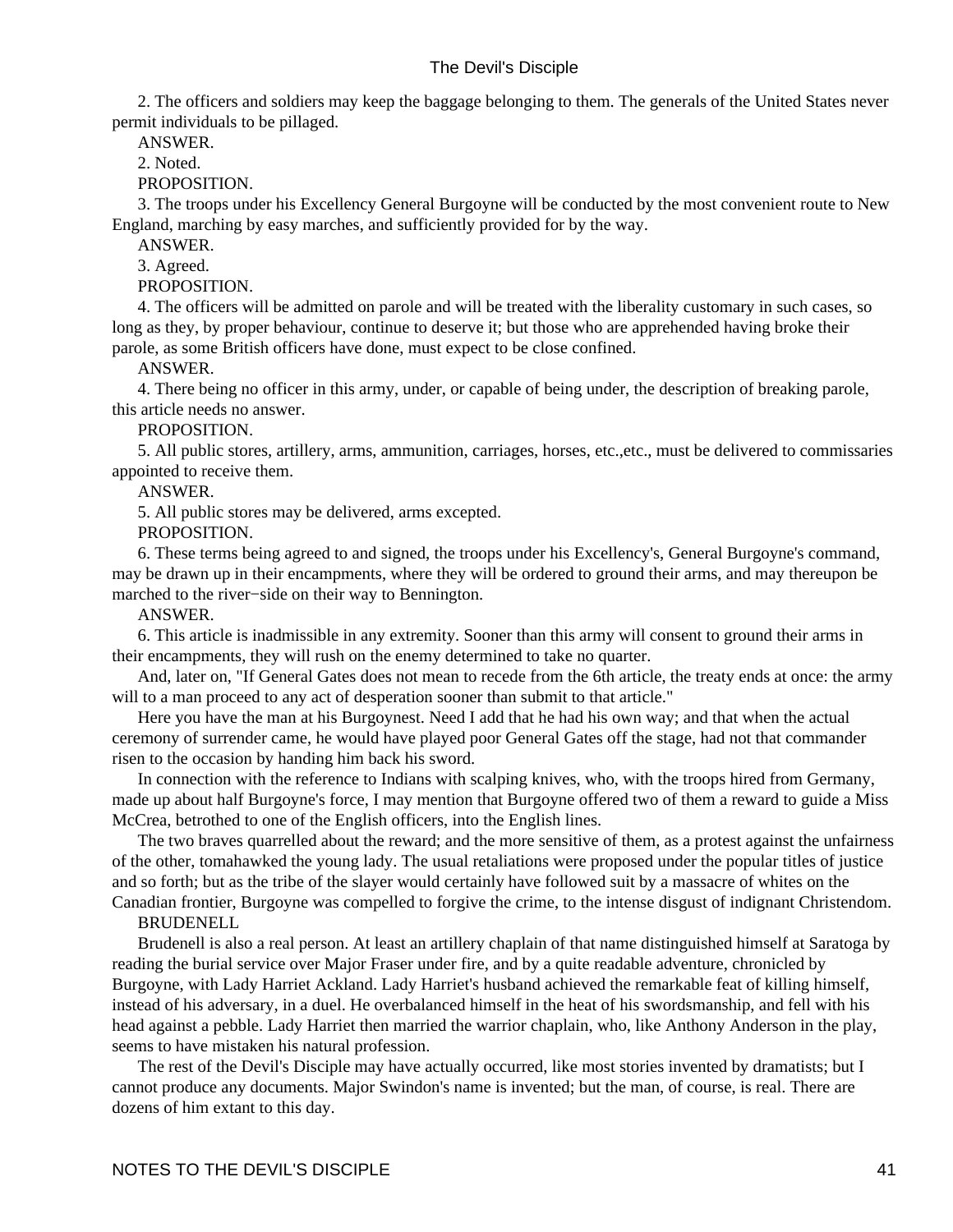2. The officers and soldiers may keep the baggage belonging to them. The generals of the United States never permit individuals to be pillaged.

ANSWER.

2. Noted.

PROPOSITION.

3. The troops under his Excellency General Burgoyne will be conducted by the most convenient route to New England, marching by easy marches, and sufficiently provided for by the way.

ANSWER.

3. Agreed.

PROPOSITION.

4. The officers will be admitted on parole and will be treated with the liberality customary in such cases, so long as they, by proper behaviour, continue to deserve it; but those who are apprehended having broke their parole, as some British officers have done, must expect to be close confined.

ANSWER.

4. There being no officer in this army, under, or capable of being under, the description of breaking parole, this article needs no answer.

PROPOSITION.

5. All public stores, artillery, arms, ammunition, carriages, horses, etc.,etc., must be delivered to commissaries appointed to receive them.

ANSWER.

5. All public stores may be delivered, arms excepted.

PROPOSITION.

6. These terms being agreed to and signed, the troops under his Excellency's, General Burgoyne's command, may be drawn up in their encampments, where they will be ordered to ground their arms, and may thereupon be marched to the river−side on their way to Bennington.

ANSWER.

6. This article is inadmissible in any extremity. Sooner than this army will consent to ground their arms in their encampments, they will rush on the enemy determined to take no quarter.

And, later on, "If General Gates does not mean to recede from the 6th article, the treaty ends at once: the army will to a man proceed to any act of desperation sooner than submit to that article."

Here you have the man at his Burgoynest. Need I add that he had his own way; and that when the actual ceremony of surrender came, he would have played poor General Gates off the stage, had not that commander risen to the occasion by handing him back his sword.

In connection with the reference to Indians with scalping knives, who, with the troops hired from Germany, made up about half Burgoyne's force, I may mention that Burgoyne offered two of them a reward to guide a Miss McCrea, betrothed to one of the English officers, into the English lines.

The two braves quarrelled about the reward; and the more sensitive of them, as a protest against the unfairness of the other, tomahawked the young lady. The usual retaliations were proposed under the popular titles of justice and so forth; but as the tribe of the slayer would certainly have followed suit by a massacre of whites on the Canadian frontier, Burgoyne was compelled to forgive the crime, to the intense disgust of indignant Christendom.

BRUDENELL

Brudenell is also a real person. At least an artillery chaplain of that name distinguished himself at Saratoga by reading the burial service over Major Fraser under fire, and by a quite readable adventure, chronicled by Burgoyne, with Lady Harriet Ackland. Lady Harriet's husband achieved the remarkable feat of killing himself, instead of his adversary, in a duel. He overbalanced himself in the heat of his swordsmanship, and fell with his head against a pebble. Lady Harriet then married the warrior chaplain, who, like Anthony Anderson in the play, seems to have mistaken his natural profession.

The rest of the Devil's Disciple may have actually occurred, like most stories invented by dramatists; but I cannot produce any documents. Major Swindon's name is invented; but the man, of course, is real. There are dozens of him extant to this day.